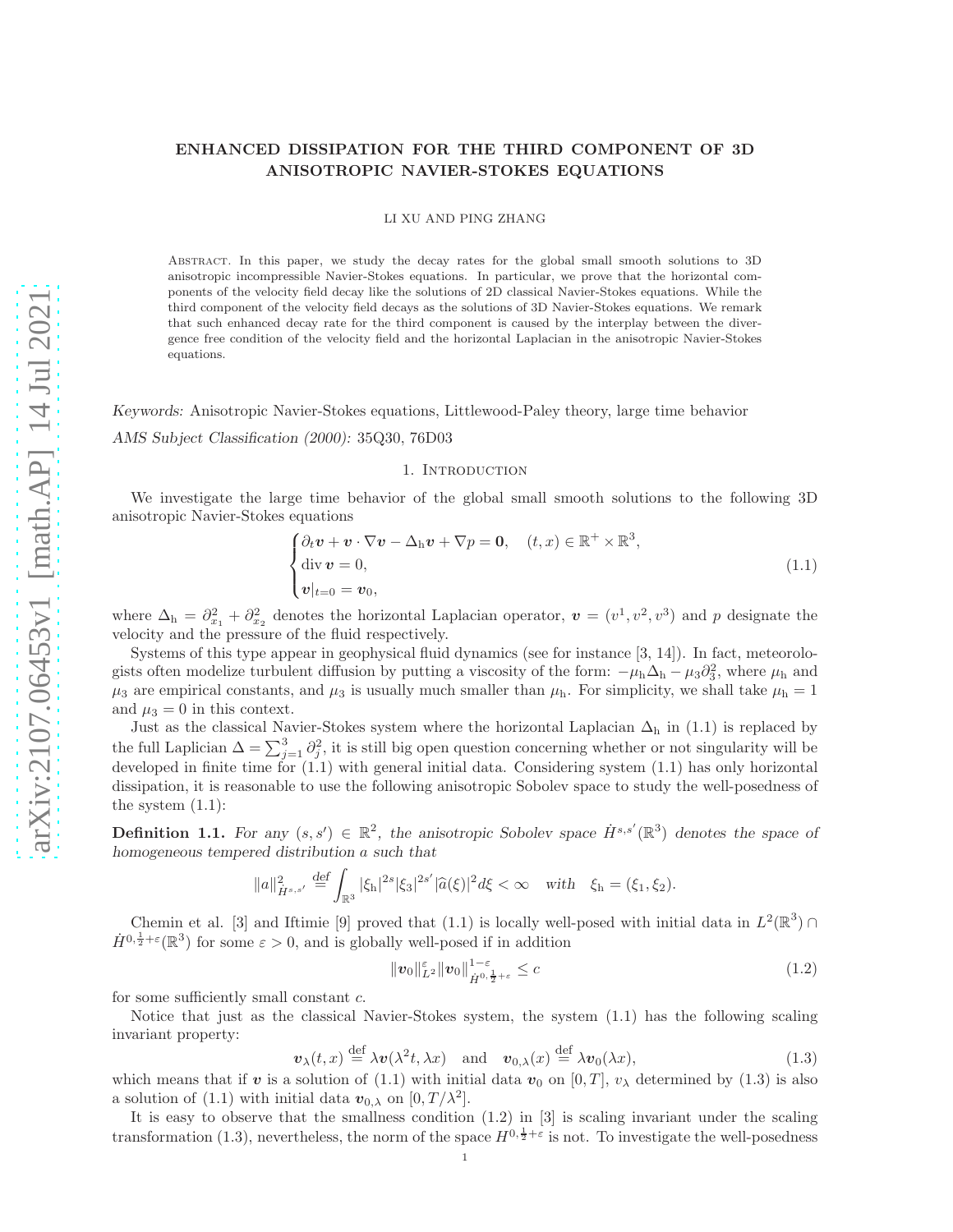# ENHANCED DISSIPATION FOR THE THIRD COMPONENT OF 3D ANISOTROPIC NAVIER-STOKES EQUATIONS

LI XU AND PING ZHANG

Abstract. In this paper, we study the decay rates for the global small smooth solutions to 3D anisotropic incompressible Navier-Stokes equations. In particular, we prove that the horizontal components of the velocity field decay like the solutions of 2D classical Navier-Stokes equations. While the third component of the velocity field decays as the solutions of 3D Navier-Stokes equations. We remark that such enhanced decay rate for the third component is caused by the interplay between the divergence free condition of the velocity field and the horizontal Laplacian in the anisotropic Navier-Stokes equations.

*Keywords:* Anisotropic Navier-Stokes equations, Littlewood-Paley theory, large time behavior

*AMS Subject Classification (2000):* 35Q30, 76D03

## 1. Introduction

We investigate the large time behavior of the global small smooth solutions to the following 3D anisotropic Navier-Stokes equations

$$
\begin{cases}
\partial_t \boldsymbol{v} + \boldsymbol{v}\cdot\nabla\boldsymbol{v} - \Delta_{\rm h}\boldsymbol{v} + \nabla p = \boldsymbol{0}, \quad (t,x)\in\mathbb{R}^+\times\mathbb{R}^3,\\
\operatorname{div}\boldsymbol{v} = 0,\\
\boldsymbol{v}|_{t=0} = \boldsymbol{v}_0,
\end{cases}
\tag{1.1}
$$

where $\Delta_{\rm h} = \partial_{x_1}^2 + \partial_{x_2}^2$ denotes the horizontal Laplacian operator, $\boldsymbol{v} = (v^1, v^2, v^3)$ and $p$ designate the velocity and the pressure of the fluid respectively.

Systems of this type appear in geophysical fluid dynamics (see for instance [3, 14]). In fact, meteorologists often modelize turbulent diffusion by putting a viscosity of the form: $-\mu_{\rm h}\Delta_{\rm h} - \mu_3\partial_3^2$, where $\mu_{\rm h}$ and $\mu_3$ are empirical constants, and $\mu_3$ is usually much smaller than $\mu_{\rm h}$. For simplicity, we shall take $\mu_{\rm h} = 1$ and $\mu_3 = 0$ in this context.

Just as the classical Navier-Stokes system where the horizontal Laplacian $\Delta_{\rm h}$ in (1.1) is replaced by the full Laplician $\Delta = \sum_{j=1}^3 \partial_j^2$, it is still big open question concerning whether or not singularity will be developed in finite time for (1.1) with general initial data. Considering system (1.1) has only horizontal dissipation, it is reasonable to use the following anisotropic Sobolev space to study the well-posedness of the system (1.1):

**Definition 1.1.** *For any $(s,s')\in\mathbb{R}^2$, the anisotropic Sobolev space $\dot H^{s,s'}(\mathbb{R}^3)$ denotes the space of homogeneous tempered distribution $a$ such that*

$$
\|a\|_{\dot H^{s,s'}}^2 \stackrel{\rm def}{=} \int_{\mathbb{R}^3} |\xi_{\rm h}|^{2s}|\xi_3|^{2s'}|\widehat{a}(\xi)|^2\,d\xi < \infty \quad \textit{with} \quad \xi_{\rm h} = (\xi_1,\xi_2).
$$

Chemin et al. [3] and Iftimie [9] proved that (1.1) is locally well-posed with initial data in $L^2(\mathbb{R}^3)\cap \dot H^{0,\frac12+\varepsilon}(\mathbb{R}^3)$ for some $\varepsilon>0$, and is globally well-posed if in addition

$$
\|\boldsymbol{v}_0\|_{L^2}^{\varepsilon}\|\boldsymbol{v}_0\|_{\dot H^{0,\frac12+\varepsilon}}^{1-\varepsilon} \leq c
\tag{1.2}
$$

for some sufficiently small constant $c$.

Notice that just as the classical Navier-Stokes system, the system (1.1) has the following scaling invariant property:

$$
\boldsymbol{v}_\lambda(t,x) \stackrel{\rm def}{=} \lambda\boldsymbol{v}(\lambda^2 t,\lambda x) \quad \text{and} \quad \boldsymbol{v}_{0,\lambda}(x) \stackrel{\rm def}{=} \lambda\boldsymbol{v}_0(\lambda x),
\tag{1.3}
$$

which means that if $\boldsymbol{v}$ is a solution of (1.1) with initial data $\boldsymbol{v}_0$ on $[0,T]$, $v_\lambda$ determined by (1.3) is also a solution of (1.1) with initial data $\boldsymbol{v}_{0,\lambda}$ on $[0,T/\lambda^2]$.

It is easy to observe that the smallness condition (1.2) in [3] is scaling invariant under the scaling transformation (1.3), nevertheless, the norm of the space $H^{0,\frac12+\varepsilon}$ is not. To investigate the well-posedness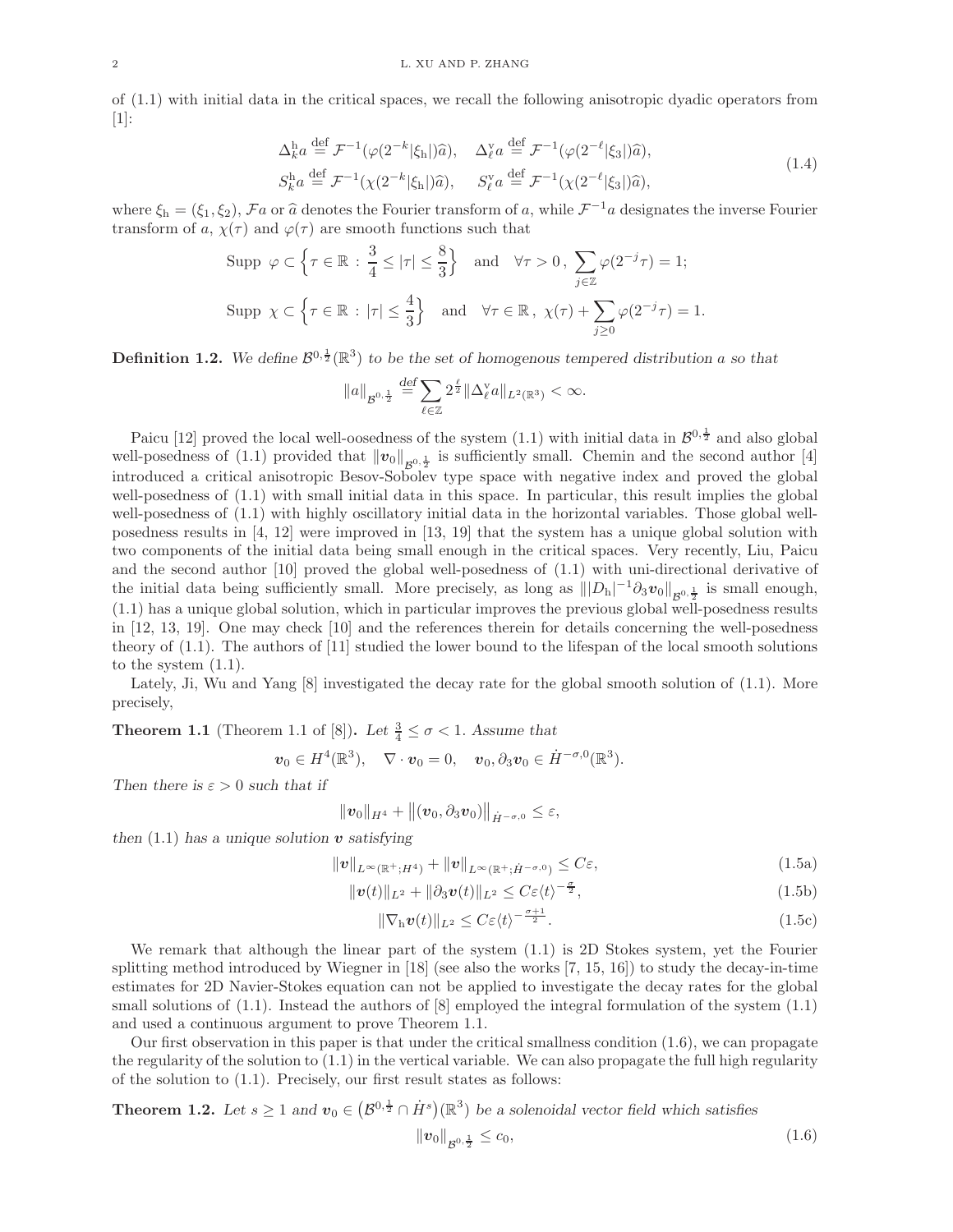of (1.1) with initial data in the critical spaces, we recall the following anisotropic dyadic operators from [1]:

$$
\begin{aligned}
&\Delta_k^{\rm h} a \stackrel{\rm def}{=} \mathcal{F}^{-1}(\varphi(2^{-k}|\xi_{\rm h}|)\widehat{a}), \quad \Delta_\ell^{\rm v} a \stackrel{\rm def}{=} \mathcal{F}^{-1}(\varphi(2^{-\ell}|\xi_3|)\widehat{a}),\\
&S_k^{\rm h} a \stackrel{\rm def}{=} \mathcal{F}^{-1}(\chi(2^{-k}|\xi_{\rm h}|)\widehat{a}), \quad S_\ell^{\rm v} a \stackrel{\rm def}{=} \mathcal{F}^{-1}(\chi(2^{-\ell}|\xi_3|)\widehat{a}),
\end{aligned}
\tag{1.4}
$$

where $\xi_{\rm h} = (\xi_1, \xi_2)$, $\mathcal{F}a$ or $\widehat{a}$ denotes the Fourier transform of $a$, while $\mathcal{F}^{-1}a$ designates the inverse Fourier transform of $a$, $\chi(\tau)$ and $\varphi(\tau)$ are smooth functions such that

$$
\begin{aligned}
&\text{Supp } \varphi \subset \Big\{\tau \in \mathbb{R} : \frac{3}{4} \leq |\tau| \leq \frac{8}{3}\Big\} \quad \text{and} \quad \forall \tau > 0\,, \ \sum_{j\in\mathbb{Z}} \varphi(2^{-j}\tau) = 1;\\
&\text{Supp } \chi \subset \Big\{\tau \in \mathbb{R} : |\tau| \leq \frac{4}{3}\Big\} \quad \text{and} \quad \forall \tau \in \mathbb{R}\,, \ \chi(\tau) + \sum_{j\geq 0} \varphi(2^{-j}\tau) = 1.
\end{aligned}
$$

**Definition 1.2.** *We define $\mathcal{B}^{0,\frac{1}{2}}(\mathbb{R}^3)$ to be the set of homogenous tempered distribution $a$ so that*

$$
\|a\|_{\mathcal{B}^{0,\frac{1}{2}}} \stackrel{def}{=} \sum_{\ell\in\mathbb{Z}} 2^{\frac{\ell}{2}} \|\Delta_\ell^{\rm v} a\|_{L^2(\mathbb{R}^3)} < \infty.
$$

Paicu [12] proved the local well-oosedness of the system (1.1) with initial data in $\mathcal{B}^{0,\frac{1}{2}}$ and also global well-posedness of (1.1) provided that $\|\boldsymbol{v}_0\|_{\mathcal{B}^{0,\frac{1}{2}}}$ is sufficiently small. Chemin and the second author [4] introduced a critical anisotropic Besov-Sobolev type space with negative index and proved the global well-posedness of (1.1) with small initial data in this space. In particular, this result implies the global well-posedness of (1.1) with highly oscillatory initial data in the horizontal variables. Those global well-posedness results in [4, 12] were improved in [13, 19] that the system has a unique global solution with two components of the initial data being small enough in the critical spaces. Very recently, Liu, Paicu and the second author [10] proved the global well-posedness of (1.1) with uni-directional derivative of the initial data being sufficiently small. More precisely, as long as $\||D_{\rm h}|^{-1}\partial_3 \boldsymbol{v}_0\|_{\mathcal{B}^{0,\frac{1}{2}}}$ is small enough, (1.1) has a unique global solution, which in particular improves the previous global well-posedness results in [12, 13, 19]. One may check [10] and the references therein for details concerning the well-posedness theory of (1.1). The authors of [11] studied the lower bound to the lifespan of the local smooth solutions to the system (1.1).

Lately, Ji, Wu and Yang [8] investigated the decay rate for the global smooth solution of (1.1). More precisely,

**Theorem 1.1** (Theorem 1.1 of [8])**.** *Let $\frac{3}{4} \leq \sigma < 1$. Assume that*

$$
\boldsymbol{v}_0 \in H^4(\mathbb{R}^3), \quad \nabla \cdot \boldsymbol{v}_0 = 0, \quad \boldsymbol{v}_0, \partial_3 \boldsymbol{v}_0 \in \dot{H}^{-\sigma,0}(\mathbb{R}^3).
$$

*Then there is $\varepsilon > 0$ such that if*

$$
\|\boldsymbol{v}_0\|_{H^4} + \big\|(\boldsymbol{v}_0, \partial_3 \boldsymbol{v}_0)\big\|_{\dot{H}^{-\sigma,0}} \leq \varepsilon,
$$

*then (1.1) has a unique solution $\boldsymbol{v}$ satisfying*

$$
\|\boldsymbol{v}\|_{L^\infty(\mathbb{R}^+;H^4)} + \|\boldsymbol{v}\|_{L^\infty(\mathbb{R}^+;\dot{H}^{-\sigma,0})} \leq C\varepsilon, \tag{1.5a}
$$

$$
\|\boldsymbol{v}(t)\|_{L^2} + \|\partial_3 \boldsymbol{v}(t)\|_{L^2} \leq C\varepsilon \langle t\rangle^{-\frac{\sigma}{2}}, \tag{1.5b}
$$

$$
\|\nabla_{\rm h} \boldsymbol{v}(t)\|_{L^2} \leq C\varepsilon \langle t\rangle^{-\frac{\sigma+1}{2}}. \tag{1.5c}
$$

We remark that although the linear part of the system (1.1) is 2D Stokes system, yet the Fourier splitting method introduced by Wiegner in [18] (see also the works [7, 15, 16]) to study the decay-in-time estimates for 2D Navier-Stokes equation can not be applied to investigate the decay rates for the global small solutions of (1.1). Instead the authors of [8] employed the integral formulation of the system (1.1) and used a continuous argument to prove Theorem 1.1.

Our first observation in this paper is that under the critical smallness condition (1.6), we can propagate the regularity of the solution to (1.1) in the vertical variable. We can also propagate the full high regularity of the solution to (1.1). Precisely, our first result states as follows:

**Theorem 1.2.** *Let $s \geq 1$ and $\boldsymbol{v}_0 \in \big(\mathcal{B}^{0,\frac{1}{2}} \cap \dot{H}^s\big)(\mathbb{R}^3)$ be a solenoidal vector field which satisfies*

$$
\|\boldsymbol{v}_0\|_{\mathcal{B}^{0,\frac{1}{2}}} \leq c_0, \tag{1.6}
$$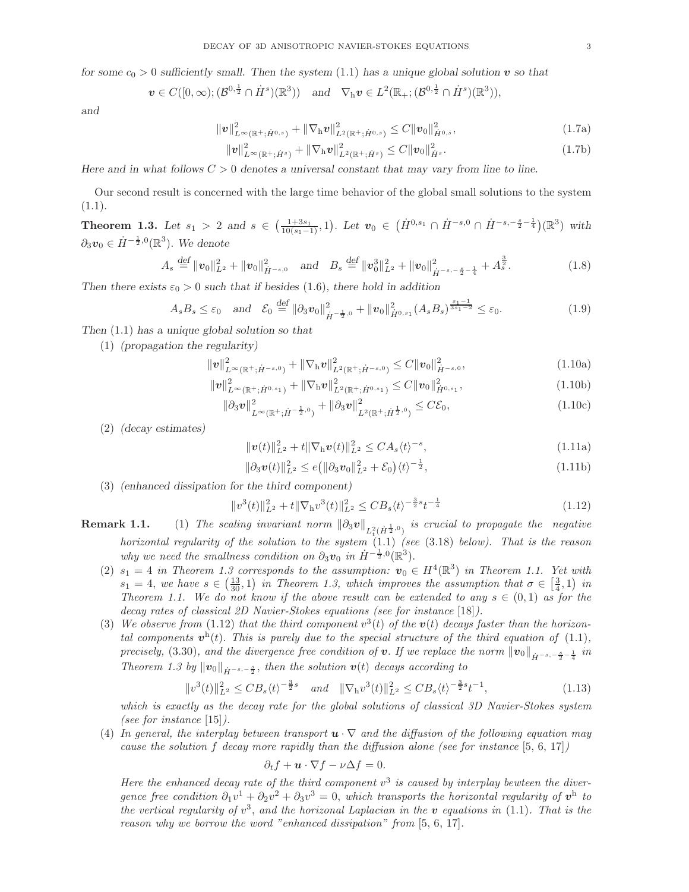*for some $c_0 > 0$ sufficiently small. Then the system (1.1) has a unique global solution $\boldsymbol{v}$ so that*

$$\boldsymbol{v} \in C([0,\infty);(\mathcal{B}^{0,\frac12}\cap \dot H^{s})(\mathbb{R}^3)) \quad \text{and} \quad \nabla_{\rm h}\boldsymbol{v} \in L^2(\mathbb{R}_+;(\mathcal{B}^{0,\frac12}\cap \dot H^{s})(\mathbb{R}^3)),$$

*and*

$$\|\boldsymbol{v}\|^2_{L^\infty(\mathbb{R}^+;\dot H^{0,s})} + \|\nabla_{\rm h}\boldsymbol{v}\|^2_{L^2(\mathbb{R}^+;\dot H^{0,s})} \le C\|\boldsymbol{v}_0\|^2_{\dot H^{0,s}}, \tag{1.7a}$$

$$\|\boldsymbol{v}\|^2_{L^\infty(\mathbb{R}^+;\dot H^{s})} + \|\nabla_{\rm h}\boldsymbol{v}\|^2_{L^2(\mathbb{R}^+;\dot H^{s})} \le C\|\boldsymbol{v}_0\|^2_{\dot H^{s}}. \tag{1.7b}$$

*Here and in what follows $C > 0$ denotes a universal constant that may vary from line to line.*

Our second result is concerned with the large time behavior of the global small solutions to the system (1.1).

**Theorem 1.3.** *Let $s_1 > 2$ and $s \in \big(\frac{1+3s_1}{10(s_1-1)}, 1\big)$. Let $\boldsymbol{v}_0 \in \big(\dot H^{0,s_1} \cap \dot H^{-s,0} \cap \dot H^{-s,-\frac{s}{2}-\frac14}\big)(\mathbb{R}^3)$ with $\partial_3 \boldsymbol{v}_0 \in \dot H^{-\frac12,0}(\mathbb{R}^3)$. We denote*

$$A_s \overset{\text{def}}{=} \|\boldsymbol{v}_0\|^2_{L^2} + \|\boldsymbol{v}_0\|^2_{\dot H^{-s,0}} \quad \text{and} \quad B_s \overset{\text{def}}{=} \|\boldsymbol{v}^3_0\|^2_{L^2} + \|\boldsymbol{v}_0\|^2_{\dot H^{-s,-\frac{s}{2}-\frac14}} + A_s^{\frac32}. \tag{1.8}$$

*Then there exists $\varepsilon_0 > 0$ such that if besides (1.6), there hold in addition*

$$A_sB_s \le \varepsilon_0 \quad \text{and} \quad \mathcal{E}_0 \overset{\text{def}}{=} \|\partial_3\boldsymbol{v}_0\|^2_{\dot H^{-\frac12,0}} + \|\boldsymbol{v}_0\|^2_{\dot H^{0,s_1}}(A_sB_s)^{\frac{s_1-1}{3s_1-2}} \le \varepsilon_0. \tag{1.9}$$

*Then (1.1) has a unique global solution so that*

(1) *(propagation the regularity)*

$$\|\boldsymbol{v}\|^2_{L^\infty(\mathbb{R}^+;\dot H^{-s,0})} + \|\nabla_{\rm h}\boldsymbol{v}\|^2_{L^2(\mathbb{R}^+;\dot H^{-s,0})} \le C\|\boldsymbol{v}_0\|^2_{\dot H^{-s,0}}, \tag{1.10a}$$

$$\|\boldsymbol{v}\|^2_{L^\infty(\mathbb{R}^+;\dot H^{0,s_1})} + \|\nabla_{\rm h}\boldsymbol{v}\|^2_{L^2(\mathbb{R}^+;\dot H^{0,s_1})} \le C\|\boldsymbol{v}_0\|^2_{\dot H^{0,s_1}}, \tag{1.10b}$$

$$\|\partial_3\boldsymbol{v}\|^2_{L^\infty(\mathbb{R}^+;\dot H^{-\frac12,0})} + \|\partial_3\boldsymbol{v}\|^2_{L^2(\mathbb{R}^+;\dot H^{\frac12,0})} \le C\mathcal{E}_0, \tag{1.10c}$$

(2) *(decay estimates)*

$$\|\boldsymbol{v}(t)\|^2_{L^2} + t\|\nabla_{\rm h}\boldsymbol{v}(t)\|^2_{L^2} \le CA_s\langle t\rangle^{-s}, \tag{1.11a}$$

$$\|\partial_3\boldsymbol{v}(t)\|^2_{L^2} \le e\big(\|\partial_3\boldsymbol{v}_0\|^2_{L^2} + \mathcal{E}_0\big)\langle t\rangle^{-\frac12}, \tag{1.11b}$$

(3) *(enhanced dissipation for the third component)*

$$\|v^3(t)\|^2_{L^2} + t\|\nabla_{\rm h}v^3(t)\|^2_{L^2} \le CB_s\langle t\rangle^{-\frac32 s}t^{-\frac14} \tag{1.12}$$

**Remark 1.1.**

(1) *The scaling invariant norm $\|\partial_3\boldsymbol{v}\|_{L^2_t(\dot H^{\frac12,0})}$ is crucial to propagate the negative horizontal regularity of the solution to the system (1.1) (see (3.18) below). That is the reason why we need the smallness condition on $\partial_3\boldsymbol{v}_0$ in $\dot H^{-\frac12,0}(\mathbb{R}^3)$.*

(2) *$s_1 = 4$ in Theorem 1.3 corresponds to the assumption: $\boldsymbol{v}_0 \in H^4(\mathbb{R}^3)$ in Theorem 1.1. Yet with $s_1 = 4$, we have $s \in \big(\frac{13}{30}, 1\big)$ in Theorem 1.3, which improves the assumption that $\sigma \in \big[\frac34, 1\big)$ in Theorem 1.1. We do not know if the above result can be extended to any $s \in (0,1)$ as for the decay rates of classical 2D Navier-Stokes equations (see for instance [18]).*

(3) *We observe from (1.12) that the third component $v^3(t)$ of the $\boldsymbol{v}(t)$ decays faster than the horizontal components $\boldsymbol{v}^{\rm h}(t)$. This is purely due to the special structure of the third equation of (1.1), precisely, (3.30), and the divergence free condition of $\boldsymbol{v}$. If we replace the norm $\|\boldsymbol{v}_0\|_{\dot H^{-s,-\frac{s}{2}-\frac14}}$ in Theorem 1.3 by $\|\boldsymbol{v}_0\|_{\dot H^{-s,-\frac{s}{2}}}$, then the solution $\boldsymbol{v}(t)$ decays according to*

$$\|v^3(t)\|^2_{L^2} \le CB_s\langle t\rangle^{-\frac32 s} \quad \text{and} \quad \|\nabla_{\rm h}v^3(t)\|^2_{L^2} \le CB_s\langle t\rangle^{-\frac32 s}t^{-1}, \tag{1.13}$$

*which is exactly as the decay rate for the global solutions of classical 3D Navier-Stokes system (see for instance [15]).*

(4) *In general, the interplay between transport $\boldsymbol{u}\cdot\nabla$ and the diffusion of the following equation may cause the solution $f$ decay more rapidly than the diffusion alone (see for instance [5, 6, 17])*

$$\partial_t f + \boldsymbol{u}\cdot\nabla f - \nu\Delta f = 0.$$

*Here the enhanced decay rate of the third component $v^3$ is caused by interplay bewteen the divergence free condition $\partial_1 v^1 + \partial_2 v^2 + \partial_3 v^3 = 0$, which transports the horizontal regularity of $\boldsymbol{v}^{\rm h}$ to the vertical regularity of $v^3$, and the horizonal Laplacian in the $\boldsymbol{v}$ equations in (1.1). That is the reason why we borrow the word "enhanced dissipation" from [5, 6, 17].*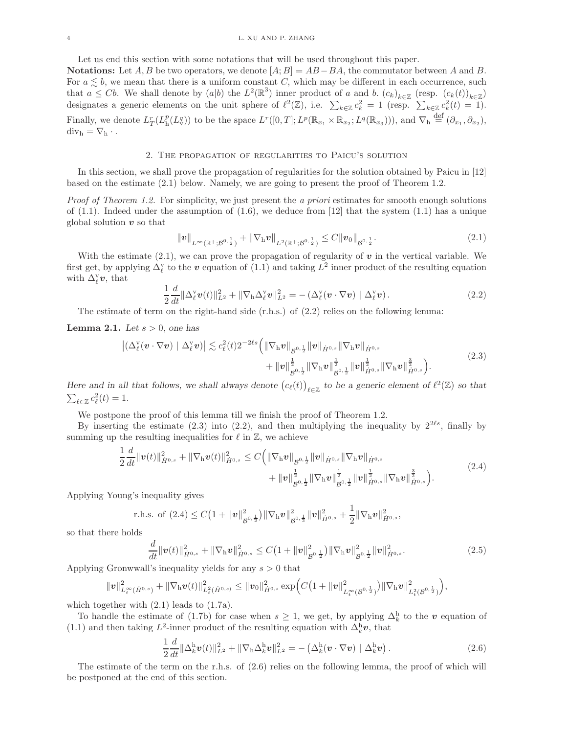Let us end this section with some notations that will be used throughout this paper.

**Notations:** Let $A, B$ be two operators, we denote $[A; B] = AB - BA$, the commutator between $A$ and $B$. For $a \lesssim b$, we mean that there is a uniform constant $C$, which may be different in each occurrence, such that $a \leq Cb$. We shall denote by $(a|b)$ the $L^2(\mathbb{R}^3)$ inner product of $a$ and $b$. $(c_k)_{k\in\mathbb{Z}}$ (resp. $(c_k(t))_{k\in\mathbb{Z}}$) designates a generic elements on the unit sphere of $\ell^2(\mathbb{Z})$, i.e. $\sum_{k\in\mathbb{Z}} c_k^2 = 1$ (resp. $\sum_{k\in\mathbb{Z}} c_k^2(t) = 1$). Finally, we denote $L^r_T(L^p_{\rm h}(L^q_{\rm v}))$ to be the space $L^r([0,T]; L^p(\mathbb{R}_{x_1}\times\mathbb{R}_{x_2}; L^q(\mathbb{R}_{x_3})))$, and $\nabla_{\rm h} \overset{\rm def}{=} (\partial_{x_1}, \partial_{x_2})$, $\mathrm{div}_{\rm h} = \nabla_{\rm h}\,\cdot$ .

## 2. The propagation of regularities to Paicu's solution

In this section, we shall prove the propagation of regularities for the solution obtained by Paicu in [12] based on the estimate (2.1) below. Namely, we are going to present the proof of Theorem 1.2.

*Proof of Theorem 1.2.* For simplicity, we just present the *a priori* estimates for smooth enough solutions of (1.1). Indeed under the assumption of (1.6), we deduce from [12] that the system (1.1) has a unique global solution $\boldsymbol{v}$ so that

$$
\|\boldsymbol{v}\|_{L^\infty(\mathbb{R}^+;\mathcal{B}^{0,\frac12})} + \|\nabla_{\rm h}\boldsymbol{v}\|_{L^2(\mathbb{R}^+;\mathcal{B}^{0,\frac12})} \leq C\|\boldsymbol{v}_0\|_{\mathcal{B}^{0,\frac12}}. \tag{2.1}
$$

With the estimate (2.1), we can prove the propagation of regularity of $\boldsymbol{v}$ in the vertical variable. We first get, by applying $\Delta^{\rm v}_\ell$ to the $\boldsymbol{v}$ equation of (1.1) and taking $L^2$ inner product of the resulting equation with $\Delta^{\rm v}_\ell\boldsymbol{v}$, that

$$
\frac12\frac{d}{dt}\|\Delta^{\rm v}_\ell\boldsymbol{v}(t)\|^2_{L^2} + \|\nabla_{\rm h}\Delta^{\rm v}_\ell\boldsymbol{v}\|^2_{L^2} = -\left(\Delta^{\rm v}_\ell(\boldsymbol{v}\cdot\nabla\boldsymbol{v}) \mid \Delta^{\rm v}_\ell\boldsymbol{v}\right). \tag{2.2}
$$

The estimate of term on the right-hand side (r.h.s.) of (2.2) relies on the following lemma:

**Lemma 2.1.** *Let $s > 0$, one has*

$$
\begin{aligned}
\big|\left(\Delta^{\rm v}_\ell(\boldsymbol{v}\cdot\nabla\boldsymbol{v}) \mid \Delta^{\rm v}_\ell\boldsymbol{v}\right)\big| \lesssim c_\ell^2(t)2^{-2\ell s}\Big(&\|\nabla_{\rm h}\boldsymbol{v}\|_{\mathcal{B}^{0,\frac12}}\|\boldsymbol{v}\|_{\dot H^{0,s}}\|\nabla_{\rm h}\boldsymbol{v}\|_{\dot H^{0,s}} \\
&+ \|\boldsymbol{v}\|^{\frac12}_{\mathcal{B}^{0,\frac12}}\|\nabla_{\rm h}\boldsymbol{v}\|^{\frac12}_{\mathcal{B}^{0,\frac12}}\|\boldsymbol{v}\|^{\frac12}_{\dot H^{0,s}}\|\nabla_{\rm h}\boldsymbol{v}\|^{\frac32}_{\dot H^{0,s}}\Big).
\end{aligned} \tag{2.3}
$$

*Here and in all that follows, we shall always denote $\big(c_\ell(t)\big)_{\ell\in\mathbb{Z}}$ to be a generic element of $\ell^2(\mathbb{Z})$ so that $\sum_{\ell\in\mathbb{Z}} c_\ell^2(t) = 1$.*

We postpone the proof of this lemma till we finish the proof of Theorem 1.2.

By inserting the estimate (2.3) into (2.2), and then multiplying the inequality by $2^{2\ell s}$, finally by summing up the resulting inequalities for $\ell$ in $\mathbb{Z}$, we achieve

$$
\begin{aligned}
\frac12\frac{d}{dt}\|\boldsymbol{v}(t)\|^2_{\dot H^{0,s}} + \|\nabla_{\rm h}\boldsymbol{v}(t)\|^2_{\dot H^{0,s}} \leq C\Big(&\|\nabla_{\rm h}\boldsymbol{v}\|_{\mathcal{B}^{0,\frac12}}\|\boldsymbol{v}\|_{\dot H^{0,s}}\|\nabla_{\rm h}\boldsymbol{v}\|_{\dot H^{0,s}} \\
&+ \|\boldsymbol{v}\|^{\frac12}_{\mathcal{B}^{0,\frac12}}\|\nabla_{\rm h}\boldsymbol{v}\|^{\frac12}_{\mathcal{B}^{0,\frac12}}\|\boldsymbol{v}\|^{\frac12}_{\dot H^{0,s}}\|\nabla_{\rm h}\boldsymbol{v}\|^{\frac32}_{\dot H^{0,s}}\Big).
\end{aligned} \tag{2.4}
$$

Applying Young's inequality gives

$$
\text{r.h.s. of (2.4)} \leq C\big(1 + \|\boldsymbol{v}\|^2_{\mathcal{B}^{0,\frac12}}\big)\|\nabla_{\rm h}\boldsymbol{v}\|^2_{\mathcal{B}^{0,\frac12}}\|\boldsymbol{v}\|^2_{\dot H^{0,s}} + \frac12\|\nabla_{\rm h}\boldsymbol{v}\|^2_{\dot H^{0,s}},
$$

so that there holds

$$
\frac{d}{dt}\|\boldsymbol{v}(t)\|^2_{\dot H^{0,s}} + \|\nabla_{\rm h}\boldsymbol{v}\|^2_{\dot H^{0,s}} \leq C\big(1 + \|\boldsymbol{v}\|^2_{\mathcal{B}^{0,\frac12}}\big)\|\nabla_{\rm h}\boldsymbol{v}\|^2_{\mathcal{B}^{0,\frac12}}\|\boldsymbol{v}\|^2_{\dot H^{0,s}}. \tag{2.5}
$$

Applying Gronwwall's inequality yields for any $s > 0$ that

$$
\|\boldsymbol{v}\|^2_{L^\infty_t(\dot H^{0,s})} + \|\nabla_{\rm h}\boldsymbol{v}(t)\|^2_{L^2_t(\dot H^{0,s})} \leq \|\boldsymbol{v}_0\|^2_{\dot H^{0,s}}\exp\Big(C\big(1 + \|\boldsymbol{v}\|^2_{L^\infty_t(\mathcal{B}^{0,\frac12})}\big)\|\nabla_{\rm h}\boldsymbol{v}\|^2_{L^2_t(\mathcal{B}^{0,\frac12})}\Big),
$$

which together with (2.1) leads to (1.7a).

To handle the estimate of (1.7b) for case when $s \geq 1$, we get, by applying $\Delta^{\rm h}_k$ to the $\boldsymbol{v}$ equation of (1.1) and then taking $L^2$-inner product of the resulting equation with $\Delta^{\rm h}_k\boldsymbol{v}$, that

$$
\frac12\frac{d}{dt}\|\Delta^{\rm h}_k\boldsymbol{v}(t)\|^2_{L^2} + \|\nabla_{\rm h}\Delta^{\rm h}_k\boldsymbol{v}\|^2_{L^2} = -\left(\Delta^{\rm h}_k(\boldsymbol{v}\cdot\nabla\boldsymbol{v}) \mid \Delta^{\rm h}_k\boldsymbol{v}\right). \tag{2.6}
$$

The estimate of the term on the r.h.s. of (2.6) relies on the following lemma, the proof of which will be postponed at the end of this section.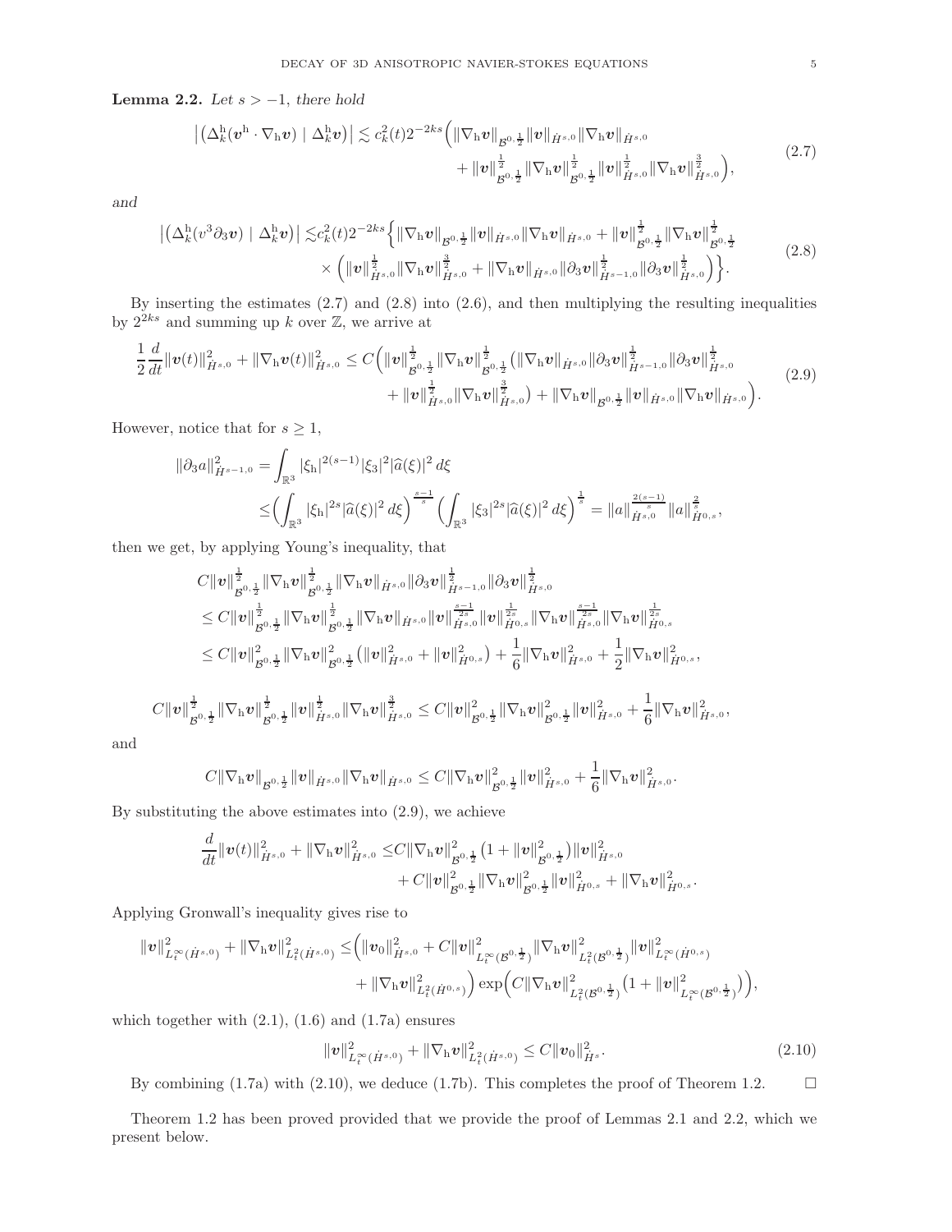**Lemma 2.2.** *Let $s > -1$, there hold*

$$
\begin{aligned}
\left|\left(\Delta_k^{\mathrm{h}}(\boldsymbol{v}^{\mathrm{h}}\cdot\nabla_{\mathrm{h}}\boldsymbol{v}) \mid \Delta_k^{\mathrm{h}}\boldsymbol{v}\right)\right| \lesssim c_k^2(t)2^{-2ks}\Big(&\|\nabla_{\mathrm{h}}\boldsymbol{v}\|_{\mathcal{B}^{0,\frac12}}\|\boldsymbol{v}\|_{\dot H^{s,0}}\|\nabla_{\mathrm{h}}\boldsymbol{v}\|_{\dot H^{s,0}} \\
&+\|\boldsymbol{v}\|_{\mathcal{B}^{0,\frac12}}^{\frac12}\|\nabla_{\mathrm{h}}\boldsymbol{v}\|_{\mathcal{B}^{0,\frac12}}^{\frac12}\|\boldsymbol{v}\|_{\dot H^{s,0}}^{\frac12}\|\nabla_{\mathrm{h}}\boldsymbol{v}\|_{\dot H^{s,0}}^{\frac32}\Big),
\end{aligned}
\tag{2.7}
$$

*and*

$$
\begin{aligned}
\left|\left(\Delta_k^{\mathrm{h}}(v^3\partial_3\boldsymbol{v}) \mid \Delta_k^{\mathrm{h}}\boldsymbol{v}\right)\right| \lesssim & c_k^2(t)2^{-2ks}\Big\{\|\nabla_{\mathrm{h}}\boldsymbol{v}\|_{\mathcal{B}^{0,\frac12}}\|\boldsymbol{v}\|_{\dot H^{s,0}}\|\nabla_{\mathrm{h}}\boldsymbol{v}\|_{\dot H^{s,0}}+\|\boldsymbol{v}\|_{\mathcal{B}^{0,\frac12}}^{\frac12}\|\nabla_{\mathrm{h}}\boldsymbol{v}\|_{\mathcal{B}^{0,\frac12}}^{\frac12} \\
&\times\Big(\|\boldsymbol{v}\|_{\dot H^{s,0}}^{\frac12}\|\nabla_{\mathrm{h}}\boldsymbol{v}\|_{\dot H^{s,0}}^{\frac32}+\|\nabla_{\mathrm{h}}\boldsymbol{v}\|_{\dot H^{s,0}}\|\partial_3\boldsymbol{v}\|_{\dot H^{s-1,0}}^{\frac12}\|\partial_3\boldsymbol{v}\|_{\dot H^{s,0}}^{\frac12}\Big)\Big\}.
\end{aligned}
\tag{2.8}
$$

By inserting the estimates (2.7) and (2.8) into (2.6), and then multiplying the resulting inequalities by $2^{2ks}$ and summing up $k$ over $\mathbb{Z}$, we arrive at

$$
\begin{aligned}
\frac12\frac{d}{dt}\|\boldsymbol{v}(t)\|_{\dot H^{s,0}}^2+\|\nabla_{\mathrm{h}}\boldsymbol{v}(t)\|_{\dot H^{s,0}}^2\le C\Big(&\|\boldsymbol{v}\|_{\mathcal{B}^{0,\frac12}}^{\frac12}\|\nabla_{\mathrm{h}}\boldsymbol{v}\|_{\mathcal{B}^{0,\frac12}}^{\frac12}\big(\|\nabla_{\mathrm{h}}\boldsymbol{v}\|_{\dot H^{s,0}}\|\partial_3\boldsymbol{v}\|_{\dot H^{s-1,0}}^{\frac12}\|\partial_3\boldsymbol{v}\|_{\dot H^{s,0}}^{\frac12} \\
&+\|\boldsymbol{v}\|_{\dot H^{s,0}}^{\frac12}\|\nabla_{\mathrm{h}}\boldsymbol{v}\|_{\dot H^{s,0}}^{\frac32}\big)+\|\nabla_{\mathrm{h}}\boldsymbol{v}\|_{\mathcal{B}^{0,\frac12}}\|\boldsymbol{v}\|_{\dot H^{s,0}}\|\nabla_{\mathrm{h}}\boldsymbol{v}\|_{\dot H^{s,0}}\Big).
\end{aligned}
\tag{2.9}
$$

However, notice that for $s\ge1$,

$$
\begin{aligned}
\|\partial_3 a\|_{\dot H^{s-1,0}}^2=&\int_{\mathbb{R}^3}|\xi_{\mathrm{h}}|^{2(s-1)}|\xi_3|^2|\widehat a(\xi)|^2\,d\xi \\
\le&\Big(\int_{\mathbb{R}^3}|\xi_{\mathrm{h}}|^{2s}|\widehat a(\xi)|^2\,d\xi\Big)^{\frac{s-1}{s}}\Big(\int_{\mathbb{R}^3}|\xi_3|^{2s}|\widehat a(\xi)|^2\,d\xi\Big)^{\frac1s}=\|a\|_{\dot H^{s,0}}^{\frac{2(s-1)}{s}}\|a\|_{\dot H^{0,s}}^{\frac2s},
\end{aligned}
$$

then we get, by applying Young's inequality, that

$$
\begin{aligned}
&C\|\boldsymbol{v}\|_{\mathcal{B}^{0,\frac12}}^{\frac12}\|\nabla_{\mathrm{h}}\boldsymbol{v}\|_{\mathcal{B}^{0,\frac12}}^{\frac12}\|\nabla_{\mathrm{h}}\boldsymbol{v}\|_{\dot H^{s,0}}\|\partial_3\boldsymbol{v}\|_{\dot H^{s-1,0}}^{\frac12}\|\partial_3\boldsymbol{v}\|_{\dot H^{s,0}}^{\frac12} \\
&\le C\|\boldsymbol{v}\|_{\mathcal{B}^{0,\frac12}}^{\frac12}\|\nabla_{\mathrm{h}}\boldsymbol{v}\|_{\mathcal{B}^{0,\frac12}}^{\frac12}\|\nabla_{\mathrm{h}}\boldsymbol{v}\|_{\dot H^{s,0}}\|\boldsymbol{v}\|_{\dot H^{s,0}}^{\frac{s-1}{2s}}\|\boldsymbol{v}\|_{\dot H^{0,s}}^{\frac{1}{2s}}\|\nabla_{\mathrm{h}}\boldsymbol{v}\|_{\dot H^{s,0}}^{\frac{s-1}{2s}}\|\nabla_{\mathrm{h}}\boldsymbol{v}\|_{\dot H^{0,s}}^{\frac{1}{2s}} \\
&\le C\|\boldsymbol{v}\|_{\mathcal{B}^{0,\frac12}}^2\|\nabla_{\mathrm{h}}\boldsymbol{v}\|_{\mathcal{B}^{0,\frac12}}^2\big(\|\boldsymbol{v}\|_{\dot H^{s,0}}^2+\|\boldsymbol{v}\|_{\dot H^{0,s}}^2\big)+\frac16\|\nabla_{\mathrm{h}}\boldsymbol{v}\|_{\dot H^{s,0}}^2+\frac12\|\nabla_{\mathrm{h}}\boldsymbol{v}\|_{\dot H^{0,s}}^2,
\end{aligned}
$$

$$
C\|\boldsymbol{v}\|_{\mathcal{B}^{0,\frac12}}^{\frac12}\|\nabla_{\mathrm{h}}\boldsymbol{v}\|_{\mathcal{B}^{0,\frac12}}^{\frac12}\|\boldsymbol{v}\|_{\dot H^{s,0}}^{\frac12}\|\nabla_{\mathrm{h}}\boldsymbol{v}\|_{\dot H^{s,0}}^{\frac32}\le C\|\boldsymbol{v}\|_{\mathcal{B}^{0,\frac12}}^2\|\nabla_{\mathrm{h}}\boldsymbol{v}\|_{\mathcal{B}^{0,\frac12}}^2\|\boldsymbol{v}\|_{\dot H^{s,0}}^2+\frac16\|\nabla_{\mathrm{h}}\boldsymbol{v}\|_{\dot H^{s,0}}^2,
$$

and

$$
C\|\nabla_{\mathrm{h}}\boldsymbol{v}\|_{\mathcal{B}^{0,\frac12}}\|\boldsymbol{v}\|_{\dot H^{s,0}}\|\nabla_{\mathrm{h}}\boldsymbol{v}\|_{\dot H^{s,0}}\le C\|\nabla_{\mathrm{h}}\boldsymbol{v}\|_{\mathcal{B}^{0,\frac12}}^2\|\boldsymbol{v}\|_{\dot H^{s,0}}^2+\frac16\|\nabla_{\mathrm{h}}\boldsymbol{v}\|_{\dot H^{s,0}}^2.
$$

By substituting the above estimates into (2.9), we achieve

$$
\begin{aligned}
\frac{d}{dt}\|\boldsymbol{v}(t)\|_{\dot H^{s,0}}^2+\|\nabla_{\mathrm{h}}\boldsymbol{v}\|_{\dot H^{s,0}}^2\le& C\|\nabla_{\mathrm{h}}\boldsymbol{v}\|_{\mathcal{B}^{0,\frac12}}^2\big(1+\|\boldsymbol{v}\|_{\mathcal{B}^{0,\frac12}}^2\big)\|\boldsymbol{v}\|_{\dot H^{s,0}}^2 \\
&+C\|\boldsymbol{v}\|_{\mathcal{B}^{0,\frac12}}^2\|\nabla_{\mathrm{h}}\boldsymbol{v}\|_{\mathcal{B}^{0,\frac12}}^2\|\boldsymbol{v}\|_{\dot H^{0,s}}^2+\|\nabla_{\mathrm{h}}\boldsymbol{v}\|_{\dot H^{0,s}}^2.
\end{aligned}
$$

Applying Gronwall's inequality gives rise to

$$
\begin{aligned}
\|\boldsymbol{v}\|_{L_t^\infty(\dot H^{s,0})}^2+\|\nabla_{\mathrm{h}}\boldsymbol{v}\|_{L_t^2(\dot H^{s,0})}^2\le&\Big(\|\boldsymbol{v}_0\|_{\dot H^{s,0}}^2+C\|\boldsymbol{v}\|_{L_t^\infty(\mathcal{B}^{0,\frac12})}^2\|\nabla_{\mathrm{h}}\boldsymbol{v}\|_{L_t^2(\mathcal{B}^{0,\frac12})}^2\|\boldsymbol{v}\|_{L_t^\infty(\dot H^{0,s})}^2 \\
&+\|\nabla_{\mathrm{h}}\boldsymbol{v}\|_{L_t^2(\dot H^{0,s})}^2\Big)\exp\Big(C\|\nabla_{\mathrm{h}}\boldsymbol{v}\|_{L_t^2(\mathcal{B}^{0,\frac12})}^2\big(1+\|\boldsymbol{v}\|_{L_t^\infty(\mathcal{B}^{0,\frac12})}^2\big)\Big),
\end{aligned}
$$

which together with (2.1), (1.6) and (1.7a) ensures

$$
\|\boldsymbol{v}\|_{L_t^\infty(\dot H^{s,0})}^2+\|\nabla_{\mathrm{h}}\boldsymbol{v}\|_{L_t^2(\dot H^{s,0})}^2\le C\|\boldsymbol{v}_0\|_{\dot H^s}^2.
\tag{2.10}
$$

By combining (1.7a) with (2.10), we deduce (1.7b). This completes the proof of Theorem 1.2. $\square$

Theorem 1.2 has been proved provided that we provide the proof of Lemmas 2.1 and 2.2, which we present below.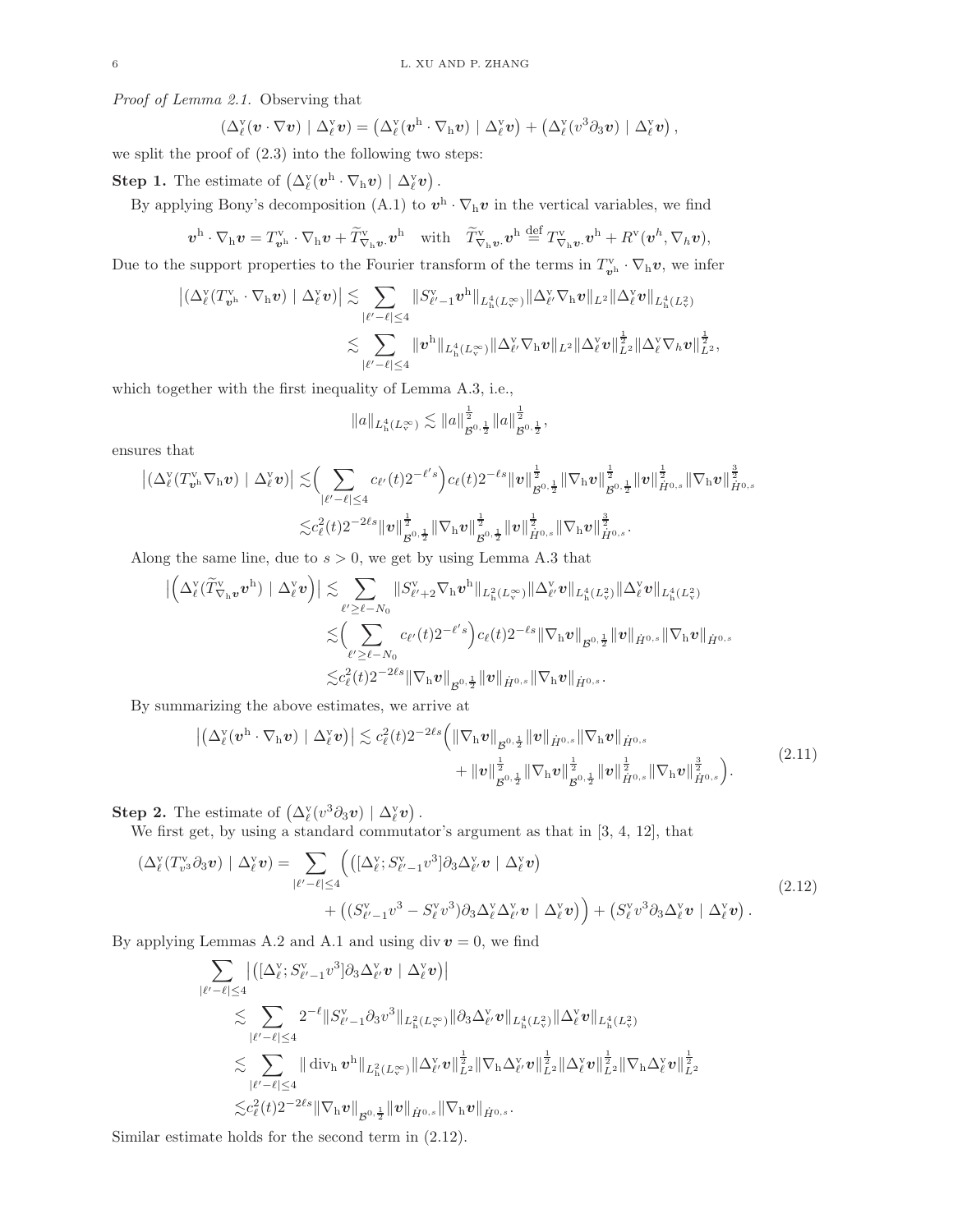*Proof of Lemma 2.1.* Observing that

$$\left(\Delta_\ell^{\rm v}(\boldsymbol{v}\cdot\nabla \boldsymbol{v}) \mid \Delta_\ell^{\rm v}\boldsymbol{v}\right) = \left(\Delta_\ell^{\rm v}(\boldsymbol{v}^{\rm h}\cdot\nabla_{\rm h} \boldsymbol{v}) \mid \Delta_\ell^{\rm v}\boldsymbol{v}\right) + \left(\Delta_\ell^{\rm v}(v^3\partial_3 \boldsymbol{v}) \mid \Delta_\ell^{\rm v}\boldsymbol{v}\right),$$

we split the proof of (2.3) into the following two steps:

**Step 1.** The estimate of $\left(\Delta_\ell^{\rm v}(\boldsymbol{v}^{\rm h}\cdot\nabla_{\rm h} \boldsymbol{v}) \mid \Delta_\ell^{\rm v}\boldsymbol{v}\right)$.

By applying Bony's decomposition (A.1) to $\boldsymbol{v}^{\rm h}\cdot\nabla_{\rm h}\boldsymbol{v}$ in the vertical variables, we find

$$\boldsymbol{v}^{\rm h}\cdot\nabla_{\rm h}\boldsymbol{v} = T^{\rm v}_{\boldsymbol{v}^{\rm h}}\cdot\nabla_{\rm h}\boldsymbol{v} + \widetilde{T}^{\rm v}_{\nabla_{\rm h}\boldsymbol{v}}.\boldsymbol{v}^{\rm h} \quad \text{with} \quad \widetilde{T}^{\rm v}_{\nabla_{\rm h}\boldsymbol{v}}.\boldsymbol{v}^{\rm h} \overset{\rm def}{=} T^{\rm v}_{\nabla_{\rm h}\boldsymbol{v}}.\boldsymbol{v}^{\rm h} + R^{\rm v}(\boldsymbol{v}^h,\nabla_h\boldsymbol{v}),$$

Due to the support properties to the Fourier transform of the terms in $T^{\rm v}_{\boldsymbol{v}^{\rm h}}\cdot\nabla_{\rm h}\boldsymbol{v}$, we infer

$$\begin{aligned}
\left|\left(\Delta_\ell^{\rm v}(T^{\rm v}_{\boldsymbol{v}^{\rm h}}\cdot\nabla_{\rm h}\boldsymbol{v}) \mid \Delta_\ell^{\rm v}\boldsymbol{v}\right)\right| &\lesssim \sum_{|\ell'-\ell|\leq 4} \|S^{\rm v}_{\ell'-1}\boldsymbol{v}^{\rm h}\|_{L^4_{\rm h}(L^\infty_{\rm v})}\|\Delta^{\rm v}_{\ell'}\nabla_{\rm h}\boldsymbol{v}\|_{L^2}\|\Delta^{\rm v}_\ell\boldsymbol{v}\|_{L^4_{\rm h}(L^2_{\rm v})}\\
&\lesssim \sum_{|\ell'-\ell|\leq 4} \|\boldsymbol{v}^{\rm h}\|_{L^4_{\rm h}(L^\infty_{\rm v})}\|\Delta^{\rm v}_{\ell'}\nabla_{\rm h}\boldsymbol{v}\|_{L^2}\|\Delta^{\rm v}_\ell\boldsymbol{v}\|_{L^2}^{\frac12}\|\Delta^{\rm v}_\ell\nabla_h\boldsymbol{v}\|_{L^2}^{\frac12},
\end{aligned}$$

which together with the first inequality of Lemma A.3, i.e.,

$$\|a\|_{L^4_{\rm h}(L^\infty_{\rm v})} \lesssim \|a\|^{\frac12}_{\mathcal{B}^{0,\frac12}}\|a\|^{\frac12}_{\mathcal{B}^{0,\frac12}},$$

ensures that

$$\begin{aligned}
\left|\left(\Delta_\ell^{\rm v}(T^{\rm v}_{\boldsymbol{v}^{\rm h}}\nabla_{\rm h}\boldsymbol{v}) \mid \Delta_\ell^{\rm v}\boldsymbol{v}\right)\right| \lesssim&\Big(\sum_{|\ell'-\ell|\leq 4} c_{\ell'}(t)2^{-\ell' s}\Big)c_\ell(t)2^{-\ell s}\|\boldsymbol{v}\|^{\frac12}_{\mathcal{B}^{0,\frac12}}\|\nabla_{\rm h}\boldsymbol{v}\|^{\frac12}_{\mathcal{B}^{0,\frac12}}\|\boldsymbol{v}\|^{\frac12}_{\dot H^{0,s}}\|\nabla_{\rm h}\boldsymbol{v}\|^{\frac32}_{\dot H^{0,s}}\\
\lesssim& c_\ell^2(t)2^{-2\ell s}\|\boldsymbol{v}\|^{\frac12}_{\mathcal{B}^{0,\frac12}}\|\nabla_{\rm h}\boldsymbol{v}\|^{\frac12}_{\mathcal{B}^{0,\frac12}}\|\boldsymbol{v}\|^{\frac12}_{\dot H^{0,s}}\|\nabla_{\rm h}\boldsymbol{v}\|^{\frac32}_{\dot H^{0,s}}.
\end{aligned}$$

Along the same line, due to $s>0$, we get by using Lemma A.3 that

$$\begin{aligned}
\left|\Big(\Delta_\ell^{\rm v}(\widetilde{T}^{\rm v}_{\nabla_{\rm h}\boldsymbol{v}}\boldsymbol{v}^{\rm h}) \mid \Delta_\ell^{\rm v}\boldsymbol{v}\Big)\right| \lesssim& \sum_{\ell'\geq \ell-N_0}\|S^{\rm v}_{\ell'+2}\nabla_{\rm h}\boldsymbol{v}^{\rm h}\|_{L^2_{\rm h}(L^\infty_{\rm v})}\|\Delta^{\rm v}_{\ell'}\boldsymbol{v}\|_{L^4_{\rm h}(L^2_{\rm v})}\|\Delta^{\rm v}_\ell\boldsymbol{v}\|_{L^4_{\rm h}(L^2_{\rm v})}\\
\lesssim&\Big(\sum_{\ell'\geq \ell-N_0} c_{\ell'}(t)2^{-\ell' s}\Big)c_\ell(t)2^{-\ell s}\|\nabla_{\rm h}\boldsymbol{v}\|_{\mathcal{B}^{0,\frac12}}\|\boldsymbol{v}\|_{\dot H^{0,s}}\|\nabla_{\rm h}\boldsymbol{v}\|_{\dot H^{0,s}}\\
\lesssim& c_\ell^2(t)2^{-2\ell s}\|\nabla_{\rm h}\boldsymbol{v}\|_{\mathcal{B}^{0,\frac12}}\|\boldsymbol{v}\|_{\dot H^{0,s}}\|\nabla_{\rm h}\boldsymbol{v}\|_{\dot H^{0,s}}.
\end{aligned}$$

By summarizing the above estimates, we arrive at

$$\begin{aligned}
\left|\left(\Delta_\ell^{\rm v}(\boldsymbol{v}^{\rm h}\cdot\nabla_{\rm h}\boldsymbol{v}) \mid \Delta_\ell^{\rm v}\boldsymbol{v}\right)\right| \lesssim c_\ell^2(t)2^{-2\ell s}\Big(&\|\nabla_{\rm h}\boldsymbol{v}\|_{\mathcal{B}^{0,\frac12}}\|\boldsymbol{v}\|_{\dot H^{0,s}}\|\nabla_{\rm h}\boldsymbol{v}\|_{\dot H^{0,s}}\\
&+\|\boldsymbol{v}\|^{\frac12}_{\mathcal{B}^{0,\frac12}}\|\nabla_{\rm h}\boldsymbol{v}\|^{\frac12}_{\mathcal{B}^{0,\frac12}}\|\boldsymbol{v}\|^{\frac12}_{\dot H^{0,s}}\|\nabla_{\rm h}\boldsymbol{v}\|^{\frac32}_{\dot H^{0,s}}\Big).
\end{aligned} \tag{2.11}$$

**Step 2.** The estimate of $\left(\Delta_\ell^{\rm v}(v^3\partial_3\boldsymbol{v}) \mid \Delta_\ell^{\rm v}\boldsymbol{v}\right)$.

We first get, by using a standard commutator's argument as that in [3, 4, 12], that

$$\begin{aligned}
\left(\Delta_\ell^{\rm v}(T^{\rm v}_{v^3}\partial_3\boldsymbol{v}) \mid \Delta_\ell^{\rm v}\boldsymbol{v}\right) = \sum_{|\ell'-\ell|\leq 4}&\Big(\left([\Delta^{\rm v}_\ell; S^{\rm v}_{\ell'-1}v^3]\partial_3\Delta^{\rm v}_{\ell'}\boldsymbol{v} \mid \Delta_\ell^{\rm v}\boldsymbol{v}\right)\\
&+\left((S^{\rm v}_{\ell'-1}v^3 - S^{\rm v}_\ell v^3)\partial_3\Delta^{\rm v}_\ell\Delta^{\rm v}_{\ell'}\boldsymbol{v} \mid \Delta_\ell^{\rm v}\boldsymbol{v}\right)\Big) + \left(S^{\rm v}_\ell v^3\partial_3\Delta^{\rm v}_\ell\boldsymbol{v} \mid \Delta_\ell^{\rm v}\boldsymbol{v}\right).
\end{aligned} \tag{2.12}$$

By applying Lemmas A.2 and A.1 and using $\operatorname{div}\boldsymbol{v}=0$, we find

$$\begin{aligned}
\sum_{|\ell'-\ell|\leq 4}&\left|\left([\Delta^{\rm v}_\ell; S^{\rm v}_{\ell'-1}v^3]\partial_3\Delta^{\rm v}_{\ell'}\boldsymbol{v} \mid \Delta_\ell^{\rm v}\boldsymbol{v}\right)\right|\\
&\lesssim \sum_{|\ell'-\ell|\leq 4} 2^{-\ell}\|S^{\rm v}_{\ell'-1}\partial_3 v^3\|_{L^2_{\rm h}(L^\infty_{\rm v})}\|\partial_3\Delta^{\rm v}_{\ell'}\boldsymbol{v}\|_{L^4_{\rm h}(L^2_{\rm v})}\|\Delta^{\rm v}_\ell\boldsymbol{v}\|_{L^4_{\rm h}(L^2_{\rm v})}\\
&\lesssim \sum_{|\ell'-\ell|\leq 4}\|\operatorname{div}_{\rm h}\boldsymbol{v}^{\rm h}\|_{L^2_{\rm h}(L^\infty_{\rm v})}\|\Delta^{\rm v}_{\ell'}\boldsymbol{v}\|^{\frac12}_{L^2}\|\nabla_{\rm h}\Delta^{\rm v}_{\ell'}\boldsymbol{v}\|^{\frac12}_{L^2}\|\Delta^{\rm v}_\ell\boldsymbol{v}\|^{\frac12}_{L^2}\|\nabla_{\rm h}\Delta^{\rm v}_\ell\boldsymbol{v}\|^{\frac12}_{L^2}\\
&\lesssim c_\ell^2(t)2^{-2\ell s}\|\nabla_{\rm h}\boldsymbol{v}\|_{\mathcal{B}^{0,\frac12}}\|\boldsymbol{v}\|_{\dot H^{0,s}}\|\nabla_{\rm h}\boldsymbol{v}\|_{\dot H^{0,s}}.
\end{aligned}$$

Similar estimate holds for the second term in (2.12).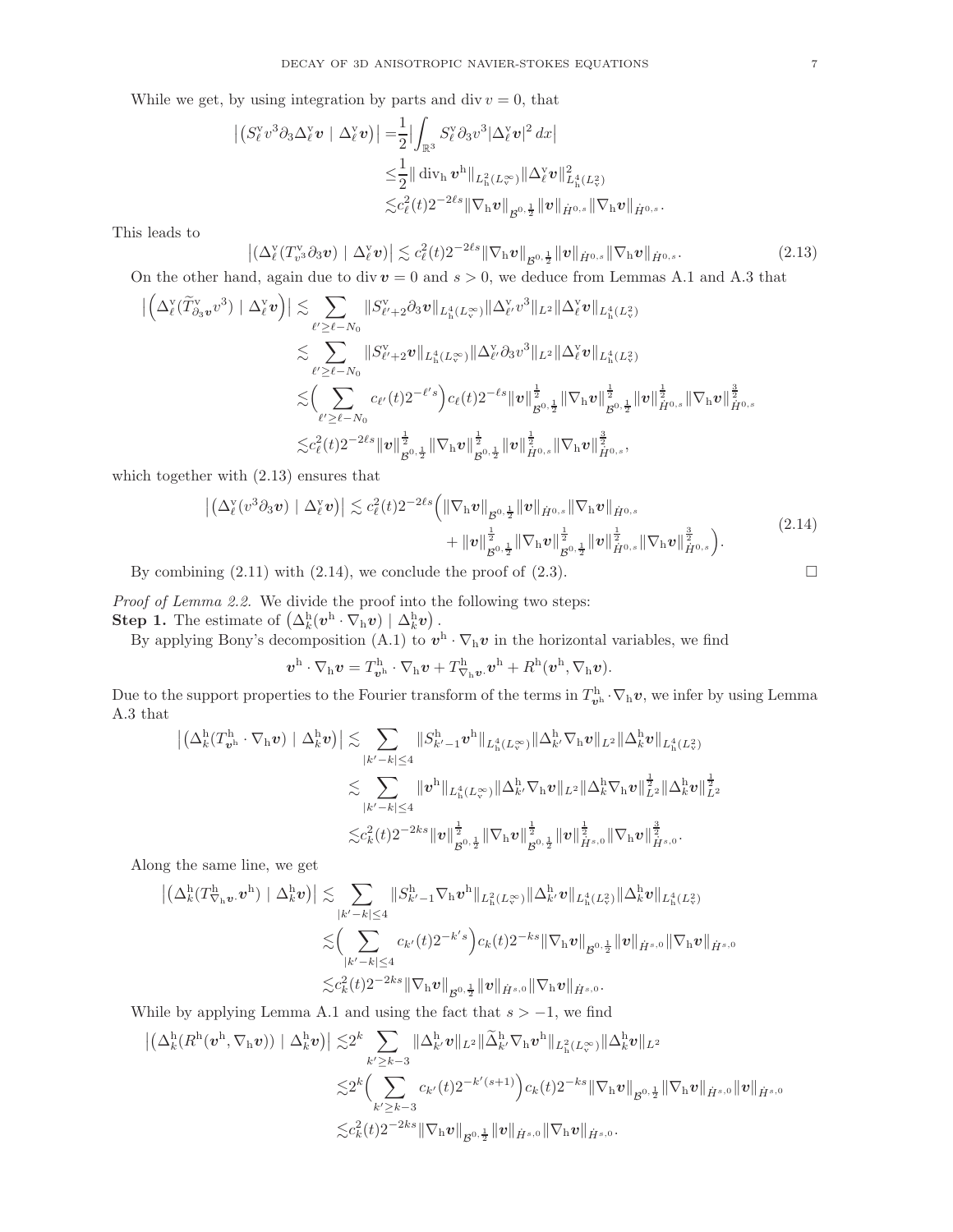While we get, by using integration by parts and $\operatorname{div} v = 0$, that

$$
\begin{aligned}
\left|\left(S^{\mathrm{v}}_\ell v^3 \partial_3 \Delta^{\mathrm{v}}_\ell \boldsymbol{v} \mid \Delta^{\mathrm{v}}_\ell \boldsymbol{v}\right)\right| =& \frac{1}{2}\Big|\int_{\mathbb{R}^3} S^{\mathrm{v}}_\ell \partial_3 v^3 |\Delta^{\mathrm{v}}_\ell \boldsymbol{v}|^2\,dx\Big| \\
\leq& \frac{1}{2}\|\operatorname{div}_{\mathrm{h}} \boldsymbol{v}^{\mathrm{h}}\|_{L^2_{\mathrm{h}}(L^\infty_{\mathrm{v}})}\|\Delta^{\mathrm{v}}_\ell \boldsymbol{v}\|^2_{L^4_{\mathrm{h}}(L^2_{\mathrm{v}})} \\
\lesssim& c^2_\ell(t) 2^{-2\ell s}\|\nabla_{\mathrm{h}} \boldsymbol{v}\|_{\mathcal{B}^{0,\frac{1}{2}}}\|\boldsymbol{v}\|_{\dot{H}^{0,s}}\|\nabla_{\mathrm{h}} \boldsymbol{v}\|_{\dot{H}^{0,s}}.
\end{aligned}
$$

This leads to

$$
\left|\left(\Delta^{\mathrm{v}}_\ell (T^{\mathrm{v}}_{v^3} \partial_3 \boldsymbol{v}) \mid \Delta^{\mathrm{v}}_\ell \boldsymbol{v}\right)\right| \lesssim c^2_\ell(t) 2^{-2\ell s}\|\nabla_{\mathrm{h}} \boldsymbol{v}\|_{\mathcal{B}^{0,\frac{1}{2}}}\|\boldsymbol{v}\|_{\dot{H}^{0,s}}\|\nabla_{\mathrm{h}} \boldsymbol{v}\|_{\dot{H}^{0,s}}. \tag{2.13}
$$

On the other hand, again due to $\operatorname{div} \boldsymbol{v} = 0$ and $s > 0$, we deduce from Lemmas A.1 and A.3 that

$$
\begin{aligned}
\left|\left(\Delta^{\mathrm{v}}_\ell (\widetilde{T}^{\mathrm{v}}_{\partial_3 \boldsymbol{v}} v^3) \mid \Delta^{\mathrm{v}}_\ell \boldsymbol{v}\right)\right| \lesssim& \sum_{\ell' \geq \ell - N_0} \|S^{\mathrm{v}}_{\ell'+2} \partial_3 \boldsymbol{v}\|_{L^4_{\mathrm{h}}(L^\infty_{\mathrm{v}})}\|\Delta^{\mathrm{v}}_{\ell'} v^3\|_{L^2}\|\Delta^{\mathrm{v}}_\ell \boldsymbol{v}\|_{L^4_{\mathrm{h}}(L^2_{\mathrm{v}})} \\
\lesssim& \sum_{\ell' \geq \ell - N_0} \|S^{\mathrm{v}}_{\ell'+2} \boldsymbol{v}\|_{L^4_{\mathrm{h}}(L^\infty_{\mathrm{v}})}\|\Delta^{\mathrm{v}}_{\ell'} \partial_3 v^3\|_{L^2}\|\Delta^{\mathrm{v}}_\ell \boldsymbol{v}\|_{L^4_{\mathrm{h}}(L^2_{\mathrm{v}})} \\
\lesssim& \Big(\sum_{\ell' \geq \ell - N_0} c_{\ell'}(t) 2^{-\ell' s}\Big) c_\ell(t) 2^{-\ell s}\|\boldsymbol{v}\|^{\frac{1}{2}}_{\mathcal{B}^{0,\frac{1}{2}}}\|\nabla_{\mathrm{h}} \boldsymbol{v}\|^{\frac{1}{2}}_{\mathcal{B}^{0,\frac{1}{2}}}\|\boldsymbol{v}\|^{\frac{1}{2}}_{\dot{H}^{0,s}}\|\nabla_{\mathrm{h}} \boldsymbol{v}\|^{\frac{3}{2}}_{\dot{H}^{0,s}} \\
\lesssim& c^2_\ell(t) 2^{-2\ell s}\|\boldsymbol{v}\|^{\frac{1}{2}}_{\mathcal{B}^{0,\frac{1}{2}}}\|\nabla_{\mathrm{h}} \boldsymbol{v}\|^{\frac{1}{2}}_{\mathcal{B}^{0,\frac{1}{2}}}\|\boldsymbol{v}\|^{\frac{1}{2}}_{\dot{H}^{0,s}}\|\nabla_{\mathrm{h}} \boldsymbol{v}\|^{\frac{3}{2}}_{\dot{H}^{0,s}},
\end{aligned}
$$

which together with (2.13) ensures that

$$
\begin{aligned}
\left|\left(\Delta^{\mathrm{v}}_\ell (v^3 \partial_3 \boldsymbol{v}) \mid \Delta^{\mathrm{v}}_\ell \boldsymbol{v}\right)\right| \lesssim c^2_\ell(t) 2^{-2\ell s}\Big(&\|\nabla_{\mathrm{h}} \boldsymbol{v}\|_{\mathcal{B}^{0,\frac{1}{2}}}\|\boldsymbol{v}\|_{\dot{H}^{0,s}}\|\nabla_{\mathrm{h}} \boldsymbol{v}\|_{\dot{H}^{0,s}} \\
&+ \|\boldsymbol{v}\|^{\frac{1}{2}}_{\mathcal{B}^{0,\frac{1}{2}}}\|\nabla_{\mathrm{h}} \boldsymbol{v}\|^{\frac{1}{2}}_{\mathcal{B}^{0,\frac{1}{2}}}\|\boldsymbol{v}\|^{\frac{1}{2}}_{\dot{H}^{0,s}}\|\nabla_{\mathrm{h}} \boldsymbol{v}\|^{\frac{3}{2}}_{\dot{H}^{0,s}}\Big).
\end{aligned} \tag{2.14}
$$

By combining (2.11) with (2.14), we conclude the proof of (2.3). $\square$

*Proof of Lemma 2.2.* We divide the proof into the following two steps:

**Step 1.** The estimate of $\left(\Delta^{\mathrm{h}}_k (\boldsymbol{v}^{\mathrm{h}} \cdot \nabla_{\mathrm{h}} \boldsymbol{v}) \mid \Delta^{\mathrm{h}}_k \boldsymbol{v}\right)$.

By applying Bony's decomposition (A.1) to $\boldsymbol{v}^{\mathrm{h}} \cdot \nabla_{\mathrm{h}} \boldsymbol{v}$ in the horizontal variables, we find

$$
\boldsymbol{v}^{\mathrm{h}} \cdot \nabla_{\mathrm{h}} \boldsymbol{v} = T^{\mathrm{h}}_{\boldsymbol{v}^{\mathrm{h}}} \cdot \nabla_{\mathrm{h}} \boldsymbol{v} + T^{\mathrm{h}}_{\nabla_{\mathrm{h}} \boldsymbol{v}} . \boldsymbol{v}^{\mathrm{h}} + R^{\mathrm{h}}(\boldsymbol{v}^{\mathrm{h}}, \nabla_{\mathrm{h}} \boldsymbol{v}).
$$

Due to the support properties to the Fourier transform of the terms in $T^{\mathrm{h}}_{\boldsymbol{v}^{\mathrm{h}}} \cdot \nabla_{\mathrm{h}} \boldsymbol{v}$, we infer by using Lemma A.3 that

$$
\begin{aligned}
\left|\left(\Delta^{\mathrm{h}}_k (T^{\mathrm{h}}_{\boldsymbol{v}^{\mathrm{h}}} \cdot \nabla_{\mathrm{h}} \boldsymbol{v}) \mid \Delta^{\mathrm{h}}_k \boldsymbol{v}\right)\right| \lesssim& \sum_{|k'-k| \leq 4} \|S^{\mathrm{h}}_{k'-1} \boldsymbol{v}^{\mathrm{h}}\|_{L^4_{\mathrm{h}}(L^\infty_{\mathrm{v}})}\|\Delta^{\mathrm{h}}_{k'} \nabla_{\mathrm{h}} \boldsymbol{v}\|_{L^2}\|\Delta^{\mathrm{h}}_k \boldsymbol{v}\|_{L^4_{\mathrm{h}}(L^2_{\mathrm{v}})} \\
\lesssim& \sum_{|k'-k| \leq 4} \|\boldsymbol{v}^{\mathrm{h}}\|_{L^4_{\mathrm{h}}(L^\infty_{\mathrm{v}})}\|\Delta^{\mathrm{h}}_{k'} \nabla_{\mathrm{h}} \boldsymbol{v}\|_{L^2}\|\Delta^{\mathrm{h}}_k \nabla_{\mathrm{h}} \boldsymbol{v}\|^{\frac{1}{2}}_{L^2}\|\Delta^{\mathrm{h}}_k \boldsymbol{v}\|^{\frac{1}{2}}_{L^2} \\
\lesssim& c^2_k(t) 2^{-2ks}\|\boldsymbol{v}\|^{\frac{1}{2}}_{\mathcal{B}^{0,\frac{1}{2}}}\|\nabla_{\mathrm{h}} \boldsymbol{v}\|^{\frac{1}{2}}_{\mathcal{B}^{0,\frac{1}{2}}}\|\boldsymbol{v}\|^{\frac{1}{2}}_{\dot{H}^{s,0}}\|\nabla_{\mathrm{h}} \boldsymbol{v}\|^{\frac{3}{2}}_{\dot{H}^{s,0}}.
\end{aligned}
$$

Along the same line, we get

$$
\begin{aligned}
\left|\left(\Delta^{\mathrm{h}}_k (T^{\mathrm{h}}_{\nabla_{\mathrm{h}} \boldsymbol{v}} . \boldsymbol{v}^{\mathrm{h}}) \mid \Delta^{\mathrm{h}}_k \boldsymbol{v}\right)\right| \lesssim& \sum_{|k'-k| \leq 4} \|S^{\mathrm{h}}_{k'-1} \nabla_{\mathrm{h}} \boldsymbol{v}^{\mathrm{h}}\|_{L^2_{\mathrm{h}}(L^\infty_{\mathrm{v}})}\|\Delta^{\mathrm{h}}_{k'} \boldsymbol{v}\|_{L^4_{\mathrm{h}}(L^2_{\mathrm{v}})}\|\Delta^{\mathrm{h}}_k \boldsymbol{v}\|_{L^4_{\mathrm{h}}(L^2_{\mathrm{v}})} \\
\lesssim& \Big(\sum_{|k'-k| \leq 4} c_{k'}(t) 2^{-k's}\Big) c_k(t) 2^{-ks}\|\nabla_{\mathrm{h}} \boldsymbol{v}\|_{\mathcal{B}^{0,\frac{1}{2}}}\|\boldsymbol{v}\|_{\dot{H}^{s,0}}\|\nabla_{\mathrm{h}} \boldsymbol{v}\|_{\dot{H}^{s,0}} \\
\lesssim& c^2_k(t) 2^{-2ks}\|\nabla_{\mathrm{h}} \boldsymbol{v}\|_{\mathcal{B}^{0,\frac{1}{2}}}\|\boldsymbol{v}\|_{\dot{H}^{s,0}}\|\nabla_{\mathrm{h}} \boldsymbol{v}\|_{\dot{H}^{s,0}}.
\end{aligned}
$$

While by applying Lemma A.1 and using the fact that $s > -1$, we find

$$
\begin{aligned}
\left|\left(\Delta^{\mathrm{h}}_k (R^{\mathrm{h}}(\boldsymbol{v}^{\mathrm{h}}, \nabla_{\mathrm{h}} \boldsymbol{v})) \mid \Delta^{\mathrm{h}}_k \boldsymbol{v}\right)\right| \lesssim& 2^k \sum_{k' \geq k-3} \|\Delta^{\mathrm{h}}_{k'} \boldsymbol{v}\|_{L^2}\|\widetilde{\Delta}^{\mathrm{h}}_{k'} \nabla_{\mathrm{h}} \boldsymbol{v}^{\mathrm{h}}\|_{L^2_{\mathrm{h}}(L^\infty_{\mathrm{v}})}\|\Delta^{\mathrm{h}}_k \boldsymbol{v}\|_{L^2} \\
\lesssim& 2^k \Big(\sum_{k' \geq k-3} c_{k'}(t) 2^{-k'(s+1)}\Big) c_k(t) 2^{-ks}\|\nabla_{\mathrm{h}} \boldsymbol{v}\|_{\mathcal{B}^{0,\frac{1}{2}}}\|\nabla_{\mathrm{h}} \boldsymbol{v}\|_{\dot{H}^{s,0}}\|\boldsymbol{v}\|_{\dot{H}^{s,0}} \\
\lesssim& c^2_k(t) 2^{-2ks}\|\nabla_{\mathrm{h}} \boldsymbol{v}\|_{\mathcal{B}^{0,\frac{1}{2}}}\|\boldsymbol{v}\|_{\dot{H}^{s,0}}\|\nabla_{\mathrm{h}} \boldsymbol{v}\|_{\dot{H}^{s,0}}.
\end{aligned}
$$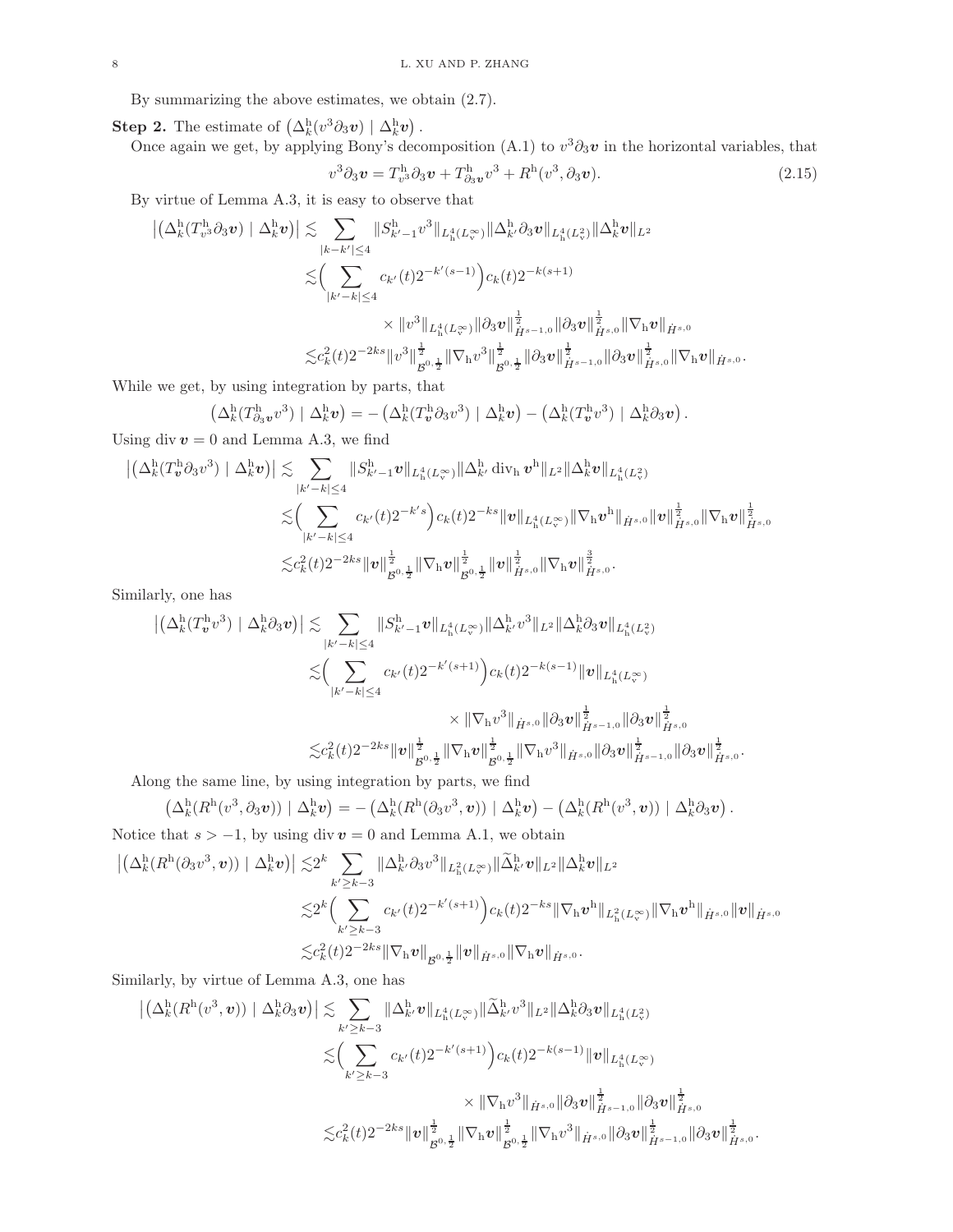By summarizing the above estimates, we obtain (2.7).

**Step 2.** The estimate of $\left(\Delta_k^{\rm h}(v^3\partial_3 \boldsymbol{v}) \mid \Delta_k^{\rm h}\boldsymbol{v}\right)$.

Once again we get, by applying Bony's decomposition (A.1) to $v^3\partial_3\boldsymbol{v}$ in the horizontal variables, that

$$
v^3\partial_3\boldsymbol{v} = T^{\rm h}_{v^3}\partial_3\boldsymbol{v} + T^{\rm h}_{\partial_3\boldsymbol{v}}v^3 + R^{\rm h}(v^3,\partial_3\boldsymbol{v}). \tag{2.15}
$$

By virtue of Lemma A.3, it is easy to observe that

$$
\begin{aligned}
\left|\left(\Delta_k^{\rm h}(T^{\rm h}_{v^3}\partial_3\boldsymbol{v}) \mid \Delta_k^{\rm h}\boldsymbol{v}\right)\right| &\lesssim \sum_{|k-k'|\leq 4} \|S^{\rm h}_{k'-1}v^3\|_{L^4_{\rm h}(L^\infty_{\rm v})}\|\Delta^{\rm h}_{k'}\partial_3\boldsymbol{v}\|_{L^4_{\rm h}(L^2_{\rm v})}\|\Delta^{\rm h}_k\boldsymbol{v}\|_{L^2}\\
&\lesssim \Big(\sum_{|k'-k|\leq 4} c_{k'}(t)2^{-k'(s-1)}\Big)c_k(t)2^{-k(s+1)}\\
&\qquad\times \|v^3\|_{L^4_{\rm h}(L^\infty_{\rm v})}\|\partial_3\boldsymbol{v}\|^{\frac12}_{\dot H^{s-1,0}}\|\partial_3\boldsymbol{v}\|^{\frac12}_{\dot H^{s,0}}\|\nabla_{\rm h}\boldsymbol{v}\|_{\dot H^{s,0}}\\
&\lesssim c_k^2(t)2^{-2ks}\|v^3\|^{\frac12}_{\mathcal{B}^{0,\frac12}}\|\nabla_{\rm h}v^3\|^{\frac12}_{\mathcal{B}^{0,\frac12}}\|\partial_3\boldsymbol{v}\|^{\frac12}_{\dot H^{s-1,0}}\|\partial_3\boldsymbol{v}\|^{\frac12}_{\dot H^{s,0}}\|\nabla_{\rm h}\boldsymbol{v}\|_{\dot H^{s,0}}.
\end{aligned}
$$

While we get, by using integration by parts, that

$$
\left(\Delta_k^{\rm h}(T^{\rm h}_{\partial_3\boldsymbol{v}}v^3) \mid \Delta_k^{\rm h}\boldsymbol{v}\right) = -\left(\Delta_k^{\rm h}(T^{\rm h}_{\boldsymbol{v}}\partial_3 v^3) \mid \Delta_k^{\rm h}\boldsymbol{v}\right) - \left(\Delta_k^{\rm h}(T^{\rm h}_{\boldsymbol{v}}v^3) \mid \Delta_k^{\rm h}\partial_3\boldsymbol{v}\right).
$$

Using $\operatorname{div}\boldsymbol{v}=0$ and Lemma A.3, we find

$$
\begin{aligned}
\left|\left(\Delta_k^{\rm h}(T^{\rm h}_{\boldsymbol{v}}\partial_3 v^3) \mid \Delta_k^{\rm h}\boldsymbol{v}\right)\right| &\lesssim \sum_{|k'-k|\leq 4} \|S^{\rm h}_{k'-1}\boldsymbol{v}\|_{L^4_{\rm h}(L^\infty_{\rm v})}\|\Delta^{\rm h}_{k'}\operatorname{div}_{\rm h}\boldsymbol{v}^{\rm h}\|_{L^2}\|\Delta^{\rm h}_k\boldsymbol{v}\|_{L^4_{\rm h}(L^2_{\rm v})}\\
&\lesssim \Big(\sum_{|k'-k|\leq 4} c_{k'}(t)2^{-k's}\Big)c_k(t)2^{-ks}\|\boldsymbol{v}\|_{L^4_{\rm h}(L^\infty_{\rm v})}\|\nabla_{\rm h}\boldsymbol{v}^{\rm h}\|_{\dot H^{s,0}}\|\boldsymbol{v}\|^{\frac12}_{\dot H^{s,0}}\|\nabla_{\rm h}\boldsymbol{v}\|^{\frac12}_{\dot H^{s,0}}\\
&\lesssim c_k^2(t)2^{-2ks}\|\boldsymbol{v}\|^{\frac12}_{\mathcal{B}^{0,\frac12}}\|\nabla_{\rm h}\boldsymbol{v}\|^{\frac12}_{\mathcal{B}^{0,\frac12}}\|\boldsymbol{v}\|^{\frac12}_{\dot H^{s,0}}\|\nabla_{\rm h}\boldsymbol{v}\|^{\frac32}_{\dot H^{s,0}}.
\end{aligned}
$$

Similarly, one has

$$
\begin{aligned}
\left|\left(\Delta_k^{\rm h}(T^{\rm h}_{\boldsymbol{v}}v^3) \mid \Delta_k^{\rm h}\partial_3\boldsymbol{v}\right)\right| &\lesssim \sum_{|k'-k|\leq 4} \|S^{\rm h}_{k'-1}\boldsymbol{v}\|_{L^4_{\rm h}(L^\infty_{\rm v})}\|\Delta^{\rm h}_{k'}v^3\|_{L^2}\|\Delta^{\rm h}_k\partial_3\boldsymbol{v}\|_{L^4_{\rm h}(L^2_{\rm v})}\\
&\lesssim \Big(\sum_{|k'-k|\leq 4} c_{k'}(t)2^{-k'(s+1)}\Big)c_k(t)2^{-k(s-1)}\|\boldsymbol{v}\|_{L^4_{\rm h}(L^\infty_{\rm v})}\\
&\qquad\times \|\nabla_{\rm h}v^3\|_{\dot H^{s,0}}\|\partial_3\boldsymbol{v}\|^{\frac12}_{\dot H^{s-1,0}}\|\partial_3\boldsymbol{v}\|^{\frac12}_{\dot H^{s,0}}\\
&\lesssim c_k^2(t)2^{-2ks}\|\boldsymbol{v}\|^{\frac12}_{\mathcal{B}^{0,\frac12}}\|\nabla_{\rm h}\boldsymbol{v}\|^{\frac12}_{\mathcal{B}^{0,\frac12}}\|\nabla_{\rm h}v^3\|_{\dot H^{s,0}}\|\partial_3\boldsymbol{v}\|^{\frac12}_{\dot H^{s-1,0}}\|\partial_3\boldsymbol{v}\|^{\frac12}_{\dot H^{s,0}}.
\end{aligned}
$$

Along the same line, by using integration by parts, we find

$$
\left(\Delta_k^{\rm h}(R^{\rm h}(v^3,\partial_3\boldsymbol{v})) \mid \Delta_k^{\rm h}\boldsymbol{v}\right) = -\left(\Delta_k^{\rm h}(R^{\rm h}(\partial_3 v^3,\boldsymbol{v})) \mid \Delta_k^{\rm h}\boldsymbol{v}\right) - \left(\Delta_k^{\rm h}(R^{\rm h}(v^3,\boldsymbol{v})) \mid \Delta_k^{\rm h}\partial_3\boldsymbol{v}\right).
$$

Notice that $s>-1$, by using $\operatorname{div}\boldsymbol{v}=0$ and Lemma A.1, we obtain

$$
\begin{aligned}
\left|\left(\Delta_k^{\rm h}(R^{\rm h}(\partial_3 v^3,\boldsymbol{v})) \mid \Delta_k^{\rm h}\boldsymbol{v}\right)\right| &\lesssim 2^k\sum_{k'\geq k-3} \|\Delta^{\rm h}_{k'}\partial_3 v^3\|_{L^2_{\rm h}(L^\infty_{\rm v})}\|\widetilde{\Delta}^{\rm h}_{k'}\boldsymbol{v}\|_{L^2}\|\Delta^{\rm h}_k\boldsymbol{v}\|_{L^2}\\
&\lesssim 2^k\Big(\sum_{k'\geq k-3} c_{k'}(t)2^{-k'(s+1)}\Big)c_k(t)2^{-ks}\|\nabla_{\rm h}\boldsymbol{v}^{\rm h}\|_{L^2_{\rm h}(L^\infty_{\rm v})}\|\nabla_{\rm h}\boldsymbol{v}^{\rm h}\|_{\dot H^{s,0}}\|\boldsymbol{v}\|_{\dot H^{s,0}}\\
&\lesssim c_k^2(t)2^{-2ks}\|\nabla_{\rm h}\boldsymbol{v}\|_{\mathcal{B}^{0,\frac12}}\|\boldsymbol{v}\|_{\dot H^{s,0}}\|\nabla_{\rm h}\boldsymbol{v}\|_{\dot H^{s,0}}.
\end{aligned}
$$

Similarly, by virtue of Lemma A.3, one has

$$
\begin{aligned}
\left|\left(\Delta_k^{\rm h}(R^{\rm h}(v^3,\boldsymbol{v})) \mid \Delta_k^{\rm h}\partial_3\boldsymbol{v}\right)\right| &\lesssim \sum_{k'\geq k-3} \|\Delta^{\rm h}_{k'}\boldsymbol{v}\|_{L^4_{\rm h}(L^\infty_{\rm v})}\|\widetilde{\Delta}^{\rm h}_{k'}v^3\|_{L^2}\|\Delta^{\rm h}_k\partial_3\boldsymbol{v}\|_{L^4_{\rm h}(L^2_{\rm v})}\\
&\lesssim \Big(\sum_{k'\geq k-3} c_{k'}(t)2^{-k'(s+1)}\Big)c_k(t)2^{-k(s-1)}\|\boldsymbol{v}\|_{L^4_{\rm h}(L^\infty_{\rm v})}\\
&\qquad\times \|\nabla_{\rm h}v^3\|_{\dot H^{s,0}}\|\partial_3\boldsymbol{v}\|^{\frac12}_{\dot H^{s-1,0}}\|\partial_3\boldsymbol{v}\|^{\frac12}_{\dot H^{s,0}}\\
&\lesssim c_k^2(t)2^{-2ks}\|\boldsymbol{v}\|^{\frac12}_{\mathcal{B}^{0,\frac12}}\|\nabla_{\rm h}\boldsymbol{v}\|^{\frac12}_{\mathcal{B}^{0,\frac12}}\|\nabla_{\rm h}v^3\|_{\dot H^{s,0}}\|\partial_3\boldsymbol{v}\|^{\frac12}_{\dot H^{s-1,0}}\|\partial_3\boldsymbol{v}\|^{\frac12}_{\dot H^{s,0}}.
\end{aligned}
$$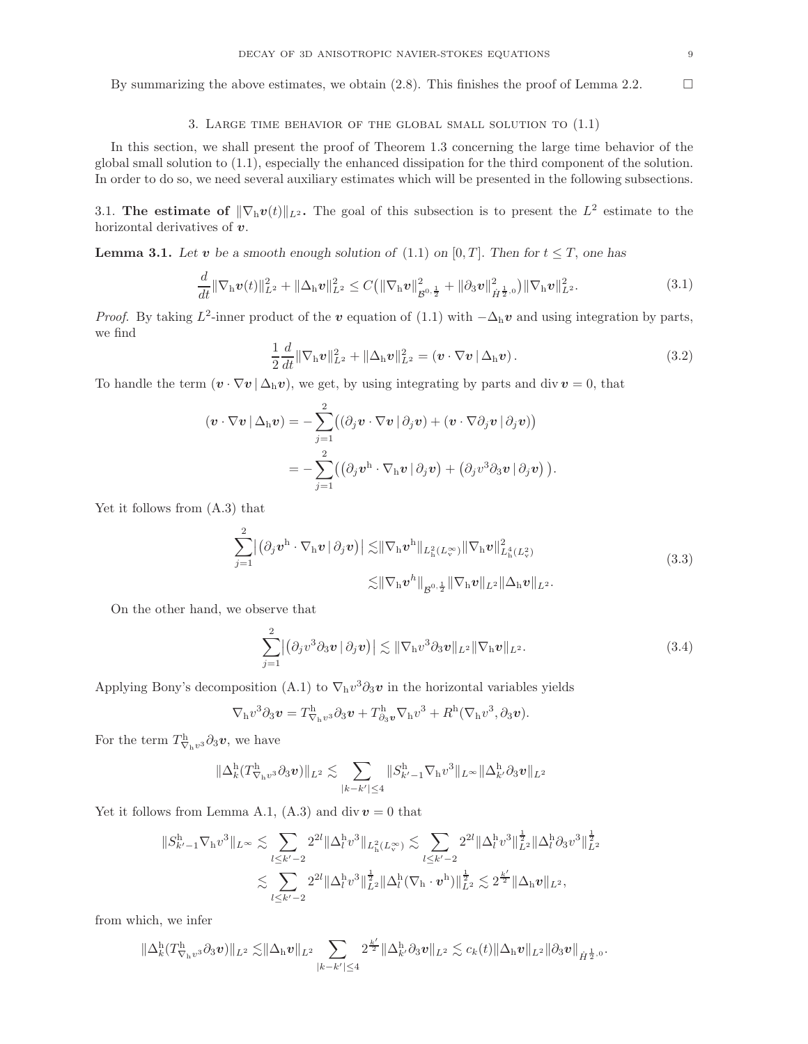By summarizing the above estimates, we obtain (2.8). This finishes the proof of Lemma 2.2. $\square$

## 3. Large time behavior of the global small solution to (1.1)

In this section, we shall present the proof of Theorem 1.3 concerning the large time behavior of the global small solution to (1.1), especially the enhanced dissipation for the third component of the solution. In order to do so, we need several auxiliary estimates which will be presented in the following subsections.

### 3.1. The estimate of $\|\nabla_{\rm h}\boldsymbol{v}(t)\|_{L^2}$.

The goal of this subsection is to present the $L^2$ estimate to the horizontal derivatives of $\boldsymbol{v}$.

**Lemma 3.1.** *Let $\boldsymbol{v}$ be a smooth enough solution of (1.1) on $[0,T]$. Then for $t\leq T$, one has*

$$\frac{d}{dt}\|\nabla_{\rm h}\boldsymbol{v}(t)\|_{L^2}^2+\|\Delta_{\rm h}\boldsymbol{v}\|_{L^2}^2\leq C\big(\|\nabla_{\rm h}\boldsymbol{v}\|_{\mathcal{B}^{0,\frac12}}^2+\|\partial_3\boldsymbol{v}\|_{\dot H^{\frac12,0}}^2\big)\|\nabla_{\rm h}\boldsymbol{v}\|_{L^2}^2. \tag{3.1}$$

*Proof.* By taking $L^2$-inner product of the $\boldsymbol{v}$ equation of (1.1) with $-\Delta_{\rm h}\boldsymbol{v}$ and using integration by parts, we find

$$\frac12\frac{d}{dt}\|\nabla_{\rm h}\boldsymbol{v}\|_{L^2}^2+\|\Delta_{\rm h}\boldsymbol{v}\|_{L^2}^2=\left(\boldsymbol{v}\cdot\nabla\boldsymbol{v}\,|\,\Delta_{\rm h}\boldsymbol{v}\right). \tag{3.2}$$

To handle the term $(\boldsymbol{v}\cdot\nabla\boldsymbol{v}\,|\,\Delta_{\rm h}\boldsymbol{v})$, we get, by using integrating by parts and $\operatorname{div}\boldsymbol{v}=0$, that

$$\begin{aligned}
(\boldsymbol{v}\cdot\nabla\boldsymbol{v}\,|\,\Delta_{\rm h}\boldsymbol{v})&=-\sum_{j=1}^2\big((\partial_j\boldsymbol{v}\cdot\nabla\boldsymbol{v}\,|\,\partial_j\boldsymbol{v})+(\boldsymbol{v}\cdot\nabla\partial_j\boldsymbol{v}\,|\,\partial_j\boldsymbol{v})\big)\\
&=-\sum_{j=1}^2\big((\partial_j\boldsymbol{v}^{\rm h}\cdot\nabla_{\rm h}\boldsymbol{v}\,|\,\partial_j\boldsymbol{v})+\big(\partial_jv^3\partial_3\boldsymbol{v}\,|\,\partial_j\boldsymbol{v}\big)\,\big).
\end{aligned}$$

Yet it follows from (A.3) that

$$\begin{aligned}
\sum_{j=1}^2\big|\big(\partial_j\boldsymbol{v}^{\rm h}\cdot\nabla_{\rm h}\boldsymbol{v}\,|\,\partial_j\boldsymbol{v}\big)\big|\lesssim&\|\nabla_{\rm h}\boldsymbol{v}^{\rm h}\|_{L^2_{\rm h}(L^\infty_{\rm v})}\|\nabla_{\rm h}\boldsymbol{v}\|_{L^4_{\rm h}(L^2_{\rm v})}^2\\
\lesssim&\|\nabla_{\rm h}\boldsymbol{v}^h\|_{\mathcal{B}^{0,\frac12}}\|\nabla_{\rm h}\boldsymbol{v}\|_{L^2}\|\Delta_{\rm h}\boldsymbol{v}\|_{L^2}.
\end{aligned} \tag{3.3}$$

On the other hand, we observe that

$$\sum_{j=1}^2\big|\big(\partial_jv^3\partial_3\boldsymbol{v}\,|\,\partial_j\boldsymbol{v}\big)\big|\lesssim\|\nabla_{\rm h}v^3\partial_3\boldsymbol{v}\|_{L^2}\|\nabla_{\rm h}\boldsymbol{v}\|_{L^2}. \tag{3.4}$$

Applying Bony's decomposition (A.1) to $\nabla_{\rm h}v^3\partial_3\boldsymbol{v}$ in the horizontal variables yields

$$\nabla_{\rm h}v^3\partial_3\boldsymbol{v}=T^{\rm h}_{\nabla_{\rm h}v^3}\partial_3\boldsymbol{v}+T^{\rm h}_{\partial_3\boldsymbol{v}}\nabla_{\rm h}v^3+R^{\rm h}(\nabla_{\rm h}v^3,\partial_3\boldsymbol{v}).$$

For the term $T^{\rm h}_{\nabla_{\rm h}v^3}\partial_3\boldsymbol{v}$, we have

$$\|\Delta_k^{\rm h}(T^{\rm h}_{\nabla_{\rm h}v^3}\partial_3\boldsymbol{v})\|_{L^2}\lesssim\sum_{|k-k'|\leq4}\|S^{\rm h}_{k'-1}\nabla_{\rm h}v^3\|_{L^\infty}\|\Delta^{\rm h}_{k'}\partial_3\boldsymbol{v}\|_{L^2}$$

Yet it follows from Lemma A.1, (A.3) and $\operatorname{div}\boldsymbol{v}=0$ that

$$\begin{aligned}
\|S^{\rm h}_{k'-1}\nabla_{\rm h}v^3\|_{L^\infty}&\lesssim\sum_{l\leq k'-2}2^{2l}\|\Delta^{\rm h}_lv^3\|_{L^2_{\rm h}(L^\infty_{\rm v})}\lesssim\sum_{l\leq k'-2}2^{2l}\|\Delta^{\rm h}_lv^3\|_{L^2}^{\frac12}\|\Delta^{\rm h}_l\partial_3v^3\|_{L^2}^{\frac12}\\
&\lesssim\sum_{l\leq k'-2}2^{2l}\|\Delta^{\rm h}_lv^3\|_{L^2}^{\frac12}\|\Delta^{\rm h}_l(\nabla_{\rm h}\cdot\boldsymbol{v}^{\rm h})\|_{L^2}^{\frac12}\lesssim2^{\frac{k'}{2}}\|\Delta_{\rm h}\boldsymbol{v}\|_{L^2},
\end{aligned}$$

from which, we infer

$$\|\Delta^{\rm h}_k(T^{\rm h}_{\nabla_{\rm h}v^3}\partial_3\boldsymbol{v})\|_{L^2}\lesssim\|\Delta_{\rm h}\boldsymbol{v}\|_{L^2}\sum_{|k-k'|\leq4}2^{\frac{k'}{2}}\|\Delta^{\rm h}_{k'}\partial_3\boldsymbol{v}\|_{L^2}\lesssim c_k(t)\|\Delta_{\rm h}\boldsymbol{v}\|_{L^2}\|\partial_3\boldsymbol{v}\|_{\dot H^{\frac12,0}}.$$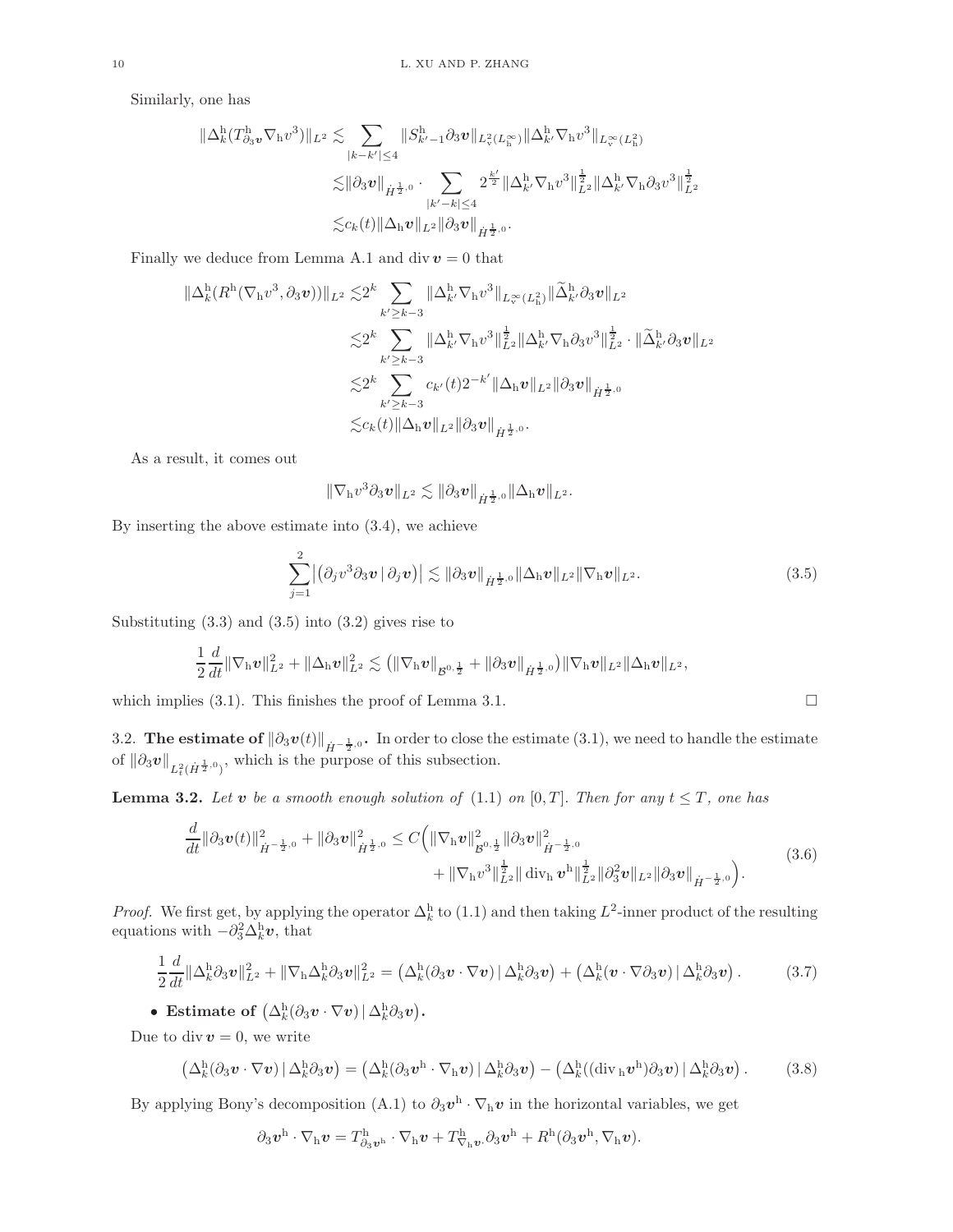Similarly, one has

$$
\begin{aligned}
\|\Delta_k^{\rm h}(T^{\rm h}_{\partial_3 \boldsymbol{v}}\nabla_{\rm h} v^3)\|_{L^2} \lesssim & \sum_{|k-k'|\leq 4} \|S^{\rm h}_{k'-1}\partial_3 \boldsymbol{v}\|_{L^2_{\rm v}(L^\infty_{\rm h})}\|\Delta^{\rm h}_{k'}\nabla_{\rm h} v^3\|_{L^\infty_{\rm v}(L^2_{\rm h})}\\
\lesssim & \|\partial_3 \boldsymbol{v}\|_{\dot H^{\frac12,0}}\cdot \sum_{|k'-k|\leq 4} 2^{\frac{k'}{2}}\|\Delta^{\rm h}_{k'}\nabla_{\rm h} v^3\|_{L^2}^{\frac12}\|\Delta^{\rm h}_{k'}\nabla_{\rm h}\partial_3 v^3\|_{L^2}^{\frac12}\\
\lesssim & c_k(t)\|\Delta_{\rm h}\boldsymbol{v}\|_{L^2}\|\partial_3 \boldsymbol{v}\|_{\dot H^{\frac12,0}}.
\end{aligned}
$$

Finally we deduce from Lemma A.1 and $\operatorname{div}\boldsymbol{v}=0$ that

$$
\begin{aligned}
\|\Delta_k^{\rm h}(R^{\rm h}(\nabla_{\rm h} v^3,\partial_3 \boldsymbol{v}))\|_{L^2} \lesssim & 2^k \sum_{k'\geq k-3}\|\Delta^{\rm h}_{k'}\nabla_{\rm h} v^3\|_{L^\infty_{\rm v}(L^2_{\rm h})}\|\widetilde{\Delta}^{\rm h}_{k'}\partial_3 \boldsymbol{v}\|_{L^2}\\
\lesssim & 2^k \sum_{k'\geq k-3}\|\Delta^{\rm h}_{k'}\nabla_{\rm h} v^3\|_{L^2}^{\frac12}\|\Delta^{\rm h}_{k'}\nabla_{\rm h}\partial_3 v^3\|_{L^2}^{\frac12}\cdot\|\widetilde{\Delta}^{\rm h}_{k'}\partial_3 \boldsymbol{v}\|_{L^2}\\
\lesssim & 2^k \sum_{k'\geq k-3} c_{k'}(t)2^{-k'}\|\Delta_{\rm h}\boldsymbol{v}\|_{L^2}\|\partial_3 \boldsymbol{v}\|_{\dot H^{\frac12,0}}\\
\lesssim & c_k(t)\|\Delta_{\rm h}\boldsymbol{v}\|_{L^2}\|\partial_3 \boldsymbol{v}\|_{\dot H^{\frac12,0}}.
\end{aligned}
$$

As a result, it comes out

$$
\|\nabla_{\rm h} v^3\partial_3 \boldsymbol{v}\|_{L^2}\lesssim \|\partial_3 \boldsymbol{v}\|_{\dot H^{\frac12,0}}\|\Delta_{\rm h}\boldsymbol{v}\|_{L^2}.
$$

By inserting the above estimate into (3.4), we achieve

$$
\sum_{j=1}^2\big|\big(\partial_j v^3\partial_3 \boldsymbol{v}\,|\,\partial_j \boldsymbol{v}\big)\big|\lesssim \|\partial_3 \boldsymbol{v}\|_{\dot H^{\frac12,0}}\|\Delta_{\rm h}\boldsymbol{v}\|_{L^2}\|\nabla_{\rm h}\boldsymbol{v}\|_{L^2}. \tag{3.5}
$$

Substituting (3.3) and (3.5) into (3.2) gives rise to

$$
\frac12\frac{d}{dt}\|\nabla_{\rm h}\boldsymbol{v}\|_{L^2}^2+\|\Delta_{\rm h}\boldsymbol{v}\|_{L^2}^2\lesssim \big(\|\nabla_{\rm h}\boldsymbol{v}\|_{\mathcal{B}^{0,\frac12}}+\|\partial_3 \boldsymbol{v}\|_{\dot H^{\frac12,0}}\big)\|\nabla_{\rm h}\boldsymbol{v}\|_{L^2}\|\Delta_{\rm h}\boldsymbol{v}\|_{L^2},
$$

which implies (3.1). This finishes the proof of Lemma 3.1. □

3.2. **The estimate of $\|\partial_3 \boldsymbol{v}(t)\|_{\dot H^{-\frac12,0}}$.** In order to close the estimate (3.1), we need to handle the estimate of $\|\partial_3 \boldsymbol{v}\|_{L^2_t(\dot H^{\frac12,0})}$, which is the purpose of this subsection.

**Lemma 3.2.** *Let $\boldsymbol{v}$ be a smooth enough solution of (1.1) on $[0,T]$. Then for any $t\leq T$, one has*

$$
\begin{aligned}
\frac{d}{dt}\|\partial_3 \boldsymbol{v}(t)\|_{\dot H^{-\frac12,0}}^2+\|\partial_3 \boldsymbol{v}\|_{\dot H^{\frac12,0}}^2\leq C\Big(&\|\nabla_{\rm h}\boldsymbol{v}\|_{\mathcal{B}^{0,\frac12}}^2\|\partial_3 \boldsymbol{v}\|_{\dot H^{-\frac12,0}}^2\\
&+\|\nabla_{\rm h} v^3\|_{L^2}^{\frac12}\|\operatorname{div}_{\rm h}\boldsymbol{v}^{\rm h}\|_{L^2}^{\frac12}\|\partial_3^2 \boldsymbol{v}\|_{L^2}\|\partial_3 \boldsymbol{v}\|_{\dot H^{-\frac12,0}}\Big).
\end{aligned}\tag{3.6}
$$

*Proof.* We first get, by applying the operator $\Delta_k^{\rm h}$ to (1.1) and then taking $L^2$-inner product of the resulting equations with $-\partial_3^2\Delta_k^{\rm h}\boldsymbol{v}$, that

$$
\frac12\frac{d}{dt}\|\Delta_k^{\rm h}\partial_3 \boldsymbol{v}\|_{L^2}^2+\|\nabla_{\rm h}\Delta_k^{\rm h}\partial_3 \boldsymbol{v}\|_{L^2}^2=\big(\Delta_k^{\rm h}(\partial_3 \boldsymbol{v}\cdot\nabla \boldsymbol{v})\,|\,\Delta_k^{\rm h}\partial_3 \boldsymbol{v}\big)+\big(\Delta_k^{\rm h}(\boldsymbol{v}\cdot\nabla\partial_3 \boldsymbol{v})\,|\,\Delta_k^{\rm h}\partial_3 \boldsymbol{v}\big). \tag{3.7}
$$

- **Estimate of $\big(\Delta_k^{\rm h}(\partial_3 \boldsymbol{v}\cdot\nabla \boldsymbol{v})\,|\,\Delta_k^{\rm h}\partial_3 \boldsymbol{v}\big)$.**

Due to $\operatorname{div}\boldsymbol{v}=0$, we write

$$
\big(\Delta_k^{\rm h}(\partial_3 \boldsymbol{v}\cdot\nabla \boldsymbol{v})\,|\,\Delta_k^{\rm h}\partial_3 \boldsymbol{v}\big)=\big(\Delta_k^{\rm h}(\partial_3 \boldsymbol{v}^{\rm h}\cdot\nabla_{\rm h}\boldsymbol{v})\,|\,\Delta_k^{\rm h}\partial_3 \boldsymbol{v}\big)-\big(\Delta_k^{\rm h}((\operatorname{div}_{\rm h}\boldsymbol{v}^{\rm h})\partial_3 \boldsymbol{v})\,|\,\Delta_k^{\rm h}\partial_3 \boldsymbol{v}\big). \tag{3.8}
$$

By applying Bony's decomposition (A.1) to $\partial_3 \boldsymbol{v}^{\rm h}\cdot\nabla_{\rm h}\boldsymbol{v}$ in the horizontal variables, we get

$$
\partial_3 \boldsymbol{v}^{\rm h}\cdot\nabla_{\rm h}\boldsymbol{v}=T^{\rm h}_{\partial_3 \boldsymbol{v}^{\rm h}}\cdot\nabla_{\rm h}\boldsymbol{v}+T^{\rm h}_{\nabla_{\rm h}\boldsymbol{v}}\cdot\partial_3 \boldsymbol{v}^{\rm h}+R^{\rm h}(\partial_3 \boldsymbol{v}^{\rm h},\nabla_{\rm h}\boldsymbol{v}).
$$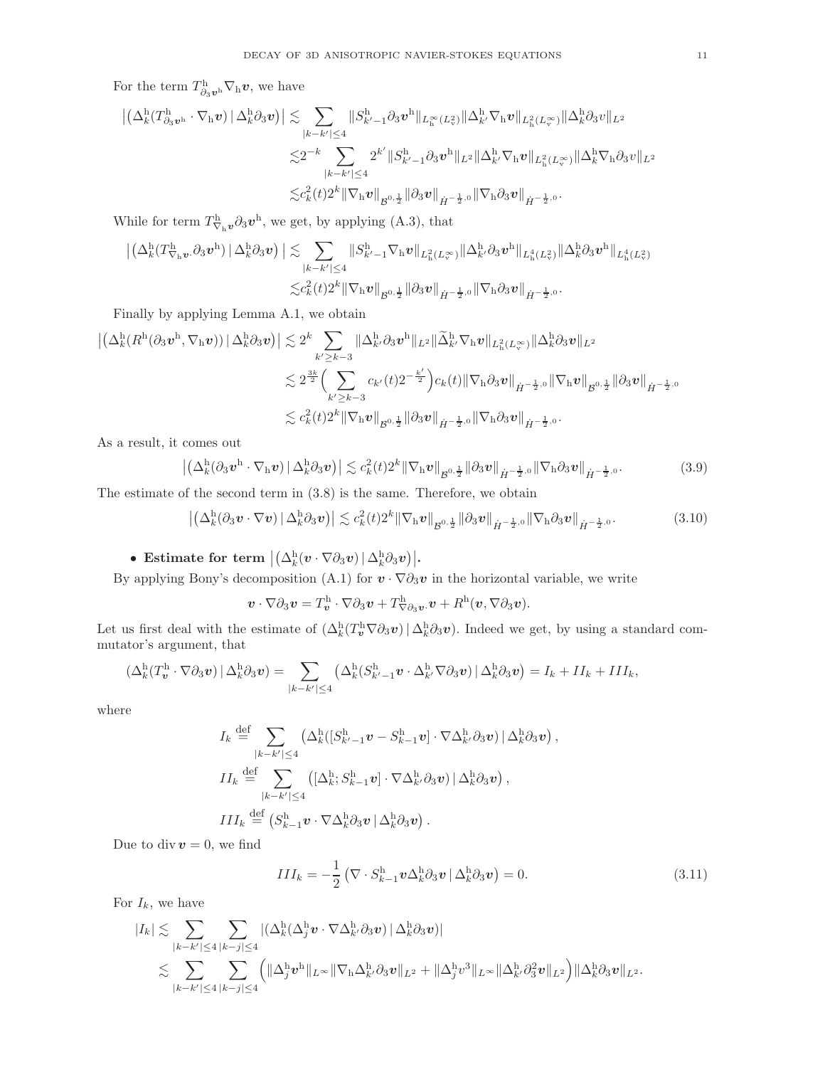For the term $T^{\rm h}_{\partial_3 \boldsymbol{v}^{\rm h}} \nabla_{\rm h} \boldsymbol{v}$, we have

$$
\begin{aligned}
\big|\big(\Delta_k^{\rm h}(T^{\rm h}_{\partial_3 \boldsymbol{v}^{\rm h}} \cdot \nabla_{\rm h}\boldsymbol{v}) \,|\, \Delta_k^{\rm h}\partial_3 \boldsymbol{v}\big)\big| \lesssim & \sum_{|k-k'|\leq 4} \|S^{\rm h}_{k'-1}\partial_3 \boldsymbol{v}^{\rm h}\|_{L^\infty_{\rm h}(L^2_{\rm v})} \|\Delta^{\rm h}_{k'}\nabla_{\rm h}\boldsymbol{v}\|_{L^2_{\rm h}(L^\infty_{\rm v})} \|\Delta_k^{\rm h}\partial_3 v\|_{L^2} \\
\lesssim & 2^{-k} \sum_{|k-k'|\leq 4} 2^{k'} \|S^{\rm h}_{k'-1}\partial_3 \boldsymbol{v}^{\rm h}\|_{L^2} \|\Delta^{\rm h}_{k'}\nabla_{\rm h}\boldsymbol{v}\|_{L^2_{\rm h}(L^\infty_{\rm v})} \|\Delta_k^{\rm h}\nabla_{\rm h}\partial_3 v\|_{L^2} \\
\lesssim & c_k^2(t) 2^k \|\nabla_{\rm h}\boldsymbol{v}\|_{\mathcal{B}^{0,\frac12}} \|\partial_3 \boldsymbol{v}\|_{\dot H^{-\frac12,0}} \|\nabla_{\rm h}\partial_3 \boldsymbol{v}\|_{\dot H^{-\frac12,0}}.
\end{aligned}
$$

While for term $T^{\rm h}_{\nabla_{\rm h}\boldsymbol{v}}\partial_3 \boldsymbol{v}^{\rm h}$, we get, by applying (A.3), that

$$
\begin{aligned}
\big|\big(\Delta_k^{\rm h}(T^{\rm h}_{\nabla_{\rm h}\boldsymbol{v}}.\partial_3 \boldsymbol{v}^{\rm h}) \,|\, \Delta_k^{\rm h}\partial_3 \boldsymbol{v}\big)\big| \lesssim & \sum_{|k-k'|\leq 4} \|S^{\rm h}_{k'-1}\nabla_{\rm h}\boldsymbol{v}\|_{L^2_{\rm h}(L^\infty_{\rm v})} \|\Delta^{\rm h}_{k'}\partial_3 \boldsymbol{v}^{\rm h}\|_{L^4_{\rm h}(L^2_{\rm v})} \|\Delta_k^{\rm h}\partial_3 \boldsymbol{v}^{\rm h}\|_{L^4_{\rm h}(L^2_{\rm v})} \\
\lesssim & c_k^2(t) 2^k \|\nabla_{\rm h}\boldsymbol{v}\|_{\mathcal{B}^{0,\frac12}} \|\partial_3 \boldsymbol{v}\|_{\dot H^{-\frac12,0}} \|\nabla_{\rm h}\partial_3 \boldsymbol{v}\|_{\dot H^{-\frac12,0}}.
\end{aligned}
$$

Finally by applying Lemma A.1, we obtain

$$
\begin{aligned}
\big|\big(\Delta_k^{\rm h}(R^{\rm h}(\partial_3 \boldsymbol{v}^{\rm h}, \nabla_{\rm h}\boldsymbol{v})) \,|\, \Delta_k^{\rm h}\partial_3 \boldsymbol{v}\big)\big| \lesssim & 2^k \sum_{k'\geq k-3} \|\Delta^{\rm h}_{k'}\partial_3 \boldsymbol{v}^{\rm h}\|_{L^2} \|\widetilde\Delta^{\rm h}_{k'}\nabla_{\rm h}\boldsymbol{v}\|_{L^2_{\rm h}(L^\infty_{\rm v})} \|\Delta_k^{\rm h}\partial_3 \boldsymbol{v}\|_{L^2} \\
\lesssim & 2^{\frac{3k}{2}} \Big(\sum_{k'\geq k-3} c_{k'}(t) 2^{-\frac{k'}{2}}\Big) c_k(t) \|\nabla_{\rm h}\partial_3 \boldsymbol{v}\|_{\dot H^{-\frac12,0}} \|\nabla_{\rm h}\boldsymbol{v}\|_{\mathcal{B}^{0,\frac12}} \|\partial_3 \boldsymbol{v}\|_{\dot H^{-\frac12,0}} \\
\lesssim & c_k^2(t) 2^k \|\nabla_{\rm h}\boldsymbol{v}\|_{\mathcal{B}^{0,\frac12}} \|\partial_3 \boldsymbol{v}\|_{\dot H^{-\frac12,0}} \|\nabla_{\rm h}\partial_3 \boldsymbol{v}\|_{\dot H^{-\frac12,0}}.
\end{aligned}
$$

As a result, it comes out

$$
\big|\big(\Delta_k^{\rm h}(\partial_3 \boldsymbol{v}^{\rm h}\cdot\nabla_{\rm h}\boldsymbol{v}) \,|\, \Delta_k^{\rm h}\partial_3 \boldsymbol{v}\big)\big| \lesssim c_k^2(t) 2^k \|\nabla_{\rm h}\boldsymbol{v}\|_{\mathcal{B}^{0,\frac12}} \|\partial_3 \boldsymbol{v}\|_{\dot H^{-\frac12,0}} \|\nabla_{\rm h}\partial_3 \boldsymbol{v}\|_{\dot H^{-\frac12,0}}. \tag{3.9}
$$

The estimate of the second term in (3.8) is the same. Therefore, we obtain

$$
\big|\big(\Delta_k^{\rm h}(\partial_3 \boldsymbol{v}\cdot\nabla\boldsymbol{v}) \,|\, \Delta_k^{\rm h}\partial_3 \boldsymbol{v}\big)\big| \lesssim c_k^2(t) 2^k \|\nabla_{\rm h}\boldsymbol{v}\|_{\mathcal{B}^{0,\frac12}} \|\partial_3 \boldsymbol{v}\|_{\dot H^{-\frac12,0}} \|\nabla_{\rm h}\partial_3 \boldsymbol{v}\|_{\dot H^{-\frac12,0}}. \tag{3.10}
$$

- **Estimate for term** $\big|\big(\Delta_k^{\rm h}(\boldsymbol{v}\cdot\nabla\partial_3 \boldsymbol{v}) \,|\, \Delta_k^{\rm h}\partial_3 \boldsymbol{v}\big)\big|$**.**

By applying Bony's decomposition (A.1) for $\boldsymbol{v}\cdot\nabla\partial_3 \boldsymbol{v}$ in the horizontal variable, we write

$$
\boldsymbol{v}\cdot\nabla\partial_3 \boldsymbol{v} = T^{\rm h}_{\boldsymbol{v}}\cdot\nabla\partial_3 \boldsymbol{v} + T^{\rm h}_{\nabla\partial_3 \boldsymbol{v}}.\boldsymbol{v} + R^{\rm h}(\boldsymbol{v}, \nabla\partial_3 \boldsymbol{v}).
$$

Let us first deal with the estimate of $(\Delta_k^{\rm h}(T^{\rm h}_{\boldsymbol{v}}\nabla\partial_3 \boldsymbol{v}) \,|\, \Delta_k^{\rm h}\partial_3 \boldsymbol{v})$. Indeed we get, by using a standard commutator's argument, that

$$
(\Delta_k^{\rm h}(T^{\rm h}_{\boldsymbol{v}}\cdot\nabla\partial_3 \boldsymbol{v}) \,|\, \Delta_k^{\rm h}\partial_3 \boldsymbol{v}) = \sum_{|k-k'|\leq 4} \big(\Delta_k^{\rm h}(S^{\rm h}_{k'-1}\boldsymbol{v}\cdot\Delta^{\rm h}_{k'}\nabla\partial_3 \boldsymbol{v}) \,|\, \Delta_k^{\rm h}\partial_3 \boldsymbol{v}\big) = I_k + II_k + III_k,
$$

where

$$
\begin{aligned}
I_k \stackrel{\rm def}{=} & \sum_{|k-k'|\leq 4} \big(\Delta_k^{\rm h}([S^{\rm h}_{k'-1}\boldsymbol{v} - S^{\rm h}_{k-1}\boldsymbol{v}]\cdot\nabla\Delta^{\rm h}_{k'}\partial_3 \boldsymbol{v}) \,|\, \Delta_k^{\rm h}\partial_3 \boldsymbol{v}\big), \\
II_k \stackrel{\rm def}{=} & \sum_{|k-k'|\leq 4} \big([\Delta_k^{\rm h}; S^{\rm h}_{k-1}\boldsymbol{v}]\cdot\nabla\Delta^{\rm h}_{k'}\partial_3 \boldsymbol{v}) \,|\, \Delta_k^{\rm h}\partial_3 \boldsymbol{v}\big), \\
III_k \stackrel{\rm def}{=} & \big(S^{\rm h}_{k-1}\boldsymbol{v}\cdot\nabla\Delta_k^{\rm h}\partial_3 \boldsymbol{v} \,|\, \Delta_k^{\rm h}\partial_3 \boldsymbol{v}\big).
\end{aligned}
$$

Due to $\operatorname{div}\boldsymbol{v}=0$, we find

$$
III_k = -\frac12 \big(\nabla\cdot S^{\rm h}_{k-1}\boldsymbol{v}\Delta_k^{\rm h}\partial_3 \boldsymbol{v} \,|\, \Delta_k^{\rm h}\partial_3 \boldsymbol{v}\big) = 0. \tag{3.11}
$$

For $I_k$, we have

$$
\begin{aligned}
|I_k| \lesssim & \sum_{|k-k'|\leq 4}\sum_{|k-j|\leq 4} |(\Delta_k^{\rm h}(\Delta_j^{\rm h}\boldsymbol{v}\cdot\nabla\Delta^{\rm h}_{k'}\partial_3 \boldsymbol{v}) \,|\, \Delta_k^{\rm h}\partial_3 \boldsymbol{v})| \\
\lesssim & \sum_{|k-k'|\leq 4}\sum_{|k-j|\leq 4} \Big(\|\Delta_j^{\rm h}\boldsymbol{v}^{\rm h}\|_{L^\infty}\|\nabla_{\rm h}\Delta^{\rm h}_{k'}\partial_3 \boldsymbol{v}\|_{L^2} + \|\Delta_j^{\rm h}v^3\|_{L^\infty}\|\Delta^{\rm h}_{k'}\partial_3^2 \boldsymbol{v}\|_{L^2}\Big)\|\Delta_k^{\rm h}\partial_3 \boldsymbol{v}\|_{L^2}.
\end{aligned}
$$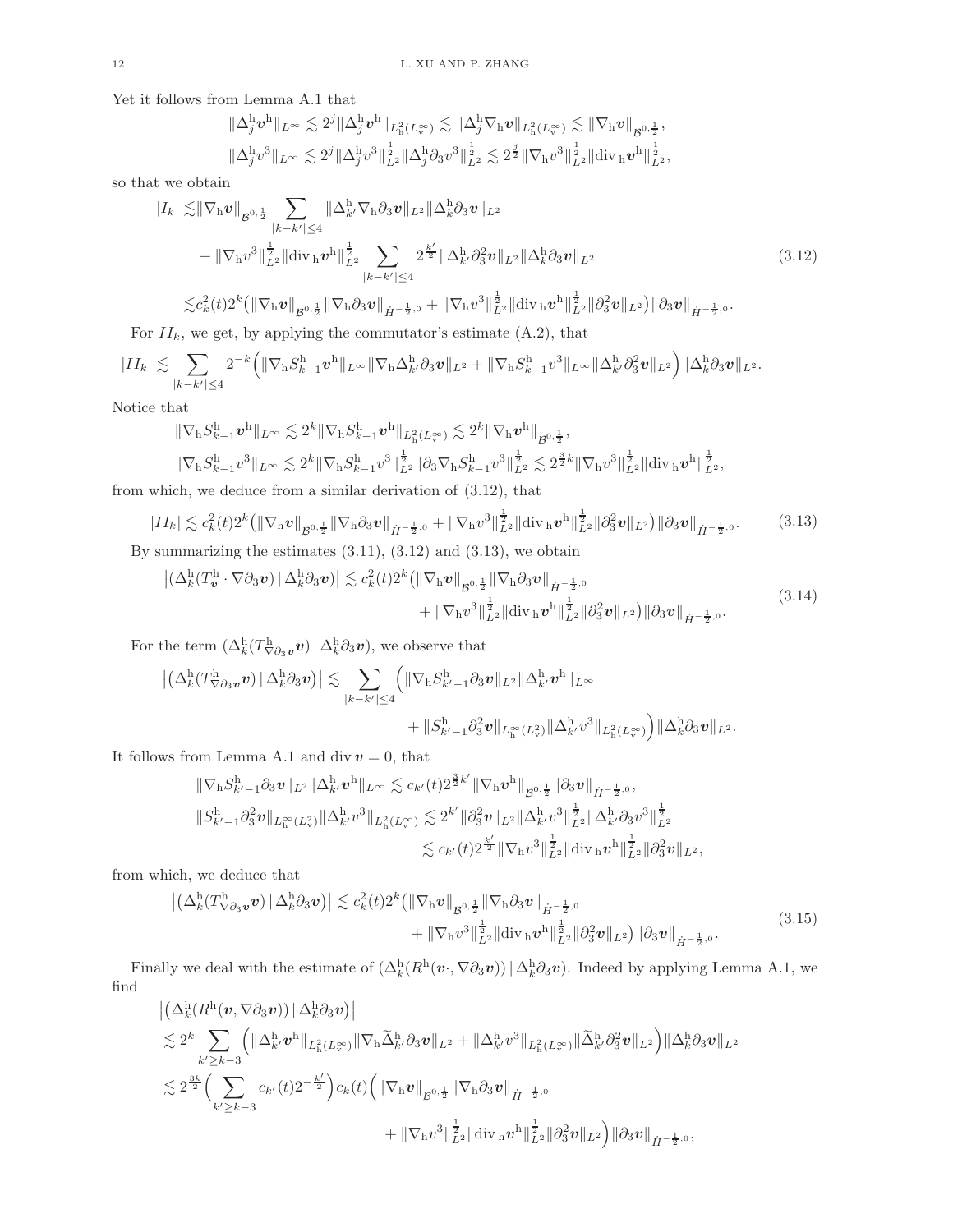Yet it follows from Lemma A.1 that

$$\|\Delta_j^{\rm h}\boldsymbol{v}^{\rm h}\|_{L^\infty}\lesssim 2^j\|\Delta_j^{\rm h}\boldsymbol{v}^{\rm h}\|_{L^2_{\rm h}(L^\infty_{\rm v})}\lesssim\|\Delta_j^{\rm h}\nabla_{\rm h}\boldsymbol{v}\|_{L^2_{\rm h}(L^\infty_{\rm v})}\lesssim\|\nabla_{\rm h}\boldsymbol{v}\|_{\mathcal{B}^{0,\frac12}},$$

$$\|\Delta_j^{\rm h}v^3\|_{L^\infty}\lesssim 2^j\|\Delta_j^{\rm h}v^3\|_{L^2}^{\frac12}\|\Delta_j^{\rm h}\partial_3v^3\|_{L^2}^{\frac12}\lesssim 2^{\frac j2}\|\nabla_{\rm h}v^3\|_{L^2}^{\frac12}\|{\rm div}_{\rm h}\boldsymbol{v}^{\rm h}\|_{L^2}^{\frac12},$$

so that we obtain

$$\begin{aligned}
|I_k|\lesssim&\|\nabla_{\rm h}\boldsymbol{v}\|_{\mathcal{B}^{0,\frac12}}\sum_{|k-k'|\leq4}\|\Delta_{k'}^{\rm h}\nabla_{\rm h}\partial_3\boldsymbol{v}\|_{L^2}\|\Delta_k^{\rm h}\partial_3\boldsymbol{v}\|_{L^2}\\
&+\|\nabla_{\rm h}v^3\|_{L^2}^{\frac12}\|{\rm div}_{\rm h}\boldsymbol{v}^{\rm h}\|_{L^2}^{\frac12}\sum_{|k-k'|\leq4}2^{\frac{k'}{2}}\|\Delta_{k'}^{\rm h}\partial_3^2\boldsymbol{v}\|_{L^2}\|\Delta_k^{\rm h}\partial_3\boldsymbol{v}\|_{L^2}\\
\lesssim& c_k^2(t)2^k\big(\|\nabla_{\rm h}\boldsymbol{v}\|_{\mathcal{B}^{0,\frac12}}\|\nabla_{\rm h}\partial_3\boldsymbol{v}\|_{\dot H^{-\frac12,0}}+\|\nabla_{\rm h}v^3\|_{L^2}^{\frac12}\|{\rm div}_{\rm h}\boldsymbol{v}^{\rm h}\|_{L^2}^{\frac12}\|\partial_3^2\boldsymbol{v}\|_{L^2}\big)\|\partial_3\boldsymbol{v}\|_{\dot H^{-\frac12,0}}.
\end{aligned}\tag{3.12}$$

For $II_k$, we get, by applying the commutator's estimate (A.2), that

$$|II_k|\lesssim\sum_{|k-k'|\leq4}2^{-k}\Big(\|\nabla_{\rm h}S_{k-1}^{\rm h}\boldsymbol{v}^{\rm h}\|_{L^\infty}\|\nabla_{\rm h}\Delta_{k'}^{\rm h}\partial_3\boldsymbol{v}\|_{L^2}+\|\nabla_{\rm h}S_{k-1}^{\rm h}v^3\|_{L^\infty}\|\Delta_{k'}^{\rm h}\partial_3^2\boldsymbol{v}\|_{L^2}\Big)\|\Delta_k^{\rm h}\partial_3\boldsymbol{v}\|_{L^2}.$$

Notice that

$$\|\nabla_{\rm h}S_{k-1}^{\rm h}\boldsymbol{v}^{\rm h}\|_{L^\infty}\lesssim 2^k\|\nabla_{\rm h}S_{k-1}^{\rm h}\boldsymbol{v}^{\rm h}\|_{L^2_{\rm h}(L^\infty_{\rm v})}\lesssim 2^k\|\nabla_{\rm h}\boldsymbol{v}^{\rm h}\|_{\mathcal{B}^{0,\frac12}},$$

$$\|\nabla_{\rm h}S_{k-1}^{\rm h}v^3\|_{L^\infty}\lesssim 2^k\|\nabla_{\rm h}S_{k-1}^{\rm h}v^3\|_{L^2}^{\frac12}\|\partial_3\nabla_{\rm h}S_{k-1}^{\rm h}v^3\|_{L^2}^{\frac12}\lesssim 2^{\frac32k}\|\nabla_{\rm h}v^3\|_{L^2}^{\frac12}\|{\rm div}_{\rm h}\boldsymbol{v}^{\rm h}\|_{L^2}^{\frac12},$$

from which, we deduce from a similar derivation of (3.12), that

$$|II_k|\lesssim c_k^2(t)2^k\big(\|\nabla_{\rm h}\boldsymbol{v}\|_{\mathcal{B}^{0,\frac12}}\|\nabla_{\rm h}\partial_3\boldsymbol{v}\|_{\dot H^{-\frac12,0}}+\|\nabla_{\rm h}v^3\|_{L^2}^{\frac12}\|{\rm div}_{\rm h}\boldsymbol{v}^{\rm h}\|_{L^2}^{\frac12}\|\partial_3^2\boldsymbol{v}\|_{L^2}\big)\|\partial_3\boldsymbol{v}\|_{\dot H^{-\frac12,0}}.\tag{3.13}$$

By summarizing the estimates (3.11), (3.12) and (3.13), we obtain

$$\begin{aligned}
\big|\big(\Delta_k^{\rm h}(T_{\boldsymbol{v}}^{\rm h}\cdot\nabla\partial_3\boldsymbol{v})\,|\,\Delta_k^{\rm h}\partial_3\boldsymbol{v}\big)\big|\lesssim& c_k^2(t)2^k\big(\|\nabla_{\rm h}\boldsymbol{v}\|_{\mathcal{B}^{0,\frac12}}\|\nabla_{\rm h}\partial_3\boldsymbol{v}\|_{\dot H^{-\frac12,0}}\\
&+\|\nabla_{\rm h}v^3\|_{L^2}^{\frac12}\|{\rm div}_{\rm h}\boldsymbol{v}^{\rm h}\|_{L^2}^{\frac12}\|\partial_3^2\boldsymbol{v}\|_{L^2}\big)\|\partial_3\boldsymbol{v}\|_{\dot H^{-\frac12,0}}.
\end{aligned}\tag{3.14}$$

For the term $\big(\Delta_k^{\rm h}(T_{\nabla\partial_3\boldsymbol{v}}^{\rm h}\boldsymbol{v})\,|\,\Delta_k^{\rm h}\partial_3\boldsymbol{v}\big)$, we observe that

$$\begin{aligned}
\big|\big(\Delta_k^{\rm h}(T_{\nabla\partial_3\boldsymbol{v}}^{\rm h}\boldsymbol{v})\,|\,\Delta_k^{\rm h}\partial_3\boldsymbol{v}\big)\big|\lesssim&\sum_{|k-k'|\leq4}\Big(\|\nabla_{\rm h}S_{k'-1}^{\rm h}\partial_3\boldsymbol{v}\|_{L^2}\|\Delta_{k'}^{\rm h}\boldsymbol{v}^{\rm h}\|_{L^\infty}\\
&+\|S_{k'-1}^{\rm h}\partial_3^2\boldsymbol{v}\|_{L^\infty_{\rm h}(L^2_{\rm v})}\|\Delta_{k'}^{\rm h}v^3\|_{L^2_{\rm h}(L^\infty_{\rm v})}\Big)\|\Delta_k^{\rm h}\partial_3\boldsymbol{v}\|_{L^2}.
\end{aligned}$$

It follows from Lemma A.1 and ${\rm div}\,\boldsymbol{v}=0$, that

$$\|\nabla_{\rm h}S_{k'-1}^{\rm h}\partial_3\boldsymbol{v}\|_{L^2}\|\Delta_{k'}^{\rm h}\boldsymbol{v}^{\rm h}\|_{L^\infty}\lesssim c_{k'}(t)2^{\frac32k'}\|\nabla_{\rm h}\boldsymbol{v}^{\rm h}\|_{\mathcal{B}^{0,\frac12}}\|\partial_3\boldsymbol{v}\|_{\dot H^{-\frac12,0}},$$

$$\begin{aligned}
\|S_{k'-1}^{\rm h}\partial_3^2\boldsymbol{v}\|_{L^\infty_{\rm h}(L^2_{\rm v})}\|\Delta_{k'}^{\rm h}v^3\|_{L^2_{\rm h}(L^\infty_{\rm v})}\lesssim& 2^{k'}\|\partial_3^2\boldsymbol{v}\|_{L^2}\|\Delta_{k'}^{\rm h}v^3\|_{L^2}^{\frac12}\|\Delta_{k'}^{\rm h}\partial_3v^3\|_{L^2}^{\frac12}\\
\lesssim& c_{k'}(t)2^{\frac{k'}{2}}\|\nabla_{\rm h}v^3\|_{L^2}^{\frac12}\|{\rm div}_{\rm h}\boldsymbol{v}^{\rm h}\|_{L^2}^{\frac12}\|\partial_3^2\boldsymbol{v}\|_{L^2},
\end{aligned}$$

from which, we deduce that

$$\begin{aligned}
\big|\big(\Delta_k^{\rm h}(T_{\nabla\partial_3\boldsymbol{v}}^{\rm h}\boldsymbol{v})\,|\,\Delta_k^{\rm h}\partial_3\boldsymbol{v}\big)\big|\lesssim& c_k^2(t)2^k\big(\|\nabla_{\rm h}\boldsymbol{v}\|_{\mathcal{B}^{0,\frac12}}\|\nabla_{\rm h}\partial_3\boldsymbol{v}\|_{\dot H^{-\frac12,0}}\\
&+\|\nabla_{\rm h}v^3\|_{L^2}^{\frac12}\|{\rm div}_{\rm h}\boldsymbol{v}^{\rm h}\|_{L^2}^{\frac12}\|\partial_3^2\boldsymbol{v}\|_{L^2}\big)\|\partial_3\boldsymbol{v}\|_{\dot H^{-\frac12,0}}.
\end{aligned}\tag{3.15}$$

Finally we deal with the estimate of $\big(\Delta_k^{\rm h}(R^{\rm h}(\boldsymbol{v}\cdot,\nabla\partial_3\boldsymbol{v}))\,|\,\Delta_k^{\rm h}\partial_3\boldsymbol{v}\big)$. Indeed by applying Lemma A.1, we find

$$\begin{aligned}
&\big|\big(\Delta_k^{\rm h}(R^{\rm h}(\boldsymbol{v},\nabla\partial_3\boldsymbol{v}))\,|\,\Delta_k^{\rm h}\partial_3\boldsymbol{v}\big)\big|\\
\lesssim& 2^k\sum_{k'\geq k-3}\Big(\|\Delta_{k'}^{\rm h}\boldsymbol{v}^{\rm h}\|_{L^2_{\rm h}(L^\infty_{\rm v})}\|\nabla_{\rm h}\widetilde{\Delta}_{k'}^{\rm h}\partial_3\boldsymbol{v}\|_{L^2}+\|\Delta_{k'}^{\rm h}v^3\|_{L^2_{\rm h}(L^\infty_{\rm v})}\|\widetilde{\Delta}_{k'}^{\rm h}\partial_3^2\boldsymbol{v}\|_{L^2}\Big)\|\Delta_k^{\rm h}\partial_3\boldsymbol{v}\|_{L^2}\\
\lesssim& 2^{\frac{3k}{2}}\Big(\sum_{k'\geq k-3}c_{k'}(t)2^{-\frac{k'}{2}}\Big)c_k(t)\Big(\|\nabla_{\rm h}\boldsymbol{v}\|_{\mathcal{B}^{0,\frac12}}\|\nabla_{\rm h}\partial_3\boldsymbol{v}\|_{\dot H^{-\frac12,0}}\\
&+\|\nabla_{\rm h}v^3\|_{L^2}^{\frac12}\|{\rm div}_{\rm h}\boldsymbol{v}^{\rm h}\|_{L^2}^{\frac12}\|\partial_3^2\boldsymbol{v}\|_{L^2}\Big)\|\partial_3\boldsymbol{v}\|_{\dot H^{-\frac12,0}},
\end{aligned}$$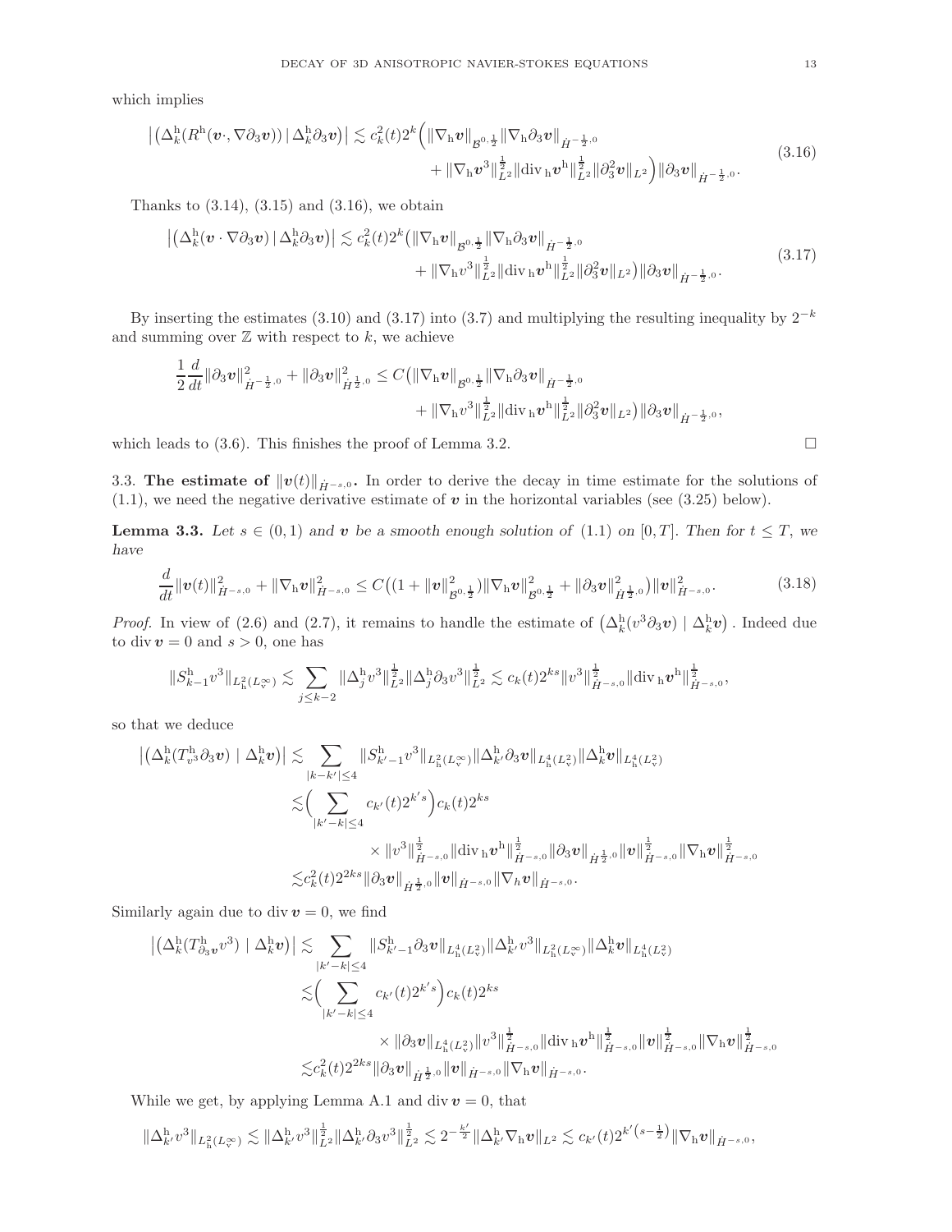which implies

$$
\begin{aligned}
\big|\big(\Delta_k^{\rm h}(R^{\rm h}(\boldsymbol{v}\cdot,\nabla\partial_3\boldsymbol{v}))\,|\,\Delta_k^{\rm h}\partial_3\boldsymbol{v}\big)\big| \lesssim c_k^2(t)2^k\Big(&\|\nabla_{\rm h}\boldsymbol{v}\|_{\mathcal{B}^{0,\frac12}}\|\nabla_{\rm h}\partial_3\boldsymbol{v}\|_{\dot H^{-\frac12,0}}\\
&+\|\nabla_{\rm h}v^3\|_{L^2}^{\frac12}\|{\rm div}_{\,\rm h}\boldsymbol{v}^{\rm h}\|_{L^2}^{\frac12}\|\partial_3^2\boldsymbol{v}\|_{L^2}\Big)\|\partial_3\boldsymbol{v}\|_{\dot H^{-\frac12,0}}.
\end{aligned}
\tag{3.16}
$$

Thanks to (3.14), (3.15) and (3.16), we obtain

$$
\begin{aligned}
\big|\big(\Delta_k^{\rm h}(\boldsymbol{v}\cdot\nabla\partial_3\boldsymbol{v})\,|\,\Delta_k^{\rm h}\partial_3\boldsymbol{v}\big)\big| \lesssim c_k^2(t)2^k\big(&\|\nabla_{\rm h}\boldsymbol{v}\|_{\mathcal{B}^{0,\frac12}}\|\nabla_{\rm h}\partial_3\boldsymbol{v}\|_{\dot H^{-\frac12,0}}\\
&+\|\nabla_{\rm h}v^3\|_{L^2}^{\frac12}\|{\rm div}_{\,\rm h}\boldsymbol{v}^{\rm h}\|_{L^2}^{\frac12}\|\partial_3^2\boldsymbol{v}\|_{L^2}\big)\|\partial_3\boldsymbol{v}\|_{\dot H^{-\frac12,0}}.
\end{aligned}
\tag{3.17}
$$

By inserting the estimates (3.10) and (3.17) into (3.7) and multiplying the resulting inequality by $2^{-k}$ and summing over $\mathbb{Z}$ with respect to $k$, we achieve

$$
\begin{aligned}
\frac12\frac{d}{dt}\|\partial_3\boldsymbol{v}\|_{\dot H^{-\frac12,0}}^2+\|\partial_3\boldsymbol{v}\|_{\dot H^{\frac12,0}}^2 \le C\big(&\|\nabla_{\rm h}\boldsymbol{v}\|_{\mathcal{B}^{0,\frac12}}\|\nabla_{\rm h}\partial_3\boldsymbol{v}\|_{\dot H^{-\frac12,0}}\\
&+\|\nabla_{\rm h}v^3\|_{L^2}^{\frac12}\|{\rm div}_{\,\rm h}\boldsymbol{v}^{\rm h}\|_{L^2}^{\frac12}\|\partial_3^2\boldsymbol{v}\|_{L^2}\big)\|\partial_3\boldsymbol{v}\|_{\dot H^{-\frac12,0}},
\end{aligned}
$$

which leads to (3.6). This finishes the proof of Lemma 3.2. □

3.3. **The estimate of $\|\boldsymbol{v}(t)\|_{\dot H^{-s,0}}$.** In order to derive the decay in time estimate for the solutions of (1.1), we need the negative derivative estimate of $\boldsymbol{v}$ in the horizontal variables (see (3.25) below).

**Lemma 3.3.** *Let $s\in(0,1)$ and $\boldsymbol{v}$ be a smooth enough solution of (1.1) on $[0,T]$. Then for $t\le T$, we have*

$$
\frac{d}{dt}\|\boldsymbol{v}(t)\|_{\dot H^{-s,0}}^2+\|\nabla_{\rm h}\boldsymbol{v}\|_{\dot H^{-s,0}}^2 \le C\big((1+\|\boldsymbol{v}\|_{\mathcal{B}^{0,\frac12}}^2)\|\nabla_{\rm h}\boldsymbol{v}\|_{\mathcal{B}^{0,\frac12}}^2+\|\partial_3\boldsymbol{v}\|_{\dot H^{\frac12,0}}^2\big)\|\boldsymbol{v}\|_{\dot H^{-s,0}}^2. \tag{3.18}
$$

*Proof.* In view of (2.6) and (2.7), it remains to handle the estimate of $\big(\Delta_k^{\rm h}(v^3\partial_3\boldsymbol{v})\mid\Delta_k^{\rm h}\boldsymbol{v}\big)$. Indeed due to ${\rm div}\,\boldsymbol{v}=0$ and $s>0$, one has

$$
\|S_{k-1}^{\rm h}v^3\|_{L^2_{\rm h}(L^\infty_{\rm v})}\lesssim\sum_{j\le k-2}\|\Delta_j^{\rm h}v^3\|_{L^2}^{\frac12}\|\Delta_j^{\rm h}\partial_3v^3\|_{L^2}^{\frac12}\lesssim c_k(t)2^{ks}\|v^3\|_{\dot H^{-s,0}}^{\frac12}\|{\rm div}_{\,\rm h}\boldsymbol{v}^{\rm h}\|_{\dot H^{-s,0}}^{\frac12},
$$

so that we deduce

$$
\begin{aligned}
\big|\big(\Delta_k^{\rm h}(T^{\rm h}_{v^3}\partial_3\boldsymbol{v})\mid\Delta_k^{\rm h}\boldsymbol{v}\big)\big| &\lesssim\sum_{|k-k'|\le4}\|S_{k'-1}^{\rm h}v^3\|_{L^2_{\rm h}(L^\infty_{\rm v})}\|\Delta_{k'}^{\rm h}\partial_3\boldsymbol{v}\|_{L^4_{\rm h}(L^2_{\rm v})}\|\Delta_k^{\rm h}\boldsymbol{v}\|_{L^4_{\rm h}(L^2_{\rm v})}\\
&\lesssim\Big(\sum_{|k'-k|\le4}c_{k'}(t)2^{k's}\Big)c_k(t)2^{ks}\\
&\qquad\times\|v^3\|_{\dot H^{-s,0}}^{\frac12}\|{\rm div}_{\,\rm h}\boldsymbol{v}^{\rm h}\|_{\dot H^{-s,0}}^{\frac12}\|\partial_3\boldsymbol{v}\|_{\dot H^{\frac12,0}}\|\boldsymbol{v}\|_{\dot H^{-s,0}}^{\frac12}\|\nabla_{\rm h}\boldsymbol{v}\|_{\dot H^{-s,0}}^{\frac12}\\
&\lesssim c_k^2(t)2^{2ks}\|\partial_3\boldsymbol{v}\|_{\dot H^{\frac12,0}}\|\boldsymbol{v}\|_{\dot H^{-s,0}}\|\nabla_h\boldsymbol{v}\|_{\dot H^{-s,0}}.
\end{aligned}
$$

Similarly again due to ${\rm div}\,\boldsymbol{v}=0$, we find

$$
\begin{aligned}
\big|\big(\Delta_k^{\rm h}(T^{\rm h}_{\partial_3\boldsymbol{v}}v^3)\mid\Delta_k^{\rm h}\boldsymbol{v}\big)\big| &\lesssim\sum_{|k'-k|\le4}\|S_{k'-1}^{\rm h}\partial_3\boldsymbol{v}\|_{L^4_{\rm h}(L^2_{\rm v})}\|\Delta_{k'}^{\rm h}v^3\|_{L^2_{\rm h}(L^\infty_{\rm v})}\|\Delta_k^{\rm h}\boldsymbol{v}\|_{L^4_{\rm h}(L^2_{\rm v})}\\
&\lesssim\Big(\sum_{|k'-k|\le4}c_{k'}(t)2^{k's}\Big)c_k(t)2^{ks}\\
&\qquad\times\|\partial_3\boldsymbol{v}\|_{L^4_{\rm h}(L^2_{\rm v})}\|v^3\|_{\dot H^{-s,0}}^{\frac12}\|{\rm div}_{\,\rm h}\boldsymbol{v}^{\rm h}\|_{\dot H^{-s,0}}^{\frac12}\|\boldsymbol{v}\|_{\dot H^{-s,0}}^{\frac12}\|\nabla_{\rm h}\boldsymbol{v}\|_{\dot H^{-s,0}}^{\frac12}\\
&\lesssim c_k^2(t)2^{2ks}\|\partial_3\boldsymbol{v}\|_{\dot H^{\frac12,0}}\|\boldsymbol{v}\|_{\dot H^{-s,0}}\|\nabla_{\rm h}\boldsymbol{v}\|_{\dot H^{-s,0}}.
\end{aligned}
$$

While we get, by applying Lemma A.1 and ${\rm div}\,\boldsymbol{v}=0$, that

$$
\|\Delta_{k'}^{\rm h}v^3\|_{L^2_{\rm h}(L^\infty_{\rm v})}\lesssim\|\Delta_{k'}^{\rm h}v^3\|_{L^2}^{\frac12}\|\Delta_{k'}^{\rm h}\partial_3v^3\|_{L^2}^{\frac12}\lesssim2^{-\frac{k'}{2}}\|\Delta_{k'}^{\rm h}\nabla_{\rm h}\boldsymbol{v}\|_{L^2}\lesssim c_{k'}(t)2^{k'\left(s-\frac12\right)}\|\nabla_{\rm h}\boldsymbol{v}\|_{\dot H^{-s,0}},
$$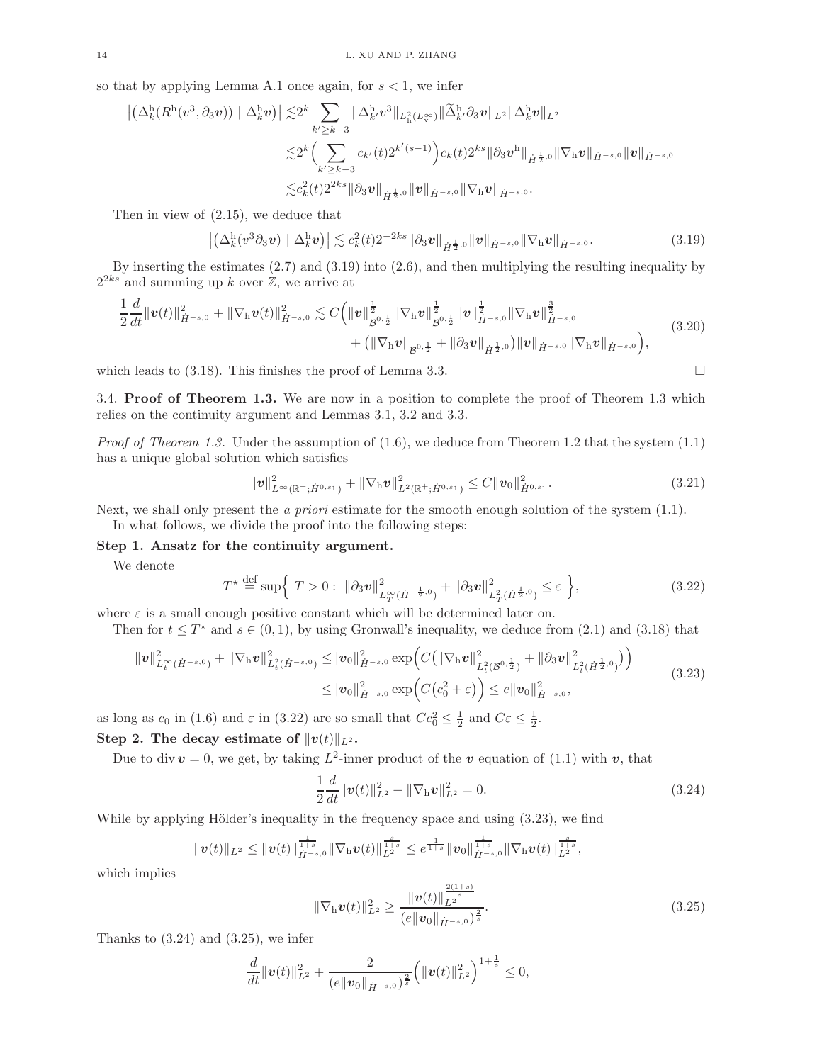so that by applying Lemma A.1 once again, for $s < 1$, we infer

$$
\begin{aligned}
\left|\left(\Delta_k^{\rm h}(R^{\rm h}(v^3, \partial_3 \boldsymbol{v})) \mid \Delta_k^{\rm h} \boldsymbol{v}\right)\right| \lesssim & 2^k \sum_{k' \geq k-3} \|\Delta_{k'}^{\rm h} v^3\|_{L^2_{\rm h}(L^\infty_{\rm v})} \|\widetilde{\Delta}_{k'}^{\rm h} \partial_3 \boldsymbol{v}\|_{L^2} \|\Delta_k^{\rm h} \boldsymbol{v}\|_{L^2} \\
\lesssim & 2^k \Big(\sum_{k' \geq k-3} c_{k'}(t) 2^{k'(s-1)}\Big) c_k(t) 2^{ks} \|\partial_3 \boldsymbol{v}^{\rm h}\|_{\dot{H}^{\frac{1}{2},0}} \|\nabla_{\rm h} \boldsymbol{v}\|_{\dot{H}^{-s,0}} \|\boldsymbol{v}\|_{\dot{H}^{-s,0}} \\
\lesssim & c_k^2(t) 2^{2ks} \|\partial_3 \boldsymbol{v}\|_{\dot{H}^{\frac{1}{2},0}} \|\boldsymbol{v}\|_{\dot{H}^{-s,0}} \|\nabla_{\rm h} \boldsymbol{v}\|_{\dot{H}^{-s,0}}.
\end{aligned}
$$

Then in view of (2.15), we deduce that

$$
\left|\left(\Delta_k^{\rm h}(v^3 \partial_3 \boldsymbol{v}) \mid \Delta_k^{\rm h} \boldsymbol{v}\right)\right| \lesssim c_k^2(t) 2^{-2ks} \|\partial_3 \boldsymbol{v}\|_{\dot{H}^{\frac{1}{2},0}} \|\boldsymbol{v}\|_{\dot{H}^{-s,0}} \|\nabla_{\rm h} \boldsymbol{v}\|_{\dot{H}^{-s,0}}. \tag{3.19}
$$

By inserting the estimates (2.7) and (3.19) into (2.6), and then multiplying the resulting inequality by $2^{2ks}$ and summing up $k$ over $\mathbb{Z}$, we arrive at

$$
\begin{aligned}
\frac{1}{2} \frac{d}{dt} \|\boldsymbol{v}(t)\|_{\dot{H}^{-s,0}}^2 + \|\nabla_{\rm h} \boldsymbol{v}(t)\|_{\dot{H}^{-s,0}}^2 \lesssim C\Big( & \|\boldsymbol{v}\|_{\mathcal{B}^{0,\frac{1}{2}}}^{\frac{1}{2}} \|\nabla_{\rm h} \boldsymbol{v}\|_{\mathcal{B}^{0,\frac{1}{2}}}^{\frac{1}{2}} \|\boldsymbol{v}\|_{\dot{H}^{-s,0}}^{\frac{1}{2}} \|\nabla_{\rm h} \boldsymbol{v}\|_{\dot{H}^{-s,0}}^{\frac{3}{2}} \\
& + \big(\|\nabla_{\rm h} \boldsymbol{v}\|_{\mathcal{B}^{0,\frac{1}{2}}} + \|\partial_3 \boldsymbol{v}\|_{\dot{H}^{\frac{1}{2},0}}\big) \|\boldsymbol{v}\|_{\dot{H}^{-s,0}} \|\nabla_{\rm h} \boldsymbol{v}\|_{\dot{H}^{-s,0}}\Big),
\end{aligned} \tag{3.20}
$$

which leads to (3.18). This finishes the proof of Lemma 3.3. $\square$

3.4. **Proof of Theorem 1.3.** We are now in a position to complete the proof of Theorem 1.3 which relies on the continuity argument and Lemmas 3.1, 3.2 and 3.3.

*Proof of Theorem 1.3.* Under the assumption of (1.6), we deduce from Theorem 1.2 that the system (1.1) has a unique global solution which satisfies

$$
\|\boldsymbol{v}\|_{L^\infty(\mathbb{R}^+;\dot{H}^{0,s_1})}^2 + \|\nabla_{\rm h} \boldsymbol{v}\|_{L^2(\mathbb{R}^+;\dot{H}^{0,s_1})}^2 \leq C\|\boldsymbol{v}_0\|_{\dot{H}^{0,s_1}}^2. \tag{3.21}
$$

Next, we shall only present the *a priori* estimate for the smooth enough solution of the system (1.1).

In what follows, we divide the proof into the following steps:

**Step 1. Ansatz for the continuity argument.**

We denote

$$
T^\star \stackrel{\text{def}}{=} \sup\Big\{ T > 0: \ \|\partial_3 \boldsymbol{v}\|_{L^\infty_T(\dot{H}^{-\frac{1}{2},0})}^2 + \|\partial_3 \boldsymbol{v}\|_{L^2_T(\dot{H}^{\frac{1}{2},0})}^2 \leq \varepsilon \ \Big\}, \tag{3.22}
$$

where $\varepsilon$ is a small enough positive constant which will be determined later on.

Then for $t \leq T^\star$ and $s \in (0,1)$, by using Gronwall's inequality, we deduce from (2.1) and (3.18) that

$$
\begin{aligned}
\|\boldsymbol{v}\|_{L^\infty_t(\dot{H}^{-s,0})}^2 + \|\nabla_{\rm h} \boldsymbol{v}\|_{L^2_t(\dot{H}^{-s,0})}^2 \leq & \|\boldsymbol{v}_0\|_{\dot{H}^{-s,0}}^2 \exp\Big(C\big(\|\nabla_{\rm h} \boldsymbol{v}\|_{L^2_t(\mathcal{B}^{0,\frac{1}{2}})}^2 + \|\partial_3 \boldsymbol{v}\|_{L^2_t(\dot{H}^{\frac{1}{2},0})}^2\big)\Big) \\
\leq & \|\boldsymbol{v}_0\|_{\dot{H}^{-s,0}}^2 \exp\Big(C\big(c_0^2 + \varepsilon\big)\Big) \leq e\|\boldsymbol{v}_0\|_{\dot{H}^{-s,0}}^2,
\end{aligned} \tag{3.23}
$$

as long as $c_0$ in (1.6) and $\varepsilon$ in (3.22) are so small that $Cc_0^2 \leq \frac{1}{2}$ and $C\varepsilon \leq \frac{1}{2}$.

**Step 2. The decay estimate of $\|\boldsymbol{v}(t)\|_{L^2}$.**

Due to $\operatorname{div} \boldsymbol{v} = 0$, we get, by taking $L^2$-inner product of the $\boldsymbol{v}$ equation of (1.1) with $\boldsymbol{v}$, that

$$
\frac{1}{2} \frac{d}{dt} \|\boldsymbol{v}(t)\|_{L^2}^2 + \|\nabla_{\rm h} \boldsymbol{v}\|_{L^2}^2 = 0. \tag{3.24}
$$

While by applying Hölder's inequality in the frequency space and using (3.23), we find

$$
\|\boldsymbol{v}(t)\|_{L^2} \leq \|\boldsymbol{v}(t)\|_{\dot{H}^{-s,0}}^{\frac{1}{1+s}} \|\nabla_{\rm h} \boldsymbol{v}(t)\|_{L^2}^{\frac{s}{1+s}} \leq e^{\frac{1}{1+s}} \|\boldsymbol{v}_0\|_{\dot{H}^{-s,0}}^{\frac{1}{1+s}} \|\nabla_{\rm h} \boldsymbol{v}(t)\|_{L^2}^{\frac{s}{1+s}},
$$

which implies

$$
\|\nabla_{\rm h} \boldsymbol{v}(t)\|_{L^2}^2 \geq \frac{\|\boldsymbol{v}(t)\|_{L^2}^{\frac{2(1+s)}{s}}}{(e\|\boldsymbol{v}_0\|_{\dot{H}^{-s,0}})^{\frac{2}{s}}}. \tag{3.25}
$$

Thanks to (3.24) and (3.25), we infer

$$
\frac{d}{dt} \|\boldsymbol{v}(t)\|_{L^2}^2 + \frac{2}{(e\|\boldsymbol{v}_0\|_{\dot{H}^{-s,0}})^{\frac{2}{s}}} \Big(\|\boldsymbol{v}(t)\|_{L^2}^2\Big)^{1+\frac{1}{s}} \leq 0,
$$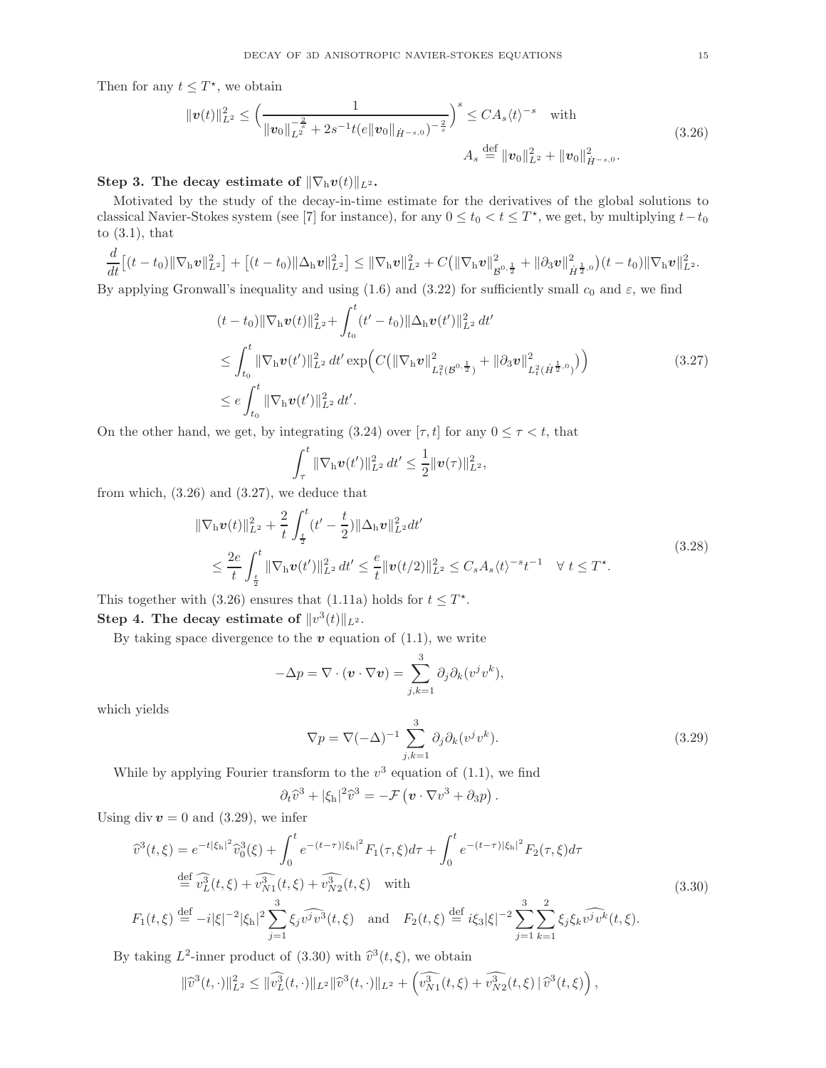Then for any $t \leq T^\star$, we obtain

$$
\|\boldsymbol{v}(t)\|_{L^2}^2 \leq \Big(\frac{1}{\|\boldsymbol{v}_0\|_{L^2}^{-\frac{2}{s}} + 2s^{-1}t(e\|\boldsymbol{v}_0\|_{\dot H^{-s,0}})^{-\frac{2}{s}}}\Big)^s \leq CA_s\langle t\rangle^{-s} \quad \text{with} \quad A_s \stackrel{\text{def}}{=} \|\boldsymbol{v}_0\|_{L^2}^2 + \|\boldsymbol{v}_0\|_{\dot H^{-s,0}}^2. \tag{3.26}
$$

**Step 3. The decay estimate of $\|\nabla_{\rm h}\boldsymbol{v}(t)\|_{L^2}$.**

Motivated by the study of the decay-in-time estimate for the derivatives of the global solutions to classical Navier-Stokes system (see [7] for instance), for any $0 \leq t_0 < t \leq T^\star$, we get, by multiplying $t - t_0$ to (3.1), that

$$
\frac{d}{dt}\big[(t-t_0)\|\nabla_{\rm h}\boldsymbol{v}\|_{L^2}^2\big] + \big[(t-t_0)\|\Delta_{\rm h}\boldsymbol{v}\|_{L^2}^2\big] \leq \|\nabla_{\rm h}\boldsymbol{v}\|_{L^2}^2 + C\big(\|\nabla_{\rm h}\boldsymbol{v}\|_{\mathcal{B}^{0,\frac12}}^2 + \|\partial_3\boldsymbol{v}\|_{\dot H^{\frac12,0}}^2\big)(t-t_0)\|\nabla_{\rm h}\boldsymbol{v}\|_{L^2}^2.
$$

By applying Gronwall's inequality and using (1.6) and (3.22) for sufficiently small $c_0$ and $\varepsilon$, we find

$$
\begin{aligned}
(t-t_0)\|\nabla_{\rm h}\boldsymbol{v}(t)\|_{L^2}^2 + &\int_{t_0}^t (t'-t_0)\|\Delta_{\rm h}\boldsymbol{v}(t')\|_{L^2}^2\,dt' \\
&\leq \int_{t_0}^t \|\nabla_{\rm h}\boldsymbol{v}(t')\|_{L^2}^2\,dt' \exp\Big(C\big(\|\nabla_{\rm h}\boldsymbol{v}\|_{L^2_t(\mathcal{B}^{0,\frac12})}^2 + \|\partial_3\boldsymbol{v}\|_{L^2_t(\dot H^{\frac12,0})}^2\big)\Big) \\
&\leq e\int_{t_0}^t \|\nabla_{\rm h}\boldsymbol{v}(t')\|_{L^2}^2\,dt'.
\end{aligned} \tag{3.27}
$$

On the other hand, we get, by integrating (3.24) over $[\tau, t]$ for any $0 \leq \tau < t$, that

$$
\int_\tau^t \|\nabla_{\rm h}\boldsymbol{v}(t')\|_{L^2}^2\,dt' \leq \frac{1}{2}\|\boldsymbol{v}(\tau)\|_{L^2}^2,
$$

from which, (3.26) and (3.27), we deduce that

$$
\begin{aligned}
&\|\nabla_{\rm h}\boldsymbol{v}(t)\|_{L^2}^2 + \frac{2}{t}\int_{\frac{t}{2}}^t (t' - \frac{t}{2})\|\Delta_{\rm h}\boldsymbol{v}\|_{L^2}^2 dt' \\
&\qquad \leq \frac{2e}{t}\int_{\frac{t}{2}}^t \|\nabla_{\rm h}\boldsymbol{v}(t')\|_{L^2}^2\,dt' \leq \frac{e}{t}\|\boldsymbol{v}(t/2)\|_{L^2}^2 \leq C_sA_s\langle t\rangle^{-s}t^{-1} \quad \forall\, t \leq T^\star.
\end{aligned} \tag{3.28}
$$

This together with (3.26) ensures that (1.11a) holds for $t \leq T^\star$.

**Step 4. The decay estimate of $\|v^3(t)\|_{L^2}$.**

By taking space divergence to the $\boldsymbol{v}$ equation of (1.1), we write

$$
-\Delta p = \nabla\cdot(\boldsymbol{v}\cdot\nabla\boldsymbol{v}) = \sum_{j,k=1}^3 \partial_j\partial_k(v^jv^k),
$$

which yields

$$
\nabla p = \nabla(-\Delta)^{-1}\sum_{j,k=1}^3 \partial_j\partial_k(v^jv^k). \tag{3.29}
$$

While by applying Fourier transform to the $v^3$ equation of (1.1), we find

$$
\partial_t\widehat{v}^3 + |\xi_{\rm h}|^2\widehat{v}^3 = -\mathcal{F}\left(\boldsymbol{v}\cdot\nabla v^3 + \partial_3 p\right).
$$

Using ${\rm div}\,\boldsymbol{v} = 0$ and (3.29), we infer

$$
\begin{aligned}
\widehat{v}^3(t,\xi) &= e^{-t|\xi_{\rm h}|^2}\widehat{v}^3_0(\xi) + \int_0^t e^{-(t-\tau)|\xi_{\rm h}|^2}F_1(\tau,\xi)d\tau + \int_0^t e^{-(t-\tau)|\xi_{\rm h}|^2}F_2(\tau,\xi)d\tau \\
&\stackrel{\text{def}}{=} \widehat{v^3_L}(t,\xi) + \widehat{v^3_{N1}}(t,\xi) + \widehat{v^3_{N2}}(t,\xi) \quad \text{with} \\
F_1(t,\xi) &\stackrel{\text{def}}{=} -i|\xi|^{-2}|\xi_{\rm h}|^2\sum_{j=1}^3 \xi_j\widehat{v^jv^3}(t,\xi) \quad \text{and} \quad F_2(t,\xi) \stackrel{\text{def}}{=} i\xi_3|\xi|^{-2}\sum_{j=1}^3\sum_{k=1}^2 \xi_j\xi_k\widehat{v^jv^k}(t,\xi).
\end{aligned} \tag{3.30}
$$

By taking $L^2$-inner product of (3.30) with $\widehat{v}^3(t,\xi)$, we obtain

$$
\|\widehat{v}^3(t,\cdot)\|_{L^2}^2 \leq \|\widehat{v^3_L}(t,\cdot)\|_{L^2}\|\widehat{v}^3(t,\cdot)\|_{L^2} + \Big(\widehat{v^3_{N1}}(t,\xi) + \widehat{v^3_{N2}}(t,\xi)\,|\,\widehat{v}^3(t,\xi)\Big),
$$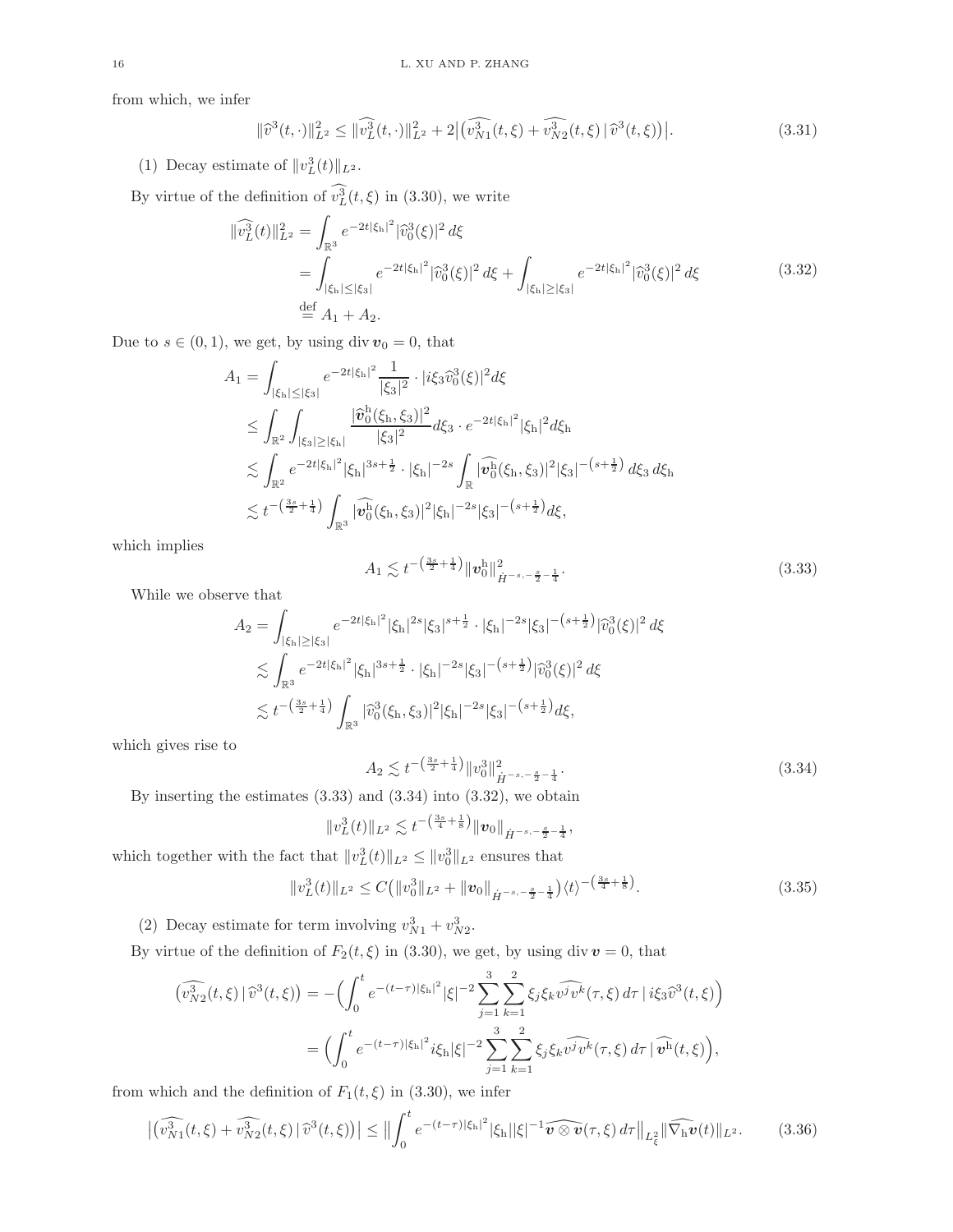from which, we infer

$$\|\widehat{v}^3(t,\cdot)\|_{L^2}^2 \leq \|\widehat{v_L^3}(t,\cdot)\|_{L^2}^2 + 2\big|\big(\widehat{v_{N1}^3}(t,\xi) + \widehat{v_{N2}^3}(t,\xi)\,|\,\widehat{v}^3(t,\xi)\big)\big|. \tag{3.31}$$

(1) Decay estimate of $\|v_L^3(t)\|_{L^2}$.

By virtue of the definition of $\widehat{v_L^3}(t,\xi)$ in (3.30), we write

$$\begin{aligned}
\|\widehat{v_L^3}(t)\|_{L^2}^2 &= \int_{\mathbb{R}^3} e^{-2t|\xi_{\rm h}|^2}|\widehat{v}_0^3(\xi)|^2\,d\xi \\
&= \int_{|\xi_{\rm h}|\leq|\xi_3|} e^{-2t|\xi_{\rm h}|^2}|\widehat{v}_0^3(\xi)|^2\,d\xi + \int_{|\xi_{\rm h}|\geq|\xi_3|} e^{-2t|\xi_{\rm h}|^2}|\widehat{v}_0^3(\xi)|^2\,d\xi \\
&\overset{\text{def}}{=} A_1 + A_2.
\end{aligned} \tag{3.32}$$

Due to $s\in(0,1)$, we get, by using $\operatorname{div}\boldsymbol{v}_0 = 0$, that

$$\begin{aligned}
A_1 &= \int_{|\xi_{\rm h}|\leq|\xi_3|} e^{-2t|\xi_{\rm h}|^2}\frac{1}{|\xi_3|^2}\cdot|i\xi_3\widehat{v}_0^3(\xi)|^2 d\xi \\
&\leq \int_{\mathbb{R}^2}\int_{|\xi_3|\geq|\xi_{\rm h}|}\frac{|\widehat{\boldsymbol{v}}_0^{\rm h}(\xi_{\rm h},\xi_3)|^2}{|\xi_3|^2}d\xi_3\cdot e^{-2t|\xi_{\rm h}|^2}|\xi_{\rm h}|^2 d\xi_{\rm h} \\
&\lesssim \int_{\mathbb{R}^2} e^{-2t|\xi_{\rm h}|^2}|\xi_{\rm h}|^{3s+\frac{1}{2}}\cdot|\xi_{\rm h}|^{-2s}\int_{\mathbb{R}}|\widehat{\boldsymbol{v}_0^{\rm h}}(\xi_{\rm h},\xi_3)|^2|\xi_3|^{-\left(s+\frac{1}{2}\right)}\,d\xi_3\,d\xi_{\rm h} \\
&\lesssim t^{-\left(\frac{3s}{2}+\frac{1}{4}\right)}\int_{\mathbb{R}^3}|\widehat{\boldsymbol{v}_0^{\rm h}}(\xi_{\rm h},\xi_3)|^2|\xi_{\rm h}|^{-2s}|\xi_3|^{-\left(s+\frac{1}{2}\right)}d\xi,
\end{aligned}$$

which implies

$$A_1 \lesssim t^{-\left(\frac{3s}{2}+\frac{1}{4}\right)}\|\boldsymbol{v}_0^{\rm h}\|_{\dot{H}^{-s,-\frac{s}{2}-\frac{1}{4}}}^2. \tag{3.33}$$

While we observe that

$$\begin{aligned}
A_2 &= \int_{|\xi_{\rm h}|\geq|\xi_3|} e^{-2t|\xi_{\rm h}|^2}|\xi_{\rm h}|^{2s}|\xi_3|^{s+\frac{1}{2}}\cdot|\xi_{\rm h}|^{-2s}|\xi_3|^{-\left(s+\frac{1}{2}\right)}|\widehat{v}_0^3(\xi)|^2\,d\xi \\
&\lesssim \int_{\mathbb{R}^3} e^{-2t|\xi_{\rm h}|^2}|\xi_{\rm h}|^{3s+\frac{1}{2}}\cdot|\xi_{\rm h}|^{-2s}|\xi_3|^{-\left(s+\frac{1}{2}\right)}|\widehat{v}_0^3(\xi)|^2\,d\xi \\
&\lesssim t^{-\left(\frac{3s}{2}+\frac{1}{4}\right)}\int_{\mathbb{R}^3}|\widehat{v}_0^3(\xi_{\rm h},\xi_3)|^2|\xi_{\rm h}|^{-2s}|\xi_3|^{-\left(s+\frac{1}{2}\right)}d\xi,
\end{aligned}$$

which gives rise to

$$A_2 \lesssim t^{-\left(\frac{3s}{2}+\frac{1}{4}\right)}\|v_0^3\|_{\dot{H}^{-s,-\frac{s}{2}-\frac{1}{4}}}^2. \tag{3.34}$$

By inserting the estimates (3.33) and (3.34) into (3.32), we obtain

$$\|v_L^3(t)\|_{L^2} \lesssim t^{-\left(\frac{3s}{4}+\frac{1}{8}\right)}\|\boldsymbol{v}_0\|_{\dot{H}^{-s,-\frac{s}{2}-\frac{1}{4}}},$$

which together with the fact that $\|v_L^3(t)\|_{L^2}\leq\|v_0^3\|_{L^2}$ ensures that

$$\|v_L^3(t)\|_{L^2} \leq C\big(\|v_0^3\|_{L^2} + \|\boldsymbol{v}_0\|_{\dot{H}^{-s,-\frac{s}{2}-\frac{1}{4}}}\big)\langle t\rangle^{-\left(\frac{3s}{4}+\frac{1}{8}\right)}. \tag{3.35}$$

(2) Decay estimate for term involving $v_{N1}^3 + v_{N2}^3$.

By virtue of the definition of $F_2(t,\xi)$ in (3.30), we get, by using $\operatorname{div}\boldsymbol{v}=0$, that

$$\begin{aligned}
\big(\widehat{v_{N2}^3}(t,\xi)\,|\,\widehat{v}^3(t,\xi)\big) &= -\Big(\int_0^t e^{-(t-\tau)|\xi_{\rm h}|^2}|\xi|^{-2}\sum_{j=1}^3\sum_{k=1}^2\xi_j\xi_k\widehat{v^jv^k}(\tau,\xi)\,d\tau\,|\,i\xi_3\widehat{v}^3(t,\xi)\Big) \\
&= \Big(\int_0^t e^{-(t-\tau)|\xi_{\rm h}|^2}i\xi_{\rm h}|\xi|^{-2}\sum_{j=1}^3\sum_{k=1}^2\xi_j\xi_k\widehat{v^jv^k}(\tau,\xi)\,d\tau\,|\,\widehat{\boldsymbol{v}^{\rm h}}(t,\xi)\Big),
\end{aligned}$$

from which and the definition of $F_1(t,\xi)$ in (3.30), we infer

$$\big|\big(\widehat{v_{N1}^3}(t,\xi) + \widehat{v_{N2}^3}(t,\xi)\,|\,\widehat{v}^3(t,\xi)\big)\big| \leq \Big\|\int_0^t e^{-(t-\tau)|\xi_{\rm h}|^2}|\xi_{\rm h}||\xi|^{-1}\widehat{\boldsymbol{v}\otimes\boldsymbol{v}}(\tau,\xi)\,d\tau\Big\|_{L_\xi^2}\|\widehat{\nabla_{\rm h}\boldsymbol{v}}(t)\|_{L^2}. \tag{3.36}$$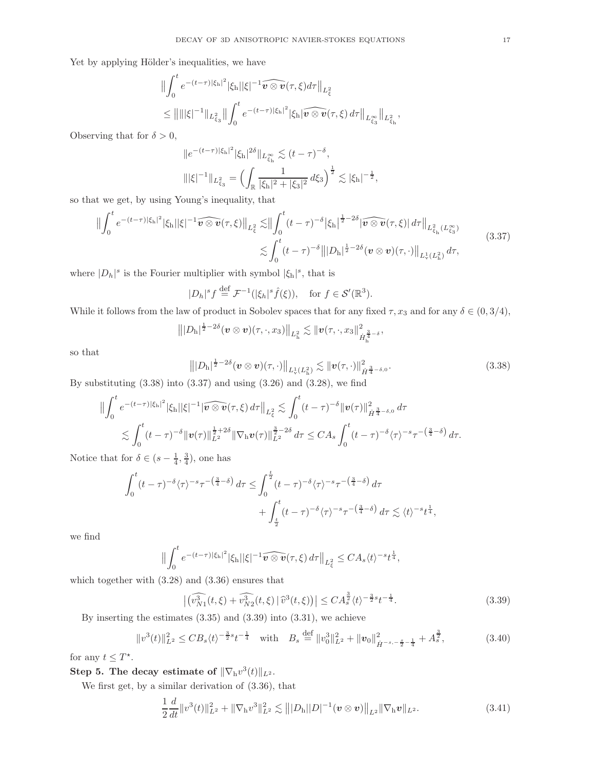Yet by applying Hölder's inequalities, we have

$$
\begin{aligned}
&\Big\|\int_0^t e^{-(t-\tau)|\xi_{\rm h}|^2}|\xi_{\rm h}||\xi|^{-1}\widehat{\boldsymbol{v}\otimes\boldsymbol{v}}(\tau,\xi)d\tau\Big\|_{L^2_\xi}\\
&\leq \Big\|\||\xi|^{-1}\|_{L^2_{\xi_3}}\Big\|\int_0^t e^{-(t-\tau)|\xi_{\rm h}|^2}|\xi_{\rm h}|\widehat{\boldsymbol{v}\otimes\boldsymbol{v}}(\tau,\xi)\,d\tau\Big\|_{L^\infty_{\xi_3}}\Big\|_{L^2_{\xi_{\rm h}}},
\end{aligned}
$$

Observing that for $\delta>0$,

$$
\begin{aligned}
&\|e^{-(t-\tau)|\xi_{\rm h}|^2}|\xi_{\rm h}|^{2\delta}\|_{L^\infty_{\xi_{\rm h}}}\lesssim (t-\tau)^{-\delta},\\
&\||\xi|^{-1}\|_{L^2_{\xi_3}}=\Big(\int_{\mathbb{R}}\frac{1}{|\xi_{\rm h}|^2+|\xi_3|^2}\,d\xi_3\Big)^{\frac12}\lesssim |\xi_{\rm h}|^{-\frac12},
\end{aligned}
$$

so that we get, by using Young's inequality, that

$$
\begin{aligned}
\Big\|\int_0^t e^{-(t-\tau)|\xi_{\rm h}|^2}|\xi_{\rm h}||\xi|^{-1}\widehat{\boldsymbol{v}\otimes\boldsymbol{v}}(\tau,\xi)\Big\|_{L^2_\xi}&\lesssim\Big\|\int_0^t (t-\tau)^{-\delta}\big|\xi_{\rm h}\big|^{\frac12-2\delta}|\widehat{\boldsymbol{v}\otimes\boldsymbol{v}}(\tau,\xi)|\,d\tau\Big\|_{L^2_{\xi_{\rm h}}(L^\infty_{\xi_3})}\\
&\lesssim\int_0^t (t-\tau)^{-\delta}\big\||D_{\rm h}|^{\frac12-2\delta}(\boldsymbol{v}\otimes\boldsymbol{v})(\tau,\cdot)\big\|_{L^1_{\rm v}(L^2_{\rm h})}\,d\tau,
\end{aligned}
\tag{3.37}
$$

where $|D_h|^s$ is the Fourier multiplier with symbol $|\xi_{\rm h}|^s$, that is

$$
|D_h|^s f\stackrel{\text{def}}{=}\mathcal{F}^{-1}(|\xi_h|^s\hat{f}(\xi)),\quad \text{for } f\in\mathcal{S}'(\mathbb{R}^3).
$$

While it follows from the law of product in Sobolev spaces that for any fixed $\tau, x_3$ and for any $\delta\in(0,3/4)$,

$$
\big\||D_{\rm h}|^{\frac12-2\delta}(\boldsymbol{v}\otimes\boldsymbol{v})(\tau,\cdot,x_3)\big\|_{L^2_{\rm h}}\lesssim\|\boldsymbol{v}(\tau,\cdot,x_3)\|^2_{\dot H^{\frac34-\delta}_{\rm h}},
$$

so that

$$
\big\||D_{\rm h}|^{\frac12-2\delta}(\boldsymbol{v}\otimes\boldsymbol{v})(\tau,\cdot)\big\|_{L^1_{\rm v}(L^2_{\rm h})}\lesssim\|\boldsymbol{v}(\tau,\cdot)\|^2_{\dot H^{\frac34-\delta,0}}.
\tag{3.38}
$$

By substituting (3.38) into (3.37) and using (3.26) and (3.28), we find

$$
\begin{aligned}
\Big\|\int_0^t e^{-(t-\tau)|\xi_{\rm h}|^2}|\xi_{\rm h}||\xi|^{-1}|\widehat{\boldsymbol{v}\otimes\boldsymbol{v}}(\tau,\xi)\,d\tau\Big\|_{L^2_\xi}&\lesssim\int_0^t (t-\tau)^{-\delta}\|\boldsymbol{v}(\tau)\|^2_{\dot H^{\frac34-\delta,0}}\,d\tau\\
\lesssim\int_0^t (t-\tau)^{-\delta}\|\boldsymbol{v}(\tau)\|_{L^2}^{\frac12+2\delta}\|\nabla_{\rm h}\boldsymbol{v}(\tau)\|_{L^2}^{\frac32-2\delta}\,d\tau&\leq CA_s\int_0^t (t-\tau)^{-\delta}\langle\tau\rangle^{-s}\tau^{-\left(\frac34-\delta\right)}\,d\tau.
\end{aligned}
$$

Notice that for $\delta\in(s-\frac14,\frac34)$, one has

$$
\begin{aligned}
\int_0^t (t-\tau)^{-\delta}\langle\tau\rangle^{-s}\tau^{-\left(\frac34-\delta\right)}\,d\tau\leq&\int_0^{\frac t2}(t-\tau)^{-\delta}\langle\tau\rangle^{-s}\tau^{-\left(\frac34-\delta\right)}\,d\tau\\
&+\int_{\frac t2}^t (t-\tau)^{-\delta}\langle\tau\rangle^{-s}\tau^{-\left(\frac34-\delta\right)}\,d\tau\lesssim\langle t\rangle^{-s}t^{\frac14},
\end{aligned}
$$

we find

$$
\Big\|\int_0^t e^{-(t-\tau)|\xi_{\rm h}|^2}|\xi_{\rm h}||\xi|^{-1}\widehat{\boldsymbol{v}\otimes\boldsymbol{v}}(\tau,\xi)\,d\tau\Big\|_{L^2_\xi}\leq CA_s\langle t\rangle^{-s}t^{\frac14},
$$

which together with (3.28) and (3.36) ensures that

$$
\big|\big(\widehat{v^3_{N1}}(t,\xi)+\widehat{v^3_{N2}}(t,\xi)\,|\,\widehat{v}^3(t,\xi)\big)\big|\leq CA_s^{\frac32}\langle t\rangle^{-\frac32 s}t^{-\frac14}.
\tag{3.39}
$$

By inserting the estimates (3.35) and (3.39) into (3.31), we achieve

$$
\|v^3(t)\|^2_{L^2}\leq CB_s\langle t\rangle^{-\frac32 s}t^{-\frac14}\quad\text{with}\quad B_s\stackrel{\text{def}}{=}\|v^3_0\|^2_{L^2}+\|\boldsymbol{v}_0\|^2_{\dot H^{-s,-\frac s2-\frac14}}+A_s^{\frac32},
\tag{3.40}
$$

for any $t\leq T^\star$.

**Step 5. The decay estimate of $\|\nabla_{\rm h}v^3(t)\|_{L^2}$.**

We first get, by a similar derivation of (3.36), that

$$
\frac12\frac{d}{dt}\|v^3(t)\|^2_{L^2}+\|\nabla_{\rm h}v^3\|^2_{L^2}\lesssim\big\||D_{\rm h}||D|^{-1}(\boldsymbol{v}\otimes\boldsymbol{v})\big\|_{L^2}\|\nabla_{\rm h}\boldsymbol{v}\|_{L^2}.
\tag{3.41}
$$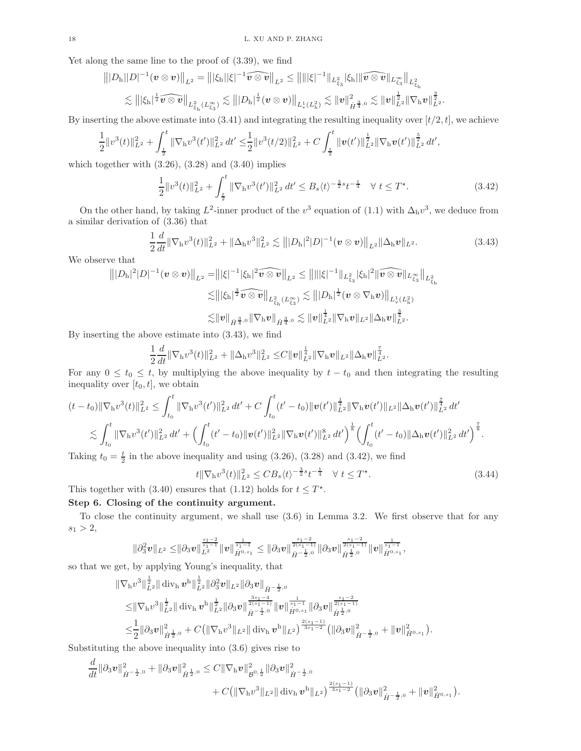Yet along the same line to the proof of (3.39), we find

$$
\begin{aligned}
\big\||D_{\rm h}||D|^{-1}(\boldsymbol{v}\otimes\boldsymbol{v})\big\|_{L^2} &= \big\||\xi_{\rm h}||\xi|^{-1}\widehat{\boldsymbol{v}\otimes\boldsymbol{v}}\big\|_{L^2} \leq \big\|\||\xi|^{-1}\|_{L^2_{\xi_3}}|\xi_{\rm h}|\|\widehat{\boldsymbol{v}\otimes\boldsymbol{v}}\|_{L^\infty_{\xi_3}}\big\|_{L^2_{\xi_{\rm h}}}\\
&\lesssim \big\||\xi_{\rm h}|^{\frac12}\widehat{\boldsymbol{v}\otimes\boldsymbol{v}}\big\|_{L^2_{\xi_{\rm h}}(L^\infty_{\xi_3})} \lesssim \big\||D_{\rm h}|^{\frac12}(\boldsymbol{v}\otimes\boldsymbol{v})\big\|_{L^1_{\rm v}(L^2_{\rm h})} \lesssim \|\boldsymbol{v}\|^2_{\dot H^{\frac34,0}} \lesssim \|\boldsymbol{v}\|^{\frac12}_{L^2}\|\nabla_{\rm h}\boldsymbol{v}\|^{\frac32}_{L^2}.
\end{aligned}
$$

By inserting the above estimate into (3.41) and integrating the resulting inequality over $[t/2,t]$, we achieve

$$
\frac12\|v^3(t)\|^2_{L^2}+\int_{\frac t2}^t\|\nabla_{\rm h}v^3(t')\|^2_{L^2}\,dt' \leq \frac12\|v^3(t/2)\|^2_{L^2}+C\int_{\frac t2}^t\|\boldsymbol{v}(t')\|^{\frac12}_{L^2}\|\nabla_{\rm h}\boldsymbol{v}(t')\|^{\frac52}_{L^2}\,dt',
$$

which together with (3.26), (3.28) and (3.40) implies

$$
\frac12\|v^3(t)\|^2_{L^2}+\int_{\frac t2}^t\|\nabla_{\rm h}v^3(t')\|^2_{L^2}\,dt' \leq B_s\langle t\rangle^{-\frac32 s}t^{-\frac14} \quad \forall\ t\leq T^\star. \tag{3.42}
$$

On the other hand, by taking $L^2$-inner product of the $v^3$ equation of (1.1) with $\Delta_{\rm h}v^3$, we deduce from a similar derivation of (3.36) that

$$
\frac12\frac{d}{dt}\|\nabla_{\rm h}v^3(t)\|^2_{L^2}+\|\Delta_{\rm h}v^3\|^2_{L^2} \lesssim \big\||D_{\rm h}|^2|D|^{-1}(\boldsymbol{v}\otimes\boldsymbol{v})\big\|_{L^2}\|\Delta_{\rm h}\boldsymbol{v}\|_{L^2}. \tag{3.43}
$$

We observe that

$$
\begin{aligned}
\big\||D_{\rm h}|^2|D|^{-1}(\boldsymbol{v}\otimes\boldsymbol{v})\big\|_{L^2} =& \big\||\xi|^{-1}|\xi_{\rm h}|^2\widehat{\boldsymbol{v}\otimes\boldsymbol{v}}\big\|_{L^2} \leq \big\|\||\xi|^{-1}\|_{L^2_{\xi_3}}|\xi_{\rm h}|^2\|\widehat{\boldsymbol{v}\otimes\boldsymbol{v}}\|_{L^\infty_{\xi_3}}\big\|_{L^2_{\xi_{\rm h}}}\\
\lesssim& \big\||\xi_{\rm h}|^{\frac32}\widehat{\boldsymbol{v}\otimes\boldsymbol{v}}\big\|_{L^2_{\xi_{\rm h}}(L^\infty_{\xi_3})} \lesssim \big\||D_{\rm h}|^{\frac12}(\boldsymbol{v}\otimes\nabla_{\rm h}\boldsymbol{v})\big\|_{L^1_{\rm v}(L^2_{\rm h})}\\
\lesssim& \|\boldsymbol{v}\|_{\dot H^{\frac34,0}}\|\nabla_{\rm h}\boldsymbol{v}\|_{\dot H^{\frac34,0}} \lesssim \|\boldsymbol{v}\|^{\frac14}_{L^2}\|\nabla_{\rm h}\boldsymbol{v}\|_{L^2}\|\Delta_{\rm h}\boldsymbol{v}\|^{\frac34}_{L^2}.
\end{aligned}
$$

By inserting the above estimate into (3.43), we find

$$
\frac12\frac{d}{dt}\|\nabla_{\rm h}v^3(t)\|^2_{L^2}+\|\Delta_{\rm h}v^3\|^2_{L^2} \leq C\|\boldsymbol{v}\|^{\frac14}_{L^2}\|\nabla_{\rm h}\boldsymbol{v}\|_{L^2}\|\Delta_{\rm h}\boldsymbol{v}\|^{\frac74}_{L^2}.
$$

For any $0\leq t_0\leq t$, by multiplying the above inequality by $t-t_0$ and then integrating the resulting inequality over $[t_0,t]$, we obtain

$$
\begin{aligned}
(t-t_0)\|\nabla_{\rm h}v^3(t)\|^2_{L^2} \leq& \int_{t_0}^t\|\nabla_{\rm h}v^3(t')\|^2_{L^2}\,dt'+C\int_{t_0}^t(t'-t_0)\|\boldsymbol{v}(t')\|^{\frac14}_{L^2}\|\nabla_{\rm h}\boldsymbol{v}(t')\|_{L^2}\|\Delta_{\rm h}\boldsymbol{v}(t')\|^{\frac74}_{L^2}\,dt'\\
\lesssim& \int_{t_0}^t\|\nabla_{\rm h}v^3(t')\|^2_{L^2}\,dt'+\Big(\int_{t_0}^t(t'-t_0)\|\boldsymbol{v}(t')\|^2_{L^2}\|\nabla_{\rm h}\boldsymbol{v}(t')\|^8_{L^2}\,dt'\Big)^{\frac18}\Big(\int_{t_0}^t(t'-t_0)\|\Delta_{\rm h}\boldsymbol{v}(t')\|^2_{L^2}\,dt'\Big)^{\frac78}.
\end{aligned}
$$

Taking $t_0=\frac t2$ in the above inequality and using (3.26), (3.28) and (3.42), we find

$$
t\|\nabla_{\rm h}v^3(t)\|^2_{L^2} \leq CB_s\langle t\rangle^{-\frac32 s}t^{-\frac14} \quad \forall\ t\leq T^\star. \tag{3.44}
$$

This together with (3.40) ensures that (1.12) holds for $t\leq T^\star$.

**Step 6. Closing of the continuity argument.**

To close the continuity argument, we shall use (3.6) in Lemma 3.2. We first observe that for any $s_1>2$,

$$
\|\partial_3^2\boldsymbol{v}\|_{L^2} \leq \|\partial_3\boldsymbol{v}\|^{\frac{s_1-2}{s_1-1}}_{L^2}\|\boldsymbol{v}\|^{\frac{1}{s_1-1}}_{\dot H^{0,s_1}} \leq \|\partial_3\boldsymbol{v}\|^{\frac{s_1-2}{2(s_1-1)}}_{\dot H^{-\frac12,0}}\|\partial_3\boldsymbol{v}\|^{\frac{s_1-2}{2(s_1-1)}}_{\dot H^{\frac12,0}}\|\boldsymbol{v}\|^{\frac{1}{s_1-1}}_{\dot H^{0,s_1}},
$$

so that we get, by applying Young's inequality, that

$$
\begin{aligned}
&\|\nabla_{\rm h}v^3\|^{\frac12}_{L^2}\|\operatorname{div}_{\rm h}\boldsymbol{v}^{\rm h}\|^{\frac12}_{L^2}\|\partial_3^2\boldsymbol{v}\|_{L^2}\|\partial_3\boldsymbol{v}\|_{\dot H^{-\frac12,0}}\\
\leq& \|\nabla_{\rm h}v^3\|^{\frac12}_{L^2}\|\operatorname{div}_{\rm h}\boldsymbol{v}^{\rm h}\|^{\frac12}_{L^2}\|\partial_3\boldsymbol{v}\|^{\frac{3s_1-4}{2(s_1-1)}}_{\dot H^{-\frac12,0}}\|\boldsymbol{v}\|^{\frac{1}{s_1-1}}_{\dot H^{0,s_1}}\|\partial_3\boldsymbol{v}\|^{\frac{s_1-2}{2(s_1-1)}}_{\dot H^{\frac12,0}}\\
\leq& \frac12\|\partial_3\boldsymbol{v}\|^2_{\dot H^{\frac12,0}}+C\big(\|\nabla_{\rm h}v^3\|_{L^2}\|\operatorname{div}_{\rm h}\boldsymbol{v}^{\rm h}\|_{L^2}\big)^{\frac{2(s_1-1)}{3s_1-2}}\big(\|\partial_3\boldsymbol{v}\|^2_{\dot H^{-\frac12,0}}+\|\boldsymbol{v}\|^2_{\dot H^{0,s_1}}\big).
\end{aligned}
$$

Substituting the above inequality into (3.6) gives rise to

$$
\begin{aligned}
\frac{d}{dt}\|\partial_3\boldsymbol{v}\|^2_{\dot H^{-\frac12,0}}+\|\partial_3\boldsymbol{v}\|^2_{\dot H^{\frac12,0}} \leq& C\|\nabla_{\rm h}\boldsymbol{v}\|^2_{\mathcal{B}^{0,\frac12}}\|\partial_3\boldsymbol{v}\|^2_{\dot H^{-\frac12,0}}\\
&+C\big(\|\nabla_{\rm h}v^3\|_{L^2}\|\operatorname{div}_{\rm h}\boldsymbol{v}^{\rm h}\|_{L^2}\big)^{\frac{2(s_1-1)}{3s_1-2}}\big(\|\partial_3\boldsymbol{v}\|^2_{\dot H^{-\frac12,0}}+\|\boldsymbol{v}\|^2_{\dot H^{0,s_1}}\big).
\end{aligned}
$$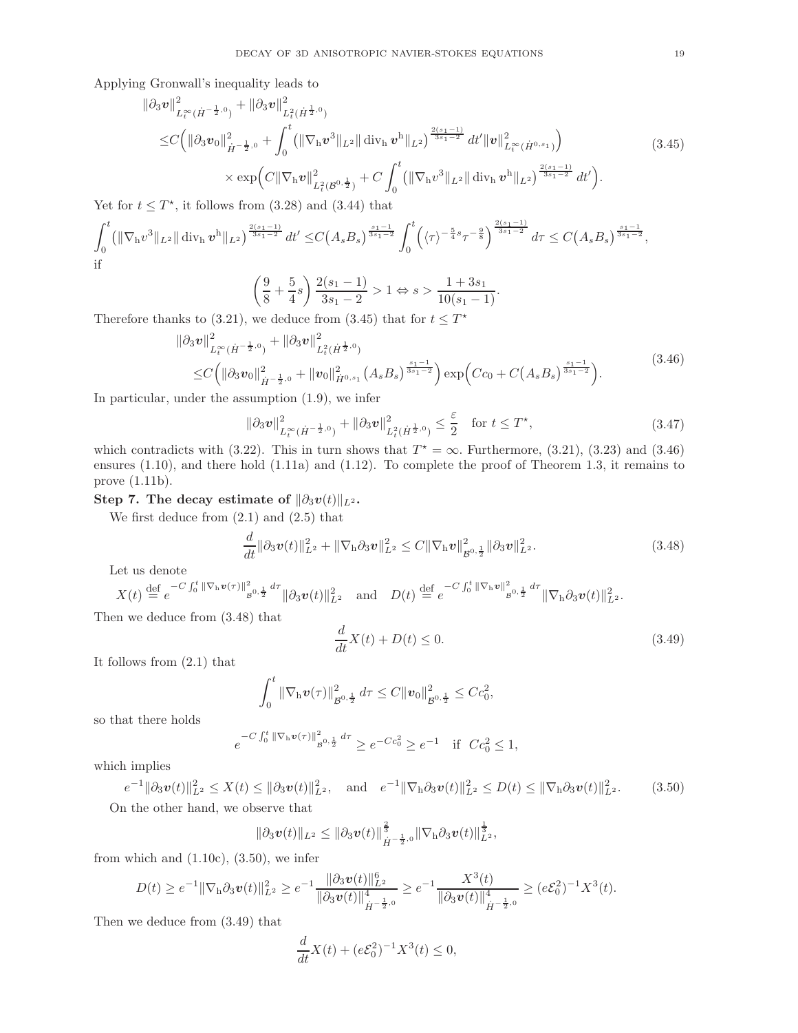Applying Gronwall's inequality leads to

$$
\begin{aligned}
&\|\partial_3 \boldsymbol{v}\|^2_{L^\infty_t(\dot H^{-\frac12,0})} + \|\partial_3 \boldsymbol{v}\|^2_{L^2_t(\dot H^{\frac12,0})} \\
\le& C\Big( \|\partial_3 \boldsymbol{v}_0\|^2_{\dot H^{-\frac12,0}} + \int_0^t \big(\|\nabla_{\rm h} \boldsymbol{v}^3\|_{L^2}\|\operatorname{div}_{\rm h} \boldsymbol{v}^{\rm h}\|_{L^2}\big)^{\frac{2(s_1-1)}{3s_1-2}}\,dt' \|\boldsymbol{v}\|^2_{L^\infty_t(\dot H^{0,s_1})}\Big) \\
&\times \exp\Big( C\|\nabla_{\rm h}\boldsymbol{v}\|^2_{L^2_t(\mathcal{B}^{0,\frac12})} + C\int_0^t \big(\|\nabla_{\rm h} v^3\|_{L^2}\|\operatorname{div}_{\rm h} \boldsymbol{v}^{\rm h}\|_{L^2}\big)^{\frac{2(s_1-1)}{3s_1-2}}\,dt'\Big).
\end{aligned}
\tag{3.45}
$$

Yet for $t \le T^\star$, it follows from (3.28) and (3.44) that

$$
\int_0^t \big(\|\nabla_{\rm h} v^3\|_{L^2}\|\operatorname{div}_{\rm h} \boldsymbol{v}^{\rm h}\|_{L^2}\big)^{\frac{2(s_1-1)}{3s_1-2}}\,dt' \le C\big(A_sB_s\big)^{\frac{s_1-1}{3s_1-2}} \int_0^t \Big( \langle \tau\rangle^{-\frac54 s}\tau^{-\frac98}\Big)^{\frac{2(s_1-1)}{3s_1-2}}\,d\tau \le C\big(A_sB_s\big)^{\frac{s_1-1}{3s_1-2}},
$$

if

$$
\Big(\frac98 + \frac54 s\Big)\frac{2(s_1-1)}{3s_1-2} > 1 \Leftrightarrow s > \frac{1+3s_1}{10(s_1-1)}.
$$

Therefore thanks to (3.21), we deduce from (3.45) that for $t \le T^\star$

$$
\begin{aligned}
&\|\partial_3 \boldsymbol{v}\|^2_{L^\infty_t(\dot H^{-\frac12,0})} + \|\partial_3 \boldsymbol{v}\|^2_{L^2_t(\dot H^{\frac12,0})} \\
\le& C\Big( \|\partial_3 \boldsymbol{v}_0\|^2_{\dot H^{-\frac12,0}} + \|\boldsymbol{v}_0\|^2_{\dot H^{0,s_1}}\big(A_sB_s\big)^{\frac{s_1-1}{3s_1-2}}\Big)\exp\Big( Cc_0 + C\big(A_sB_s\big)^{\frac{s_1-1}{3s_1-2}}\Big).
\end{aligned}
\tag{3.46}
$$

In particular, under the assumption (1.9), we infer

$$
\|\partial_3 \boldsymbol{v}\|^2_{L^\infty_t(\dot H^{-\frac12,0})} + \|\partial_3 \boldsymbol{v}\|^2_{L^2_t(\dot H^{\frac12,0})} \le \frac{\varepsilon}{2} \quad \text{for } t \le T^\star,
\tag{3.47}
$$

which contradicts with (3.22). This in turn shows that $T^\star = \infty$. Furthermore, (3.21), (3.23) and (3.46) ensures (1.10), and there hold (1.11a) and (1.12). To complete the proof of Theorem 1.3, it remains to prove (1.11b).

**Step 7. The decay estimate of $\|\partial_3 \boldsymbol{v}(t)\|_{L^2}$.**

We first deduce from (2.1) and (2.5) that

$$
\frac{d}{dt}\|\partial_3 \boldsymbol{v}(t)\|^2_{L^2} + \|\nabla_{\rm h}\partial_3 \boldsymbol{v}\|^2_{L^2} \le C\|\nabla_{\rm h}\boldsymbol{v}\|^2_{\mathcal{B}^{0,\frac12}}\|\partial_3 \boldsymbol{v}\|^2_{L^2}.
\tag{3.48}
$$

Let us denote

$$
X(t) \overset{\rm def}{=} e^{-C\int_0^t \|\nabla_{\rm h}\boldsymbol{v}(\tau)\|^2_{\mathcal{B}^{0,\frac12}}\,d\tau}\|\partial_3 \boldsymbol{v}(t)\|^2_{L^2} \quad \text{and} \quad D(t) \overset{\rm def}{=} e^{-C\int_0^t \|\nabla_{\rm h}\boldsymbol{v}\|^2_{\mathcal{B}^{0,\frac12}}\,d\tau}\|\nabla_{\rm h}\partial_3 \boldsymbol{v}(t)\|^2_{L^2}.
$$

Then we deduce from (3.48) that

$$
\frac{d}{dt}X(t) + D(t) \le 0.
\tag{3.49}
$$

It follows from (2.1) that

$$
\int_0^t \|\nabla_{\rm h}\boldsymbol{v}(\tau)\|^2_{\mathcal{B}^{0,\frac12}}\,d\tau \le C\|\boldsymbol{v}_0\|^2_{\mathcal{B}^{0,\frac12}} \le Cc_0^2,
$$

so that there holds

$$
e^{-C\int_0^t \|\nabla_{\rm h}\boldsymbol{v}(\tau)\|^2_{\mathcal{B}^{0,\frac12}}\,d\tau} \ge e^{-Cc_0^2} \ge e^{-1} \quad \text{if } Cc_0^2 \le 1,
$$

which implies

$$
e^{-1}\|\partial_3 \boldsymbol{v}(t)\|^2_{L^2} \le X(t) \le \|\partial_3 \boldsymbol{v}(t)\|^2_{L^2}, \quad \text{and} \quad e^{-1}\|\nabla_{\rm h}\partial_3 \boldsymbol{v}(t)\|^2_{L^2} \le D(t) \le \|\nabla_{\rm h}\partial_3 \boldsymbol{v}(t)\|^2_{L^2}.
\tag{3.50}
$$

On the other hand, we observe that

$$
\|\partial_3 \boldsymbol{v}(t)\|_{L^2} \le \|\partial_3 \boldsymbol{v}(t)\|^{\frac23}_{\dot H^{-\frac12,0}}\|\nabla_{\rm h}\partial_3 \boldsymbol{v}(t)\|^{\frac13}_{L^2},
$$

from which and (1.10c), (3.50), we infer

$$
D(t) \ge e^{-1}\|\nabla_{\rm h}\partial_3 \boldsymbol{v}(t)\|^2_{L^2} \ge e^{-1}\frac{\|\partial_3 \boldsymbol{v}(t)\|^6_{L^2}}{\|\partial_3 \boldsymbol{v}(t)\|^4_{\dot H^{-\frac12,0}}} \ge e^{-1}\frac{X^3(t)}{\|\partial_3 \boldsymbol{v}(t)\|^4_{\dot H^{-\frac12,0}}} \ge (e\mathcal{E}_0^2)^{-1}X^3(t).
$$

Then we deduce from (3.49) that

$$
\frac{d}{dt}X(t) + (e\mathcal{E}_0^2)^{-1}X^3(t) \le 0,
$$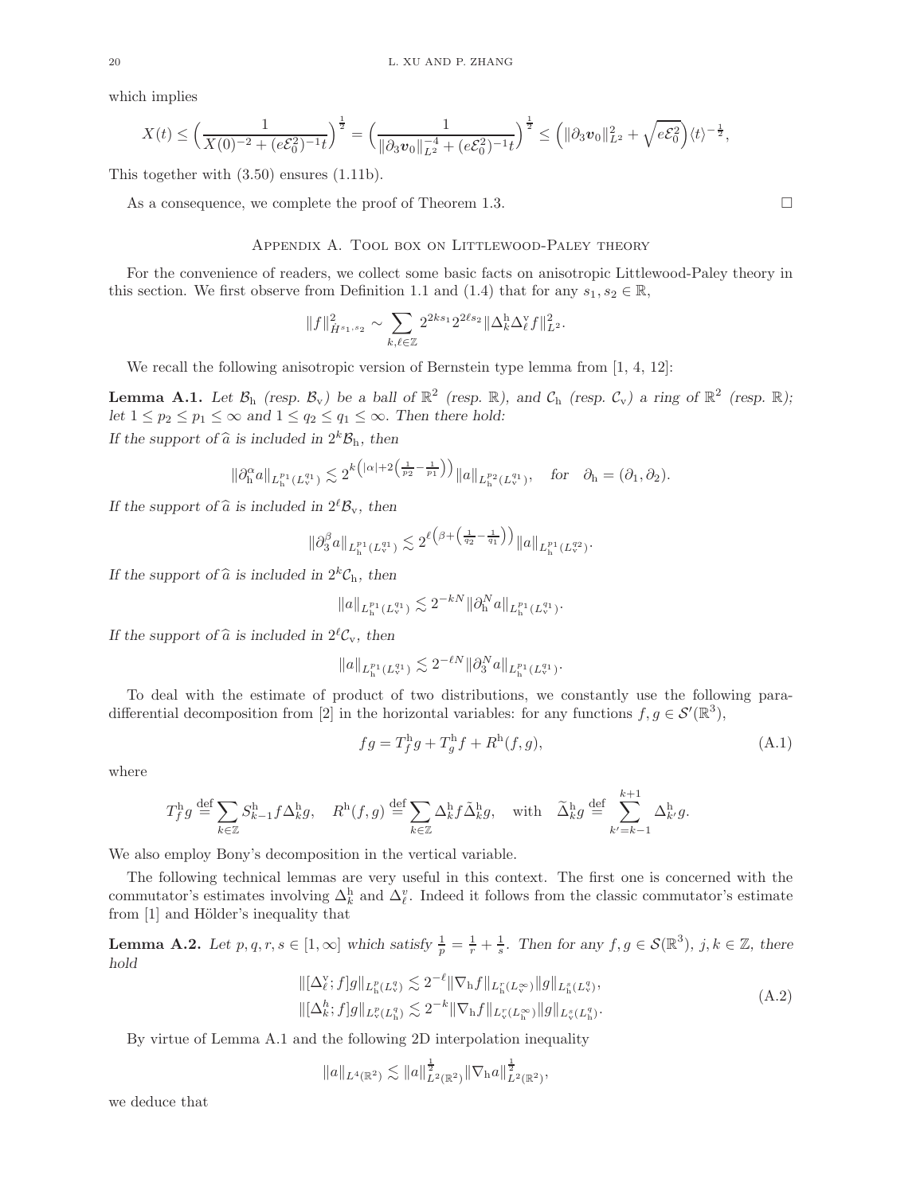which implies

$$X(t) \leq \Big(\frac{1}{X(0)^{-2} + (e\mathcal{E}_0^2)^{-1}t}\Big)^{\frac{1}{2}} = \Big(\frac{1}{\|\partial_3 \boldsymbol{v}_0\|_{L^2}^{-4} + (e\mathcal{E}_0^2)^{-1}t}\Big)^{\frac{1}{2}} \leq \Big(\|\partial_3 \boldsymbol{v}_0\|_{L^2}^2 + \sqrt{e\mathcal{E}_0^2}\Big)\langle t\rangle^{-\frac{1}{2}},$$

This together with (3.50) ensures (1.11b).

As a consequence, we complete the proof of Theorem 1.3. $\square$

## Appendix A. Tool box on Littlewood-Paley theory

For the convenience of readers, we collect some basic facts on anisotropic Littlewood-Paley theory in this section. We first observe from Definition 1.1 and (1.4) that for any $s_1, s_2 \in \mathbb{R}$,

$$\|f\|_{H^{s_1,s_2}}^2 \sim \sum_{k,\ell\in\mathbb{Z}} 2^{2ks_1} 2^{2\ell s_2} \|\Delta_k^{\mathrm{h}} \Delta_\ell^{\mathrm{v}} f\|_{L^2}^2.$$

We recall the following anisotropic version of Bernstein type lemma from [1, 4, 12]:

**Lemma A.1.** *Let $\mathcal{B}_{\mathrm{h}}$ (resp. $\mathcal{B}_{\mathrm{v}}$) be a ball of $\mathbb{R}^2$ (resp. $\mathbb{R}$), and $\mathcal{C}_{\mathrm{h}}$ (resp. $\mathcal{C}_{\mathrm{v}}$) a ring of $\mathbb{R}^2$ (resp. $\mathbb{R}$); let $1 \leq p_2 \leq p_1 \leq \infty$ and $1 \leq q_2 \leq q_1 \leq \infty$. Then there hold:*
*If the support of $\widehat{a}$ is included in $2^k\mathcal{B}_{\mathrm{h}}$, then*

$$\|\partial_{\mathrm{h}}^\alpha a\|_{L_{\mathrm{h}}^{p_1}(L_{\mathrm{v}}^{q_1})} \lesssim 2^{k\left(|\alpha| + 2\left(\frac{1}{p_2} - \frac{1}{p_1}\right)\right)} \|a\|_{L_{\mathrm{h}}^{p_2}(L_{\mathrm{v}}^{q_1})}, \quad \text{for} \quad \partial_{\mathrm{h}} = (\partial_1, \partial_2).$$

*If the support of $\widehat{a}$ is included in $2^\ell\mathcal{B}_{\mathrm{v}}$, then*

$$\|\partial_3^\beta a\|_{L_{\mathrm{h}}^{p_1}(L_{\mathrm{v}}^{q_1})} \lesssim 2^{\ell\left(\beta + \left(\frac{1}{q_2} - \frac{1}{q_1}\right)\right)} \|a\|_{L_{\mathrm{h}}^{p_1}(L_{\mathrm{v}}^{q_2})}.$$

*If the support of $\widehat{a}$ is included in $2^k\mathcal{C}_{\mathrm{h}}$, then*

$$\|a\|_{L_{\mathrm{h}}^{p_1}(L_{\mathrm{v}}^{q_1})} \lesssim 2^{-kN} \|\partial_{\mathrm{h}}^N a\|_{L_{\mathrm{h}}^{p_1}(L_{\mathrm{v}}^{q_1})}.$$

*If the support of $\widehat{a}$ is included in $2^\ell\mathcal{C}_{\mathrm{v}}$, then*

$$\|a\|_{L_{\mathrm{h}}^{p_1}(L_{\mathrm{v}}^{q_1})} \lesssim 2^{-\ell N} \|\partial_3^N a\|_{L_{\mathrm{h}}^{p_1}(L_{\mathrm{v}}^{q_1})}.$$

To deal with the estimate of product of two distributions, we constantly use the following para-differential decomposition from [2] in the horizontal variables: for any functions $f, g \in \mathcal{S}'(\mathbb{R}^3)$,

$$fg = T_f^{\mathrm{h}} g + T_g^{\mathrm{h}} f + R^{\mathrm{h}}(f,g), \tag{A.1}$$

where

$$T_f^{\mathrm{h}} g \stackrel{\text{def}}{=} \sum_{k\in\mathbb{Z}} S_{k-1}^{\mathrm{h}} f \Delta_k^{\mathrm{h}} g, \quad R^{\mathrm{h}}(f,g) \stackrel{\text{def}}{=} \sum_{k\in\mathbb{Z}} \Delta_k^{\mathrm{h}} f \tilde{\Delta}_k^{\mathrm{h}} g, \quad \text{with} \quad \widetilde{\Delta}_k^{\mathrm{h}} g \stackrel{\text{def}}{=} \sum_{k'=k-1}^{k+1} \Delta_{k'}^{\mathrm{h}} g.$$

We also employ Bony's decomposition in the vertical variable.

The following technical lemmas are very useful in this context. The first one is concerned with the commutator's estimates involving $\Delta_k^{\mathrm{h}}$ and $\Delta_\ell^v$. Indeed it follows from the classic commutator's estimate from [1] and Hölder's inequality that

**Lemma A.2.** *Let $p, q, r, s \in [1, \infty]$ which satisfy $\frac{1}{p} = \frac{1}{r} + \frac{1}{s}$. Then for any $f, g \in \mathcal{S}(\mathbb{R}^3)$, $j, k \in \mathbb{Z}$, there hold*

$$\begin{aligned}
&\|[\Delta_\ell^{\mathrm{v}}; f]g\|_{L_{\mathrm{h}}^p(L_{\mathrm{v}}^q)} \lesssim 2^{-\ell} \|\nabla_{\mathrm{h}} f\|_{L_{\mathrm{h}}^r(L_{\mathrm{v}}^\infty)} \|g\|_{L_{\mathrm{h}}^s(L_{\mathrm{v}}^q)}, \\
&\|[\Delta_k^h; f]g\|_{L_{\mathrm{v}}^p(L_{\mathrm{h}}^q)} \lesssim 2^{-k} \|\nabla_{\mathrm{h}} f\|_{L_{\mathrm{v}}^r(L_{\mathrm{h}}^\infty)} \|g\|_{L_{\mathrm{v}}^s(L_{\mathrm{h}}^q)}.
\end{aligned} \tag{A.2}$$

By virtue of Lemma A.1 and the following 2D interpolation inequality

$$\|a\|_{L^4(\mathbb{R}^2)} \lesssim \|a\|_{L^2(\mathbb{R}^2)}^{\frac{1}{2}} \|\nabla_{\mathrm{h}} a\|_{L^2(\mathbb{R}^2)}^{\frac{1}{2}},$$

we deduce that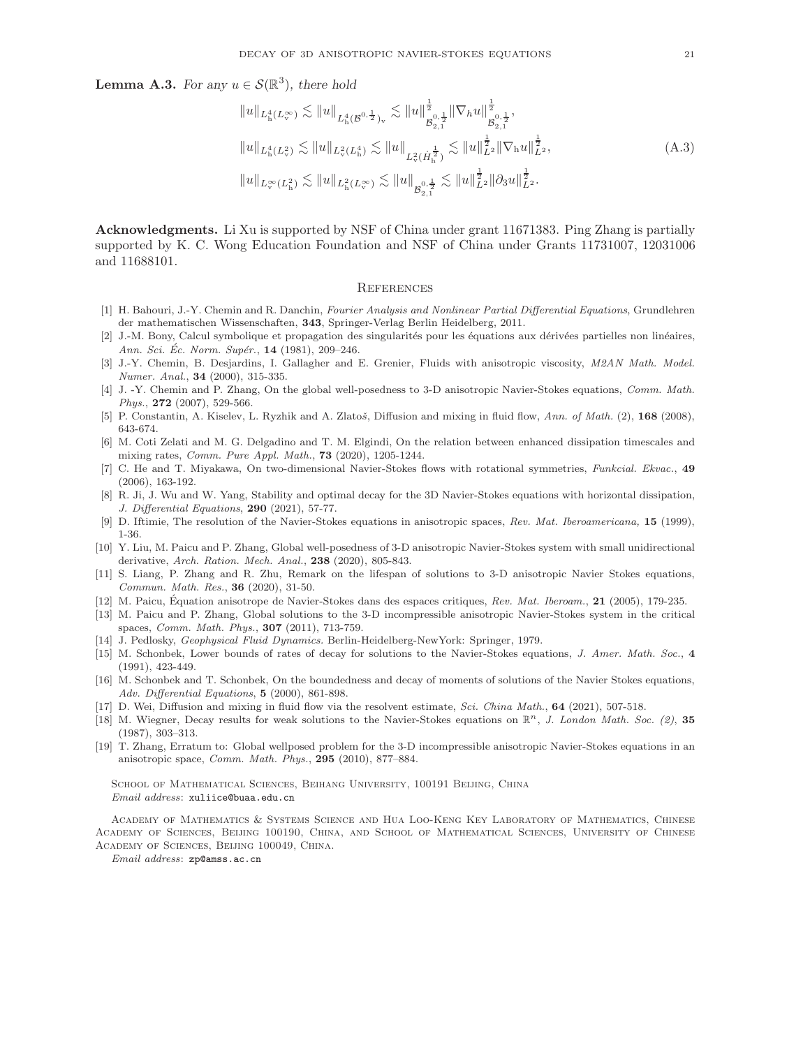**Lemma A.3.** *For any $u \in \mathcal{S}(\mathbb{R}^3)$, there hold*

$$
\begin{aligned}
&\|u\|_{L^4_{\rm h}(L^\infty_{\rm v})} \lesssim \|u\|_{L^4_{\rm h}(\mathcal{B}^{0,\frac{1}{2}})_{\rm v}} \lesssim \|u\|^{\frac{1}{2}}_{\mathcal{B}^{0,\frac{1}{2}}_{2,1}} \|\nabla_h u\|^{\frac{1}{2}}_{\mathcal{B}^{0,\frac{1}{2}}_{2,1}},\\
&\|u\|_{L^4_{\rm h}(L^2_{\rm v})} \lesssim \|u\|_{L^2_{\rm v}(L^4_{\rm h})} \lesssim \|u\|_{L^2_{\rm v}(\dot{H}^{\frac{1}{2}}_{\rm h})} \lesssim \|u\|^{\frac{1}{2}}_{L^2} \|\nabla_{\rm h} u\|^{\frac{1}{2}}_{L^2},\\
&\|u\|_{L^\infty_{\rm v}(L^2_{\rm h})} \lesssim \|u\|_{L^2_{\rm h}(L^\infty_{\rm v})} \lesssim \|u\|_{\mathcal{B}^{0,\frac{1}{2}}_{2,1}} \lesssim \|u\|^{\frac{1}{2}}_{L^2} \|\partial_3 u\|^{\frac{1}{2}}_{L^2}.
\end{aligned}
\tag{A.3}
$$

**Acknowledgments.** Li Xu is supported by NSF of China under grant 11671383. Ping Zhang is partially supported by K. C. Wong Education Foundation and NSF of China under Grants 11731007, 12031006 and 11688101.

## References

[1] H. Bahouri, J.-Y. Chemin and R. Danchin, *Fourier Analysis and Nonlinear Partial Differential Equations*, Grundlehren der mathematischen Wissenschaften, **343**, Springer-Verlag Berlin Heidelberg, 2011.

[2] J.-M. Bony, Calcul symbolique et propagation des singularités pour les équations aux dérivées partielles non linéaires, *Ann. Sci. Éc. Norm. Supér.*, **14** (1981), 209–246.

[3] J.-Y. Chemin, B. Desjardins, I. Gallagher and E. Grenier, Fluids with anisotropic viscosity, *M2AN Math. Model. Numer. Anal.*, **34** (2000), 315-335.

[4] J. -Y. Chemin and P. Zhang, On the global well-posedness to 3-D anisotropic Navier-Stokes equations, *Comm. Math. Phys.*, **272** (2007), 529-566.

[5] P. Constantin, A. Kiselev, L. Ryzhik and A. Zlatoš, Diffusion and mixing in fluid flow, *Ann. of Math.* (2), **168** (2008), 643-674.

[6] M. Coti Zelati and M. G. Delgadino and T. M. Elgindi, On the relation between enhanced dissipation timescales and mixing rates, *Comm. Pure Appl. Math.*, **73** (2020), 1205-1244.

[7] C. He and T. Miyakawa, On two-dimensional Navier-Stokes flows with rotational symmetries, *Funkcial. Ekvac.*, **49** (2006), 163-192.

[8] R. Ji, J. Wu and W. Yang, Stability and optimal decay for the 3D Navier-Stokes equations with horizontal dissipation, *J. Differential Equations*, **290** (2021), 57-77.

[9] D. Iftimie, The resolution of the Navier-Stokes equations in anisotropic spaces, *Rev. Mat. Iberoamericana,* **15** (1999), 1-36.

[10] Y. Liu, M. Paicu and P. Zhang, Global well-posedness of 3-D anisotropic Navier-Stokes system with small unidirectional derivative, *Arch. Ration. Mech. Anal.*, **238** (2020), 805-843.

[11] S. Liang, P. Zhang and R. Zhu, Remark on the lifespan of solutions to 3-D anisotropic Navier Stokes equations, *Commun. Math. Res.*, **36** (2020), 31-50.

[12] M. Paicu, Équation anisotrope de Navier-Stokes dans des espaces critiques, *Rev. Mat. Iberoam.*, **21** (2005), 179-235.

[13] M. Paicu and P. Zhang, Global solutions to the 3-D incompressible anisotropic Navier-Stokes system in the critical spaces, *Comm. Math. Phys.*, **307** (2011), 713-759.

[14] J. Pedlosky, *Geophysical Fluid Dynamics.* Berlin-Heidelberg-NewYork: Springer, 1979.

[15] M. Schonbek, Lower bounds of rates of decay for solutions to the Navier-Stokes equations, *J. Amer. Math. Soc.*, **4** (1991), 423-449.

[16] M. Schonbek and T. Schonbek, On the boundedness and decay of moments of solutions of the Navier Stokes equations, *Adv. Differential Equations*, **5** (2000), 861-898.

[17] D. Wei, Diffusion and mixing in fluid flow via the resolvent estimate, *Sci. China Math.*, **64** (2021), 507-518.

[18] M. Wiegner, Decay results for weak solutions to the Navier-Stokes equations on $\mathbb{R}^n$, *J. London Math. Soc. (2)*, **35** (1987), 303–313.

[19] T. Zhang, Erratum to: Global wellposed problem for the 3-D incompressible anisotropic Navier-Stokes equations in an anisotropic space, *Comm. Math. Phys.*, **295** (2010), 877–884.

School of Mathematical Sciences, Beihang University, 100191 Beijing, China
*Email address*: xuliice@buaa.edu.cn

Academy of Mathematics & Systems Science and Hua Loo-Keng Key Laboratory of Mathematics, Chinese Academy of Sciences, Beijing 100190, China, and School of Mathematical Sciences, University of Chinese Academy of Sciences, Beijing 100049, China.
*Email address*: zp@amss.ac.cn